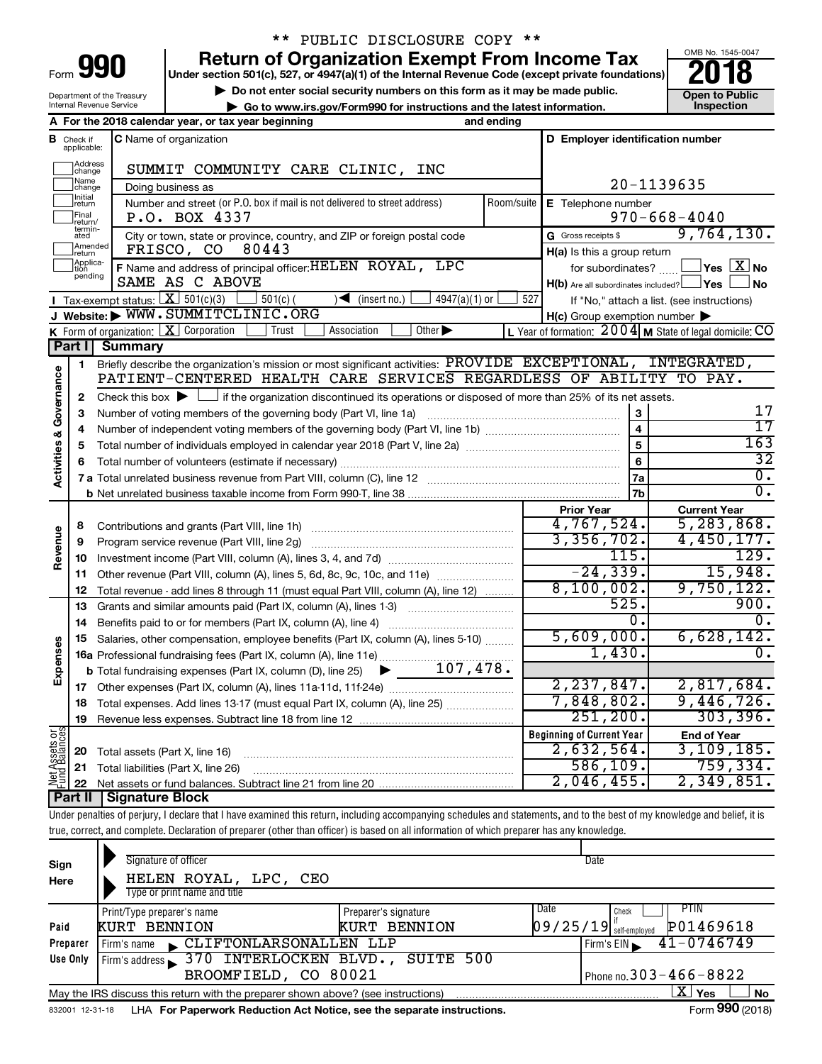** PUBLIC DISCLOSURE COPY **

# Form 990 — Return of Organization Exempt From Income Tax (2018)

Under section 501(c), 527, or 4947(a)(1) of the Internal Revenue Code (except private foundations)

▶ Do not enter social security numbers on this form as it may be made public.

▶ Go to www.irs.gov/Form990 for instructions and the latest information.

Department of the Treasury
Internal Revenue Service

OMB No. 1545-0047

**Open to Public Inspection**

**A** For the 2018 calendar year, or tax year beginning and ending

**B** Check if applicable: Address change, Name change, Initial return, Final return/terminated, Amended return, Application pending

**C** Name of organization: SUMMIT COMMUNITY CARE CLINIC, INC

Doing business as

Number and street (or P.O. box if mail is not delivered to street address): P.O. BOX 4337 — Room/suite

City or town, state or province, country, and ZIP or foreign postal code: FRISCO, CO 80443

**D** Employer identification number: 20-1139635

**E** Telephone number: 970-668-4040

**G** Gross receipts $ 9,764,130.

**F** Name and address of principal officer: HELEN ROYAL, LPC — SAME AS C ABOVE

**H(a)** Is this a group return for subordinates? ☐ Yes ☒ No

**H(b)** Are all subordinates included? ☐ Yes ☐ No — If "No," attach a list. (see instructions)

**H(c)** Group exemption number ▶

**I** Tax-exempt status: ☒ 501(c)(3) ☐ 501(c) ( ) ◀ (insert no.) ☐ 4947(a)(1) or ☐ 527

**J** Website: ▶ WWW.SUMMITCLINIC.ORG

**K** Form of organization: ☒ Corporation ☐ Trust ☐ Association ☐ Other ▶

**L** Year of formation: 2004 **M** State of legal domicile: CO

## Part I Summary

**Activities & Governance**

1. Briefly describe the organization's mission or most significant activities: PROVIDE EXCEPTIONAL, INTEGRATED, PATIENT-CENTERED HEALTH CARE SERVICES REGARDLESS OF ABILITY TO PAY.
2. Check this box ▶ ☐ if the organization discontinued its operations or disposed of more than 25% of its net assets.

| Line | Description | | Value |
|---|---|---|---|
| 3 | Number of voting members of the governing body (Part VI, line 1a) | 3 | 17 |
| 4 | Number of independent voting members of the governing body (Part VI, line 1b) | 4 | 17 |
| 5 | Total number of individuals employed in calendar year 2018 (Part V, line 2a) | 5 | 163 |
| 6 | Total number of volunteers (estimate if necessary) | 6 | 32 |
| 7a | Total unrelated business revenue from Part VIII, column (C), line 12 | 7a | 0. |
| 7b | Net unrelated business taxable income from Form 990-T, line 38 | 7b | 0. |

| Line | Description | Prior Year | Current Year |
|---|---|---|---|
| **Revenue** | | | |
| 8 | Contributions and grants (Part VIII, line 1h) | 4,767,524. | 5,283,868. |
| 9 | Program service revenue (Part VIII, line 2g) | 3,356,702. | 4,450,177. |
| 10 | Investment income (Part VIII, column (A), lines 3, 4, and 7d) | 115. | 129. |
| 11 | Other revenue (Part VIII, column (A), lines 5, 6d, 8c, 9c, 10c, and 11e) | -24,339. | 15,948. |
| 12 | Total revenue - add lines 8 through 11 (must equal Part VIII, column (A), line 12) | 8,100,002. | 9,750,122. |
| **Expenses** | | | |
| 13 | Grants and similar amounts paid (Part IX, column (A), lines 1-3) | 525. | 900. |
| 14 | Benefits paid to or for members (Part IX, column (A), line 4) | 0. | 0. |
| 15 | Salaries, other compensation, employee benefits (Part IX, column (A), lines 5-10) | 5,609,000. | 6,628,142. |
| 16a | Professional fundraising fees (Part IX, column (A), line 11e) | 1,430. | 0. |
| b | Total fundraising expenses (Part IX, column (D), line 25) ▶ 107,478. | | |
| 17 | Other expenses (Part IX, column (A), lines 11a-11d, 11f-24e) | 2,237,847. | 2,817,684. |
| 18 | Total expenses. Add lines 13-17 (must equal Part IX, column (A), line 25) | 7,848,802. | 9,446,726. |
| 19 | Revenue less expenses. Subtract line 18 from line 12 | 251,200. | 303,396. |

| Line | Net Assets or Fund Balances | Beginning of Current Year | End of Year |
|---|---|---|---|
| 20 | Total assets (Part X, line 16) | 2,632,564. | 3,109,185. |
| 21 | Total liabilities (Part X, line 26) | 586,109. | 759,334. |
| 22 | Net assets or fund balances. Subtract line 21 from line 20 | 2,046,455. | 2,349,851. |

## Part II Signature Block

Under penalties of perjury, I declare that I have examined this return, including accompanying schedules and statements, and to the best of my knowledge and belief, it is true, correct, and complete. Declaration of preparer (other than officer) is based on all information of which preparer has any knowledge.

**Sign Here**

Signature of officer — Date

HELEN ROYAL, LPC, CEO
Type or print name and title

**Paid Preparer Use Only**

| Print/Type preparer's name | Preparer's signature | Date | Check if self-employed | PTIN |
|---|---|---|---|---|
| KURT BENNION | KURT BENNION | 09/25/19 | ☐ | P01469618 |

Firm's name ▶ CLIFTONLARSONALLEN LLP — Firm's EIN ▶ 41-0746749

Firm's address ▶ 370 INTERLOCKEN BLVD., SUITE 500, BROOMFIELD, CO 80021 — Phone no. 303-466-8822

May the IRS discuss this return with the preparer shown above? (see instructions) ☒ Yes ☐ No

832001 12-31-18 LHA For Paperwork Reduction Act Notice, see the separate instructions. Form 990 (2018)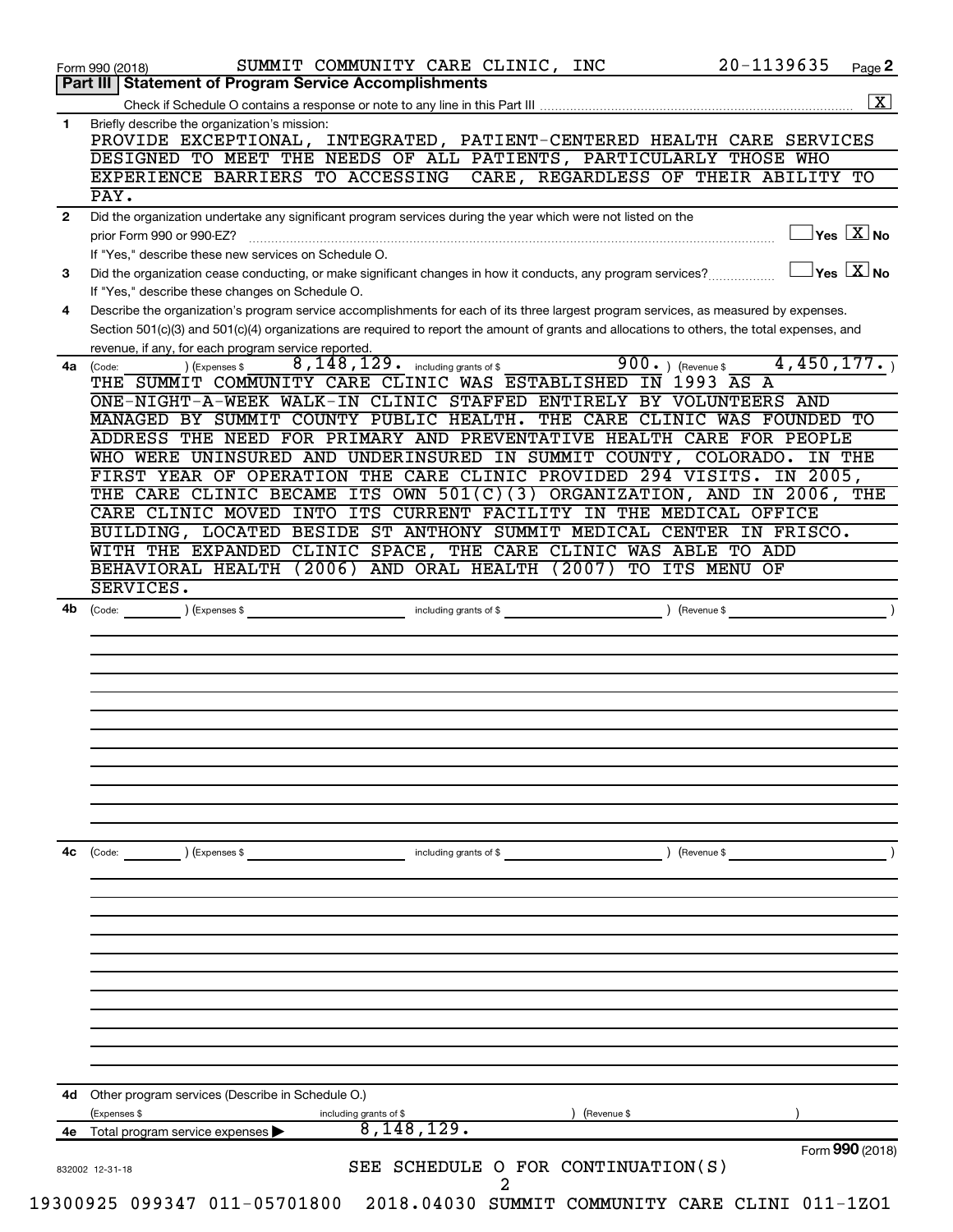Form 990 (2018) SUMMIT COMMUNITY CARE CLINIC, INC 20-1139635

## Part III Statement of Program Service Accomplishments

Check if Schedule O contains a response or note to any line in this Part III ... [X]

**1** Briefly describe the organization's mission:

PROVIDE EXCEPTIONAL, INTEGRATED, PATIENT-CENTERED HEALTH CARE SERVICES DESIGNED TO MEET THE NEEDS OF ALL PATIENTS, PARTICULARLY THOSE WHO EXPERIENCE BARRIERS TO ACCESSING CARE, REGARDLESS OF THEIR ABILITY TO PAY.

**2** Did the organization undertake any significant program services during the year which were not listed on the prior Form 990 or 990-EZ? ... [ ] Yes [X] No

If "Yes," describe these new services on Schedule O.

**3** Did the organization cease conducting, or make significant changes in how it conducts, any program services? ... [ ] Yes [X] No

If "Yes," describe these changes on Schedule O.

**4** Describe the organization's program service accomplishments for each of its three largest program services, as measured by expenses. Section 501(c)(3) and 501(c)(4) organizations are required to report the amount of grants and allocations to others, the total expenses, and revenue, if any, for each program service reported.

**4a** (Code: ) (Expenses $ 8,148,129. including grants of $ 900. ) (Revenue $ 4,450,177. )

THE SUMMIT COMMUNITY CARE CLINIC WAS ESTABLISHED IN 1993 AS A ONE-NIGHT-A-WEEK WALK-IN CLINIC STAFFED ENTIRELY BY VOLUNTEERS AND MANAGED BY SUMMIT COUNTY PUBLIC HEALTH. THE CARE CLINIC WAS FOUNDED TO ADDRESS THE NEED FOR PRIMARY AND PREVENTATIVE HEALTH CARE FOR PEOPLE WHO WERE UNINSURED AND UNDERINSURED IN SUMMIT COUNTY, COLORADO. IN THE FIRST YEAR OF OPERATION THE CARE CLINIC PROVIDED 294 VISITS. IN 2005, THE CARE CLINIC BECAME ITS OWN 501(C)(3) ORGANIZATION, AND IN 2006, THE CARE CLINIC MOVED INTO ITS CURRENT FACILITY IN THE MEDICAL OFFICE BUILDING, LOCATED BESIDE ST ANTHONY SUMMIT MEDICAL CENTER IN FRISCO. WITH THE EXPANDED CLINIC SPACE, THE CARE CLINIC WAS ABLE TO ADD BEHAVIORAL HEALTH (2006) AND ORAL HEALTH (2007) TO ITS MENU OF SERVICES.

**4b** (Code: ) (Expenses $ including grants of $ ) (Revenue $ )

**4c** (Code: ) (Expenses $ including grants of $ ) (Revenue $ )

**4d** Other program services (Describe in Schedule O.)

(Expenses $ including grants of $ ) (Revenue $ )

**4e** Total program service expenses ▶ 8,148,129.

Form **990** (2018)

SEE SCHEDULE O FOR CONTINUATION(S)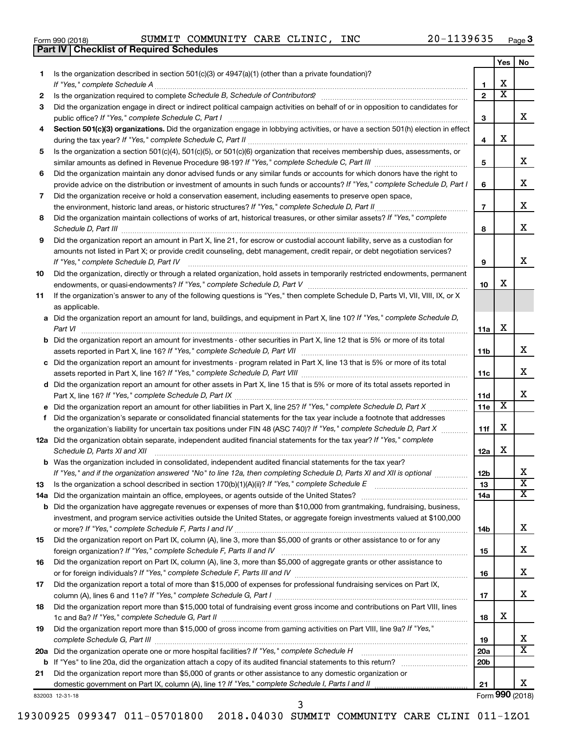Form 990 (2018) SUMMIT COMMUNITY CARE CLINIC, INC 20-1139635

## Part IV Checklist of Required Schedules

| | | | Yes | No |
|---|---|---|---|---|
| 1 | Is the organization described in section 501(c)(3) or 4947(a)(1) (other than a private foundation)? *If "Yes," complete Schedule A* | 1 | X | |
| 2 | Is the organization required to complete *Schedule B, Schedule of Contributors*? | 2 | X | |
| 3 | Did the organization engage in direct or indirect political campaign activities on behalf of or in opposition to candidates for public office? *If "Yes," complete Schedule C, Part I* | 3 | | X |
| 4 | **Section 501(c)(3) organizations.** Did the organization engage in lobbying activities, or have a section 501(h) election in effect during the tax year? *If "Yes," complete Schedule C, Part II* | 4 | X | |
| 5 | Is the organization a section 501(c)(4), 501(c)(5), or 501(c)(6) organization that receives membership dues, assessments, or similar amounts as defined in Revenue Procedure 98-19? *If "Yes," complete Schedule C, Part III* | 5 | | X |
| 6 | Did the organization maintain any donor advised funds or any similar funds or accounts for which donors have the right to provide advice on the distribution or investment of amounts in such funds or accounts? *If "Yes," complete Schedule D, Part I* | 6 | | X |
| 7 | Did the organization receive or hold a conservation easement, including easements to preserve open space, the environment, historic land areas, or historic structures? *If "Yes," complete Schedule D, Part II* | 7 | | X |
| 8 | Did the organization maintain collections of works of art, historical treasures, or other similar assets? *If "Yes," complete Schedule D, Part III* | 8 | | X |
| 9 | Did the organization report an amount in Part X, line 21, for escrow or custodial account liability, serve as a custodian for amounts not listed in Part X; or provide credit counseling, debt management, credit repair, or debt negotiation services? *If "Yes," complete Schedule D, Part IV* | 9 | | X |
| 10 | Did the organization, directly or through a related organization, hold assets in temporarily restricted endowments, permanent endowments, or quasi-endowments? *If "Yes," complete Schedule D, Part V* | 10 | X | |
| 11 | If the organization's answer to any of the following questions is "Yes," then complete Schedule D, Parts VI, VII, VIII, IX, or X as applicable. | | | |
| a | Did the organization report an amount for land, buildings, and equipment in Part X, line 10? *If "Yes," complete Schedule D, Part VI* | 11a | X | |
| b | Did the organization report an amount for investments - other securities in Part X, line 12 that is 5% or more of its total assets reported in Part X, line 16? *If "Yes," complete Schedule D, Part VII* | 11b | | X |
| c | Did the organization report an amount for investments - program related in Part X, line 13 that is 5% or more of its total assets reported in Part X, line 16? *If "Yes," complete Schedule D, Part VIII* | 11c | | X |
| d | Did the organization report an amount for other assets in Part X, line 15 that is 5% or more of its total assets reported in Part X, line 16? *If "Yes," complete Schedule D, Part IX* | 11d | | X |
| e | Did the organization report an amount for other liabilities in Part X, line 25? *If "Yes," complete Schedule D, Part X* | 11e | X | |
| f | Did the organization's separate or consolidated financial statements for the tax year include a footnote that addresses the organization's liability for uncertain tax positions under FIN 48 (ASC 740)? *If "Yes," complete Schedule D, Part X* | 11f | X | |
| 12a | Did the organization obtain separate, independent audited financial statements for the tax year? *If "Yes," complete Schedule D, Parts XI and XII* | 12a | X | |
| b | Was the organization included in consolidated, independent audited financial statements for the tax year? *If "Yes," and if the organization answered "No" to line 12a, then completing Schedule D, Parts XI and XII is optional* | 12b | | X |
| 13 | Is the organization a school described in section 170(b)(1)(A)(ii)? *If "Yes," complete Schedule E* | 13 | | X |
| 14a | Did the organization maintain an office, employees, or agents outside of the United States? | 14a | | X |
| b | Did the organization have aggregate revenues or expenses of more than $10,000 from grantmaking, fundraising, business, investment, and program service activities outside the United States, or aggregate foreign investments valued at $100,000 or more? *If "Yes," complete Schedule F, Parts I and IV* | 14b | | X |
| 15 | Did the organization report on Part IX, column (A), line 3, more than $5,000 of grants or other assistance to or for any foreign organization? *If "Yes," complete Schedule F, Parts II and IV* | 15 | | X |
| 16 | Did the organization report on Part IX, column (A), line 3, more than $5,000 of aggregate grants or other assistance to or for foreign individuals? *If "Yes," complete Schedule F, Parts III and IV* | 16 | | X |
| 17 | Did the organization report a total of more than $15,000 of expenses for professional fundraising services on Part IX, column (A), lines 6 and 11e? *If "Yes," complete Schedule G, Part I* | 17 | | X |
| 18 | Did the organization report more than $15,000 total of fundraising event gross income and contributions on Part VIII, lines 1c and 8a? *If "Yes," complete Schedule G, Part II* | 18 | X | |
| 19 | Did the organization report more than $15,000 of gross income from gaming activities on Part VIII, line 9a? *If "Yes," complete Schedule G, Part III* | 19 | | X |
| 20a | Did the organization operate one or more hospital facilities? *If "Yes," complete Schedule H* | 20a | | X |
| b | If "Yes" to line 20a, did the organization attach a copy of its audited financial statements to this return? | 20b | | |
| 21 | Did the organization report more than $5,000 of grants or other assistance to any domestic organization or domestic government on Part IX, column (A), line 1? *If "Yes," complete Schedule I, Parts I and II* | 21 | | X |

832003 12-31-18

Form **990** (2018)

19300925 099347 011-05701800 2018.04030 SUMMIT COMMUNITY CARE CLINI 011-1ZO1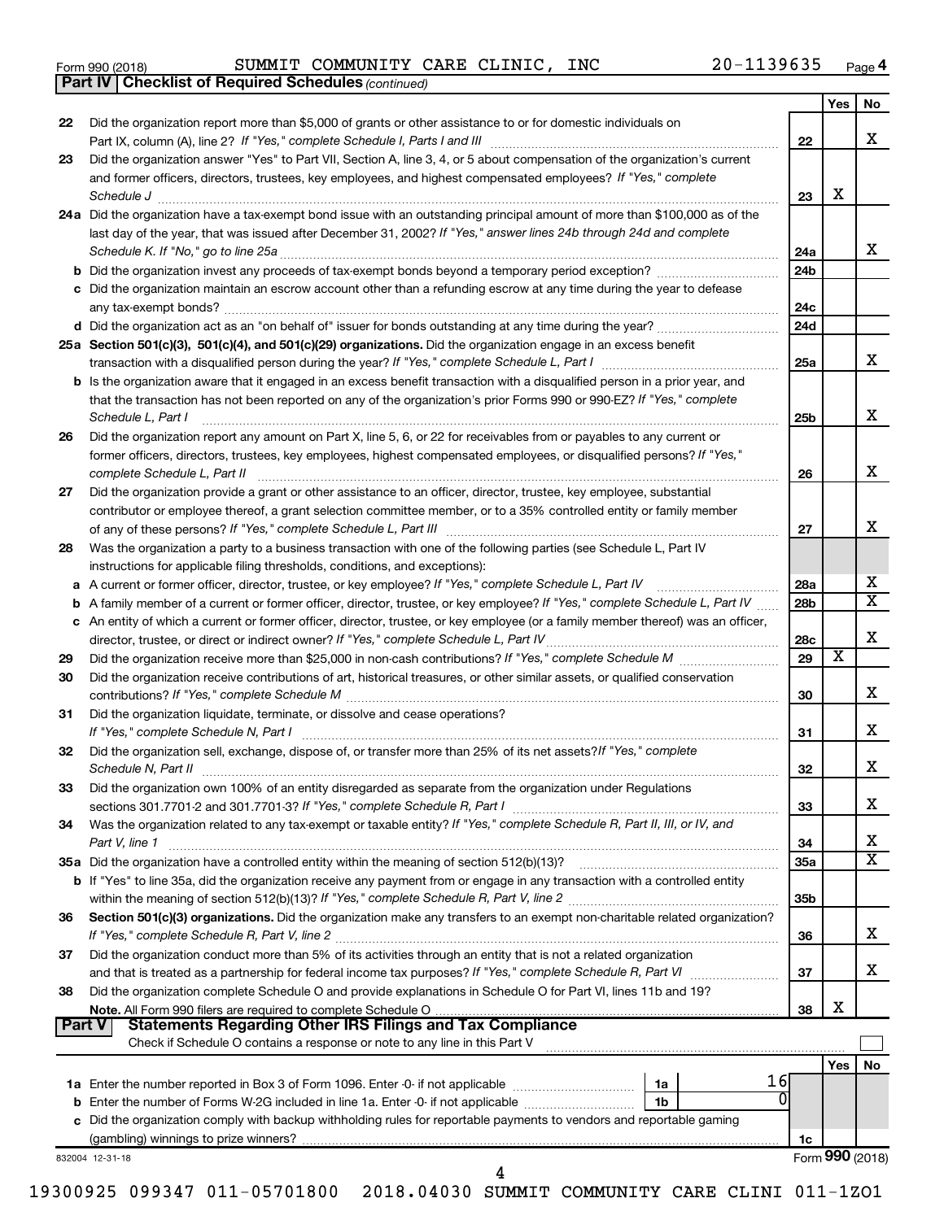Form 990 (2018) SUMMIT COMMUNITY CARE CLINIC, INC 20-1139635 Page 4

**Part IV | Checklist of Required Schedules** *(continued)*

| | | | Yes | No |
|---|---|---|---|---|
| 22 | Did the organization report more than $5,000 of grants or other assistance to or for domestic individuals on Part IX, column (A), line 2? *If "Yes," complete Schedule I, Parts I and III* | 22 | | X |
| 23 | Did the organization answer "Yes" to Part VII, Section A, line 3, 4, or 5 about compensation of the organization's current and former officers, directors, trustees, key employees, and highest compensated employees? *If "Yes," complete Schedule J* | 23 | X | |
| 24a | Did the organization have a tax-exempt bond issue with an outstanding principal amount of more than $100,000 as of the last day of the year, that was issued after December 31, 2002? *If "Yes," answer lines 24b through 24d and complete Schedule K. If "No," go to line 25a* | 24a | | X |
| b | Did the organization invest any proceeds of tax-exempt bonds beyond a temporary period exception? | 24b | | |
| c | Did the organization maintain an escrow account other than a refunding escrow at any time during the year to defease any tax-exempt bonds? | 24c | | |
| d | Did the organization act as an "on behalf of" issuer for bonds outstanding at any time during the year? | 24d | | |
| 25a | **Section 501(c)(3), 501(c)(4), and 501(c)(29) organizations.** Did the organization engage in an excess benefit transaction with a disqualified person during the year? *If "Yes," complete Schedule L, Part I* | 25a | | X |
| b | Is the organization aware that it engaged in an excess benefit transaction with a disqualified person in a prior year, and that the transaction has not been reported on any of the organization's prior Forms 990 or 990-EZ? *If "Yes," complete Schedule L, Part I* | 25b | | X |
| 26 | Did the organization report any amount on Part X, line 5, 6, or 22 for receivables from or payables to any current or former officers, directors, trustees, key employees, highest compensated employees, or disqualified persons? *If "Yes," complete Schedule L, Part II* | 26 | | X |
| 27 | Did the organization provide a grant or other assistance to an officer, director, trustee, key employee, substantial contributor or employee thereof, a grant selection committee member, or to a 35% controlled entity or family member of any of these persons? *If "Yes," complete Schedule L, Part III* | 27 | | X |
| 28 | Was the organization a party to a business transaction with one of the following parties (see Schedule L, Part IV instructions for applicable filing thresholds, conditions, and exceptions): | | | |
| a | A current or former officer, director, trustee, or key employee? *If "Yes," complete Schedule L, Part IV* | 28a | | X |
| b | A family member of a current or former officer, director, trustee, or key employee? *If "Yes," complete Schedule L, Part IV* | 28b | | X |
| c | An entity of which a current or former officer, director, trustee, or key employee (or a family member thereof) was an officer, director, trustee, or direct or indirect owner? *If "Yes," complete Schedule L, Part IV* | 28c | | X |
| 29 | Did the organization receive more than $25,000 in non-cash contributions? *If "Yes," complete Schedule M* | 29 | X | |
| 30 | Did the organization receive contributions of art, historical treasures, or other similar assets, or qualified conservation contributions? *If "Yes," complete Schedule M* | 30 | | X |
| 31 | Did the organization liquidate, terminate, or dissolve and cease operations? *If "Yes," complete Schedule N, Part I* | 31 | | X |
| 32 | Did the organization sell, exchange, dispose of, or transfer more than 25% of its net assets? *If "Yes," complete Schedule N, Part II* | 32 | | X |
| 33 | Did the organization own 100% of an entity disregarded as separate from the organization under Regulations sections 301.7701-2 and 301.7701-3? *If "Yes," complete Schedule R, Part I* | 33 | | X |
| 34 | Was the organization related to any tax-exempt or taxable entity? *If "Yes," complete Schedule R, Part II, III, or IV, and Part V, line 1* | 34 | | X |
| 35a | Did the organization have a controlled entity within the meaning of section 512(b)(13)? | 35a | | X |
| b | If "Yes" to line 35a, did the organization receive any payment from or engage in any transaction with a controlled entity within the meaning of section 512(b)(13)? *If "Yes," complete Schedule R, Part V, line 2* | 35b | | |
| 36 | **Section 501(c)(3) organizations.** Did the organization make any transfers to an exempt non-charitable related organization? *If "Yes," complete Schedule R, Part V, line 2* | 36 | | X |
| 37 | Did the organization conduct more than 5% of its activities through an entity that is not a related organization and that is treated as a partnership for federal income tax purposes? *If "Yes," complete Schedule R, Part VI* | 37 | | X |
| 38 | Did the organization complete Schedule O and provide explanations in Schedule O for Part VI, lines 11b and 19? **Note.** All Form 990 filers are required to complete Schedule O | 38 | X | |

**Part V | Statements Regarding Other IRS Filings and Tax Compliance**

Check if Schedule O contains a response or note to any line in this Part V ☐

| | | | | Yes | No |
|---|---|---|---|---|---|
| 1a | Enter the number reported in Box 3 of Form 1096. Enter -0- if not applicable | 1a | 16 | | |
| b | Enter the number of Forms W-2G included in line 1a. Enter -0- if not applicable | 1b | 0 | | |
| c | Did the organization comply with backup withholding rules for reportable payments to vendors and reportable gaming (gambling) winnings to prize winners? | 1c | | | |

832004 12-31-18 Form **990** (2018)

19300925 099347 011-05701800 2018.04030 SUMMIT COMMUNITY CARE CLINI 011-1ZO1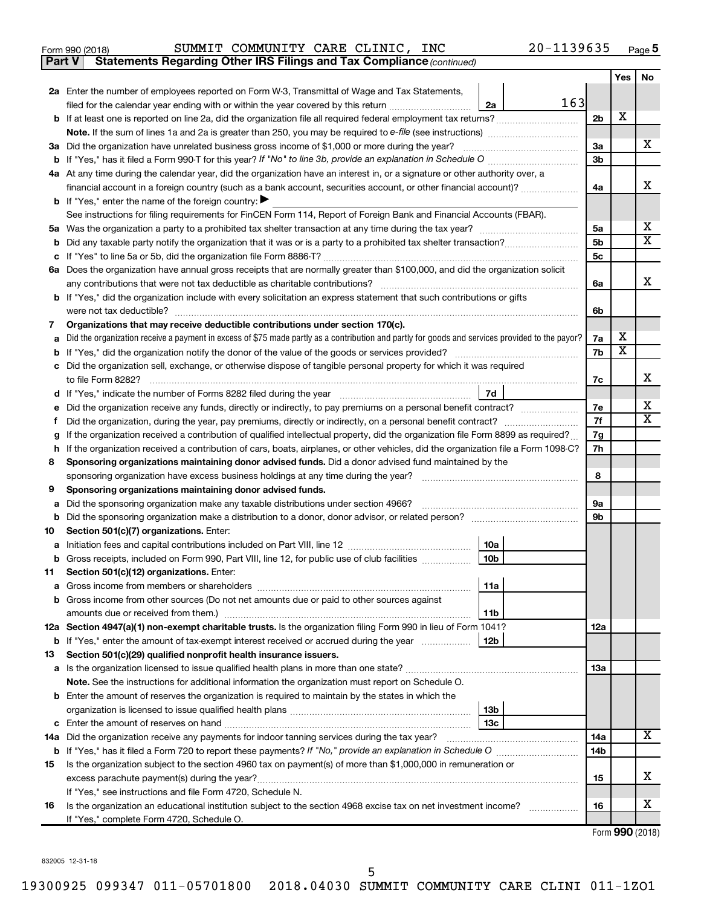Form 990 (2018) SUMMIT COMMUNITY CARE CLINIC, INC 20-1139635 Page 5

**Part V Statements Regarding Other IRS Filings and Tax Compliance** *(continued)*

| | | | | Yes | No |
|---|---|---|---|---|---|
| **2a** | Enter the number of employees reported on Form W-3, Transmittal of Wage and Tax Statements, filed for the calendar year ending with or within the year covered by this return | 2a | 163 | | |
| **b** | If at least one is reported on line 2a, did the organization file all required federal employment tax returns? | | 2b | X | |
| | **Note.** If the sum of lines 1a and 2a is greater than 250, you may be required to *e-file* (see instructions) | | | | |
| **3a** | Did the organization have unrelated business gross income of $1,000 or more during the year? | | 3a | | X |
| **b** | If "Yes," has it filed a Form 990-T for this year? *If "No" to line 3b, provide an explanation in Schedule O* | | 3b | | |
| **4a** | At any time during the calendar year, did the organization have an interest in, or a signature or other authority over, a financial account in a foreign country (such as a bank account, securities account, or other financial account)? | | 4a | | X |
| **b** | If "Yes," enter the name of the foreign country: ▶ | | | | |
| | See instructions for filing requirements for FinCEN Form 114, Report of Foreign Bank and Financial Accounts (FBAR). | | | | |
| **5a** | Was the organization a party to a prohibited tax shelter transaction at any time during the tax year? | | 5a | | X |
| **b** | Did any taxable party notify the organization that it was or is a party to a prohibited tax shelter transaction? | | 5b | | X |
| **c** | If "Yes" to line 5a or 5b, did the organization file Form 8886-T? | | 5c | | |
| **6a** | Does the organization have annual gross receipts that are normally greater than $100,000, and did the organization solicit any contributions that were not tax deductible as charitable contributions? | | 6a | | X |
| **b** | If "Yes," did the organization include with every solicitation an express statement that such contributions or gifts were not tax deductible? | | 6b | | |
| **7** | **Organizations that may receive deductible contributions under section 170(c).** | | | | |
| **a** | Did the organization receive a payment in excess of $75 made partly as a contribution and partly for goods and services provided to the payor? | | 7a | X | |
| **b** | If "Yes," did the organization notify the donor of the value of the goods or services provided? | | 7b | X | |
| **c** | Did the organization sell, exchange, or otherwise dispose of tangible personal property for which it was required to file Form 8282? | | 7c | | X |
| **d** | If "Yes," indicate the number of Forms 8282 filed during the year | 7d | | | |
| **e** | Did the organization receive any funds, directly or indirectly, to pay premiums on a personal benefit contract? | | 7e | | X |
| **f** | Did the organization, during the year, pay premiums, directly or indirectly, on a personal benefit contract? | | 7f | | X |
| **g** | If the organization received a contribution of qualified intellectual property, did the organization file Form 8899 as required? | | 7g | | |
| **h** | If the organization received a contribution of cars, boats, airplanes, or other vehicles, did the organization file a Form 1098-C? | | 7h | | |
| **8** | **Sponsoring organizations maintaining donor advised funds.** Did a donor advised fund maintained by the sponsoring organization have excess business holdings at any time during the year? | | 8 | | |
| **9** | **Sponsoring organizations maintaining donor advised funds.** | | | | |
| **a** | Did the sponsoring organization make any taxable distributions under section 4966? | | 9a | | |
| **b** | Did the sponsoring organization make a distribution to a donor, donor advisor, or related person? | | 9b | | |
| **10** | **Section 501(c)(7) organizations.** Enter: | | | | |
| **a** | Initiation fees and capital contributions included on Part VIII, line 12 | 10a | | | |
| **b** | Gross receipts, included on Form 990, Part VIII, line 12, for public use of club facilities | 10b | | | |
| **11** | **Section 501(c)(12) organizations.** Enter: | | | | |
| **a** | Gross income from members or shareholders | 11a | | | |
| **b** | Gross income from other sources (Do not net amounts due or paid to other sources against amounts due or received from them.) | 11b | | | |
| **12a** | **Section 4947(a)(1) non-exempt charitable trusts.** Is the organization filing Form 990 in lieu of Form 1041? | | 12a | | |
| **b** | If "Yes," enter the amount of tax-exempt interest received or accrued during the year | 12b | | | |
| **13** | **Section 501(c)(29) qualified nonprofit health insurance issuers.** | | | | |
| **a** | Is the organization licensed to issue qualified health plans in more than one state? | | 13a | | |
| | **Note.** See the instructions for additional information the organization must report on Schedule O. | | | | |
| **b** | Enter the amount of reserves the organization is required to maintain by the states in which the organization is licensed to issue qualified health plans | 13b | | | |
| **c** | Enter the amount of reserves on hand | 13c | | | |
| **14a** | Did the organization receive any payments for indoor tanning services during the tax year? | | 14a | | X |
| **b** | If "Yes," has it filed a Form 720 to report these payments? *If "No," provide an explanation in Schedule O* | | 14b | | |
| **15** | Is the organization subject to the section 4960 tax on payment(s) of more than $1,000,000 in remuneration or excess parachute payment(s) during the year? | | 15 | | X |
| | If "Yes," see instructions and file Form 4720, Schedule N. | | | | |
| **16** | Is the organization an educational institution subject to the section 4968 excise tax on net investment income? | | 16 | | X |
| | If "Yes," complete Form 4720, Schedule O. | | | | |

Form **990** (2018)

832005 12-31-18

19300925 099347 011-05701800 2018.04030 SUMMIT COMMUNITY CARE CLINI 011-1Z01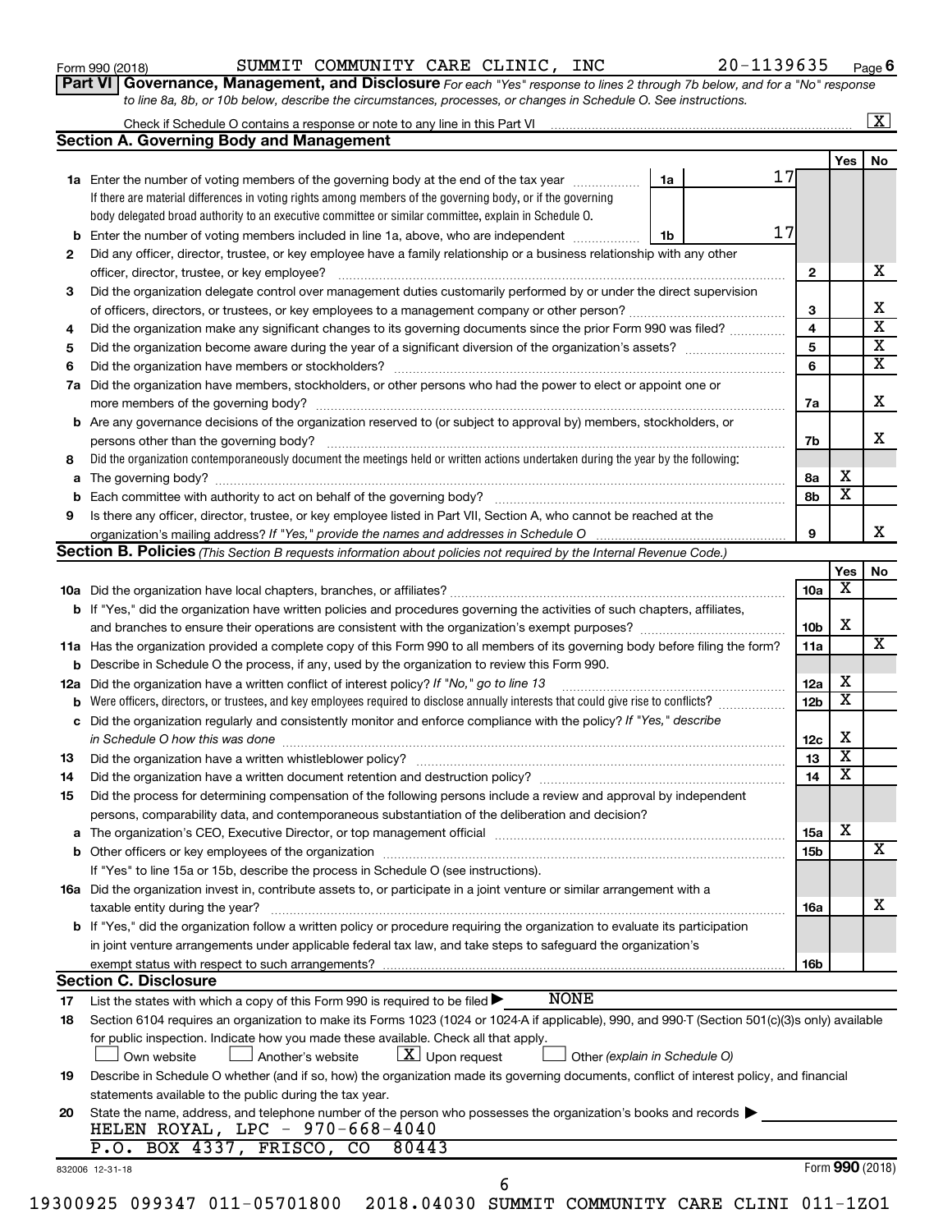Form 990 (2018) SUMMIT COMMUNITY CARE CLINIC, INC 20-1139635 Page 6

**Part VI Governance, Management, and Disclosure** *For each "Yes" response to lines 2 through 7b below, and for a "No" response to line 8a, 8b, or 10b below, describe the circumstances, processes, or changes in Schedule O. See instructions.*

Check if Schedule O contains a response or note to any line in this Part VI [X]

## Section A. Governing Body and Management

| | | | Yes | No |
|---|---|---|---|---|
| **1a** | Enter the number of voting members of the governing body at the end of the tax year (1a) 17. If there are material differences in voting rights among members of the governing body, or if the governing body delegated broad authority to an executive committee or similar committee, explain in Schedule O. | | | |
| **b** | Enter the number of voting members included in line 1a, above, who are independent (1b) 17 | | | |
| **2** | Did any officer, director, trustee, or key employee have a family relationship or a business relationship with any other officer, director, trustee, or key employee? | 2 | | X |
| **3** | Did the organization delegate control over management duties customarily performed by or under the direct supervision of officers, directors, or trustees, or key employees to a management company or other person? | 3 | | X |
| **4** | Did the organization make any significant changes to its governing documents since the prior Form 990 was filed? | 4 | | X |
| **5** | Did the organization become aware during the year of a significant diversion of the organization's assets? | 5 | | X |
| **6** | Did the organization have members or stockholders? | 6 | | X |
| **7a** | Did the organization have members, stockholders, or other persons who had the power to elect or appoint one or more members of the governing body? | 7a | | X |
| **b** | Are any governance decisions of the organization reserved to (or subject to approval by) members, stockholders, or persons other than the governing body? | 7b | | X |
| **8** | Did the organization contemporaneously document the meetings held or written actions undertaken during the year by the following: | | | |
| **a** | The governing body? | 8a | X | |
| **b** | Each committee with authority to act on behalf of the governing body? | 8b | X | |
| **9** | Is there any officer, director, trustee, or key employee listed in Part VII, Section A, who cannot be reached at the organization's mailing address? *If "Yes," provide the names and addresses in Schedule O* | 9 | | X |

## Section B. Policies *(This Section B requests information about policies not required by the Internal Revenue Code.)*

| | | | Yes | No |
|---|---|---|---|---|
| **10a** | Did the organization have local chapters, branches, or affiliates? | 10a | X | |
| **b** | If "Yes," did the organization have written policies and procedures governing the activities of such chapters, affiliates, and branches to ensure their operations are consistent with the organization's exempt purposes? | 10b | X | |
| **11a** | Has the organization provided a complete copy of this Form 990 to all members of its governing body before filing the form? | 11a | | X |
| **b** | Describe in Schedule O the process, if any, used by the organization to review this Form 990. | | | |
| **12a** | Did the organization have a written conflict of interest policy? *If "No," go to line 13* | 12a | X | |
| **b** | Were officers, directors, or trustees, and key employees required to disclose annually interests that could give rise to conflicts? | 12b | X | |
| **c** | Did the organization regularly and consistently monitor and enforce compliance with the policy? *If "Yes," describe in Schedule O how this was done* | 12c | X | |
| **13** | Did the organization have a written whistleblower policy? | 13 | X | |
| **14** | Did the organization have a written document retention and destruction policy? | 14 | X | |
| **15** | Did the process for determining compensation of the following persons include a review and approval by independent persons, comparability data, and contemporaneous substantiation of the deliberation and decision? | | | |
| **a** | The organization's CEO, Executive Director, or top management official | 15a | X | |
| **b** | Other officers or key employees of the organization | 15b | | X |
| | If "Yes" to line 15a or 15b, describe the process in Schedule O (see instructions). | | | |
| **16a** | Did the organization invest in, contribute assets to, or participate in a joint venture or similar arrangement with a taxable entity during the year? | 16a | | X |
| **b** | If "Yes," did the organization follow a written policy or procedure requiring the organization to evaluate its participation in joint venture arrangements under applicable federal tax law, and take steps to safeguard the organization's exempt status with respect to such arrangements? | 16b | | |

## Section C. Disclosure

**17** List the states with which a copy of this Form 990 is required to be filed ▶ NONE

**18** Section 6104 requires an organization to make its Forms 1023 (1024 or 1024-A if applicable), 990, and 990-T (Section 501(c)(3)s only) available for public inspection. Indicate how you made these available. Check all that apply.

[ ] Own website [ ] Another's website [X] Upon request [ ] Other *(explain in Schedule O)*

**19** Describe in Schedule O whether (and if so, how) the organization made its governing documents, conflict of interest policy, and financial statements available to the public during the tax year.

**20** State the name, address, and telephone number of the person who possesses the organization's books and records ▶
HELEN ROYAL, LPC - 970-668-4040
P.O. BOX 4337, FRISCO, CO 80443

832006 12-31-18 Form **990** (2018)

19300925 099347 011-05701800 2018.04030 SUMMIT COMMUNITY CARE CLINI 011-1ZO1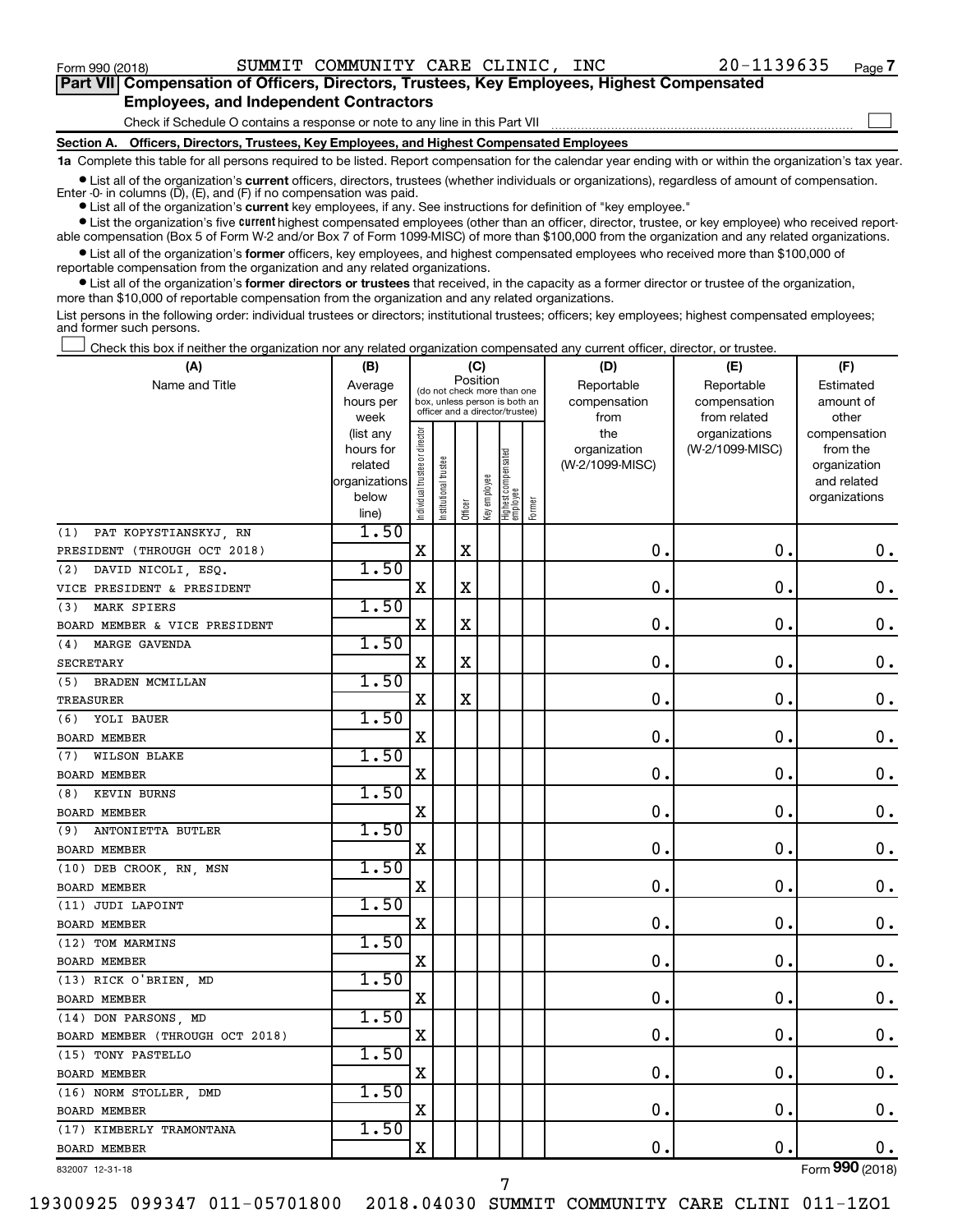Form 990 (2018) SUMMIT COMMUNITY CARE CLINIC, INC 20-1139635 Page 7

## Part VII Compensation of Officers, Directors, Trustees, Key Employees, Highest Compensated Employees, and Independent Contractors

Check if Schedule O contains a response or note to any line in this Part VII

### Section A. Officers, Directors, Trustees, Key Employees, and Highest Compensated Employees

**1a** Complete this table for all persons required to be listed. Report compensation for the calendar year ending with or within the organization's tax year.

- List all of the organization's **current** officers, directors, trustees (whether individuals or organizations), regardless of amount of compensation. Enter -0- in columns (D), (E), and (F) if no compensation was paid.
- List all of the organization's **current** key employees, if any. See instructions for definition of "key employee."
- List the organization's five **current** highest compensated employees (other than an officer, director, trustee, or key employee) who received reportable compensation (Box 5 of Form W-2 and/or Box 7 of Form 1099-MISC) of more than $100,000 from the organization and any related organizations.
- List all of the organization's **former** officers, key employees, and highest compensated employees who received more than $100,000 of reportable compensation from the organization and any related organizations.
- List all of the organization's **former directors or trustees** that received, in the capacity as a former director or trustee of the organization, more than $10,000 of reportable compensation from the organization and any related organizations.

List persons in the following order: individual trustees or directors; institutional trustees; officers; key employees; highest compensated employees; and former such persons.

Check this box if neither the organization nor any related organization compensated any current officer, director, or trustee.

| (A) Name and Title | (B) Average hours per week (list any hours for related organizations below line) | (C) Position: Individual trustee or director | Institutional trustee | Officer | Key employee | Highest compensated employee | Former | (D) Reportable compensation from the organization (W-2/1099-MISC) | (E) Reportable compensation from related organizations (W-2/1099-MISC) | (F) Estimated amount of other compensation from the organization and related organizations |
|---|---|---|---|---|---|---|---|---|---|---|
| (1) PAT KOPYSTIANSKYJ, RN<br>PRESIDENT (THROUGH OCT 2018) | 1.50 | X | | X | | | | 0. | 0. | 0. |
| (2) DAVID NICOLI, ESQ.<br>VICE PRESIDENT & PRESIDENT | 1.50 | X | | X | | | | 0. | 0. | 0. |
| (3) MARK SPIERS<br>BOARD MEMBER & VICE PRESIDENT | 1.50 | X | | X | | | | 0. | 0. | 0. |
| (4) MARGE GAVENDA<br>SECRETARY | 1.50 | X | | X | | | | 0. | 0. | 0. |
| (5) BRADEN MCMILLAN<br>TREASURER | 1.50 | X | | X | | | | 0. | 0. | 0. |
| (6) YOLI BAUER<br>BOARD MEMBER | 1.50 | X | | | | | | 0. | 0. | 0. |
| (7) WILSON BLAKE<br>BOARD MEMBER | 1.50 | X | | | | | | 0. | 0. | 0. |
| (8) KEVIN BURNS<br>BOARD MEMBER | 1.50 | X | | | | | | 0. | 0. | 0. |
| (9) ANTONIETTA BUTLER<br>BOARD MEMBER | 1.50 | X | | | | | | 0. | 0. | 0. |
| (10) DEB CROOK, RN, MSN<br>BOARD MEMBER | 1.50 | X | | | | | | 0. | 0. | 0. |
| (11) JUDI LAPOINT<br>BOARD MEMBER | 1.50 | X | | | | | | 0. | 0. | 0. |
| (12) TOM MARMINS<br>BOARD MEMBER | 1.50 | X | | | | | | 0. | 0. | 0. |
| (13) RICK O'BRIEN, MD<br>BOARD MEMBER | 1.50 | X | | | | | | 0. | 0. | 0. |
| (14) DON PARSONS, MD<br>BOARD MEMBER (THROUGH OCT 2018) | 1.50 | X | | | | | | 0. | 0. | 0. |
| (15) TONY PASTELLO<br>BOARD MEMBER | 1.50 | X | | | | | | 0. | 0. | 0. |
| (16) NORM STOLLER, DMD<br>BOARD MEMBER | 1.50 | X | | | | | | 0. | 0. | 0. |
| (17) KIMBERLY TRAMONTANA<br>BOARD MEMBER | 1.50 | X | | | | | | 0. | 0. | 0. |

832007 12-31-18 Form 990 (2018)

19300925 099347 011-05701800 2018.04030 SUMMIT COMMUNITY CARE CLINI 011-1ZO1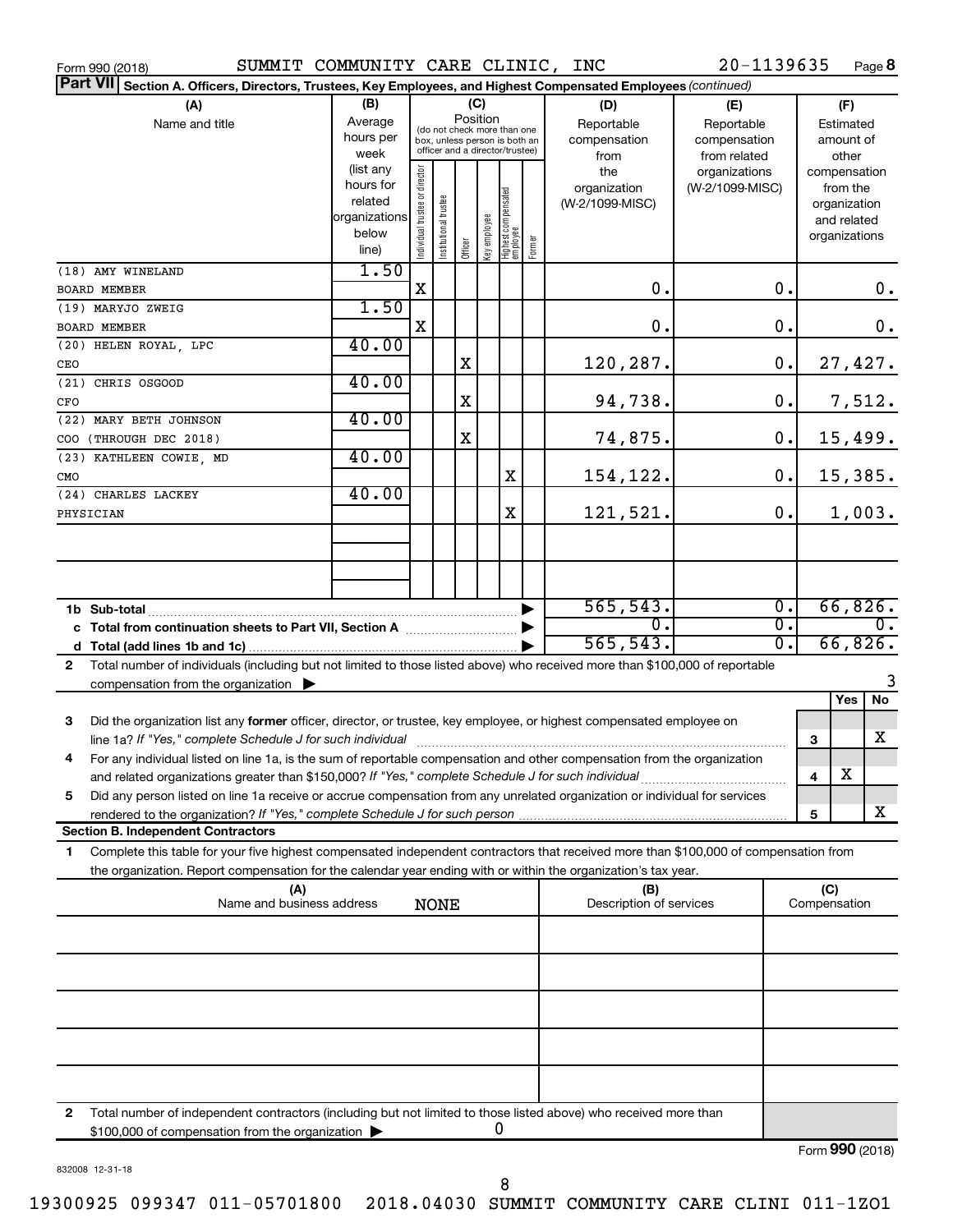Form 990 (2018) SUMMIT COMMUNITY CARE CLINIC, INC 20-1139635 Page 8

**Part VII** Section A. Officers, Directors, Trustees, Key Employees, and Highest Compensated Employees *(continued)*

| (A) Name and title | (B) Average hours per week (list any hours for related organizations below line) | (C) Position: Individual trustee or director | Institutional trustee | Officer | Key employee | Highest compensated employee | Former | (D) Reportable compensation from the organization (W-2/1099-MISC) | (E) Reportable compensation from related organizations (W-2/1099-MISC) | (F) Estimated amount of other compensation from the organization and related organizations |
|---|---|---|---|---|---|---|---|---|---|---|
| (18) AMY WINELAND<br>BOARD MEMBER | 1.50 | X | | | | | | 0. | 0. | 0. |
| (19) MARYJO ZWEIG<br>BOARD MEMBER | 1.50 | X | | | | | | 0. | 0. | 0. |
| (20) HELEN ROYAL, LPC<br>CEO | 40.00 | | | X | | | | 120,287. | 0. | 27,427. |
| (21) CHRIS OSGOOD<br>CFO | 40.00 | | | X | | | | 94,738. | 0. | 7,512. |
| (22) MARY BETH JOHNSON<br>COO (THROUGH DEC 2018) | 40.00 | | | X | | | | 74,875. | 0. | 15,499. |
| (23) KATHLEEN COWIE, MD<br>CMO | 40.00 | | | | | X | | 154,122. | 0. | 15,385. |
| (24) CHARLES LACKEY<br>PHYSICIAN | 40.00 | | | | | X | | 121,521. | 0. | 1,003. |
| | | | | | | | | | | |
| | | | | | | | | | | |
| **1b Sub-total** | | | | | | | | 565,543. | 0. | 66,826. |
| **c Total from continuation sheets to Part VII, Section A** | | | | | | | | 0. | 0. | 0. |
| **d Total (add lines 1b and 1c)** | | | | | | | | 565,543. | 0. | 66,826. |

**2** Total number of individuals (including but not limited to those listed above) who received more than $100,000 of reportable compensation from the organization ▶ 3

| | | Yes | No |
|---|---|---|---|
| **3** Did the organization list any **former** officer, director, or trustee, key employee, or highest compensated employee on line 1a? *If "Yes," complete Schedule J for such individual* | 3 | | X |
| **4** For any individual listed on line 1a, is the sum of reportable compensation and other compensation from the organization and related organizations greater than $150,000? *If "Yes," complete Schedule J for such individual* | 4 | X | |
| **5** Did any person listed on line 1a receive or accrue compensation from any unrelated organization or individual for services rendered to the organization? *If "Yes," complete Schedule J for such person* | 5 | | X |

**Section B. Independent Contractors**

**1** Complete this table for your five highest compensated independent contractors that received more than $100,000 of compensation from the organization. Report compensation for the calendar year ending with or within the organization's tax year.

| (A) Name and business address | (B) Description of services | (C) Compensation |
|---|---|---|
| NONE | | |
| | | |
| | | |
| | | |
| | | |

**2** Total number of independent contractors (including but not limited to those listed above) who received more than $100,000 of compensation from the organization ▶ 0

Form **990** (2018)

832008 12-31-18

19300925 099347 011-05701800 2018.04030 SUMMIT COMMUNITY CARE CLINI 011-1ZO1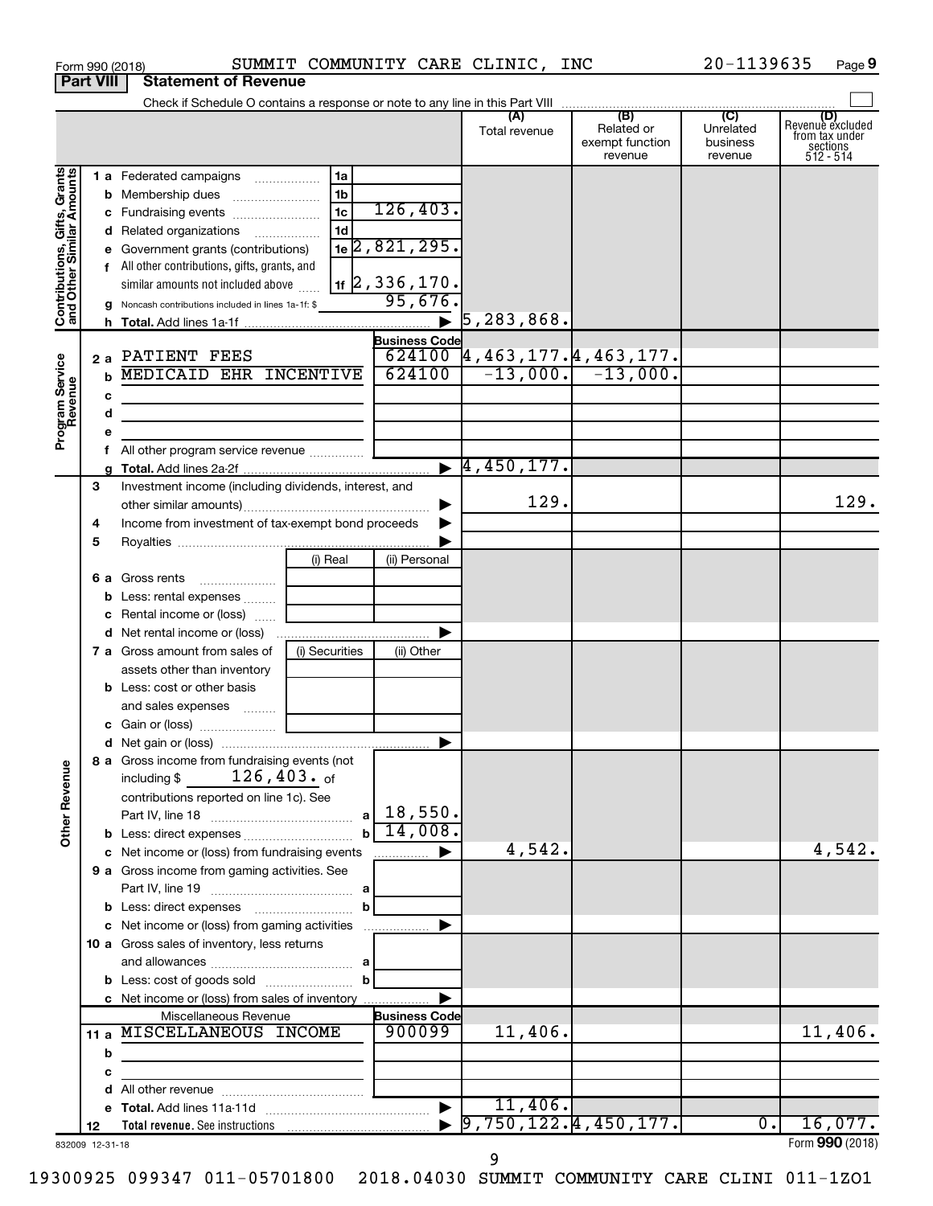Form 990 (2018) SUMMIT COMMUNITY CARE CLINIC, INC 20-1139635 Page **9**

## Part VIII Statement of Revenue

Check if Schedule O contains a response or note to any line in this Part VIII

| | | | | (A) Total revenue | (B) Related or exempt function revenue | (C) Unrelated business revenue | (D) Revenue excluded from tax under sections 512 - 514 |
|---|---|---|---|---|---|---|---|
| **Contributions, Gifts, Grants and Other Similar Amounts** | 1 a Federated campaigns | 1a | | | | | |
| | b Membership dues | 1b | | | | | |
| | c Fundraising events | 1c | 126,403. | | | | |
| | d Related organizations | 1d | | | | | |
| | e Government grants (contributions) | 1e | 2,821,295. | | | | |
| | f All other contributions, gifts, grants, and similar amounts not included above | 1f | 2,336,170. | | | | |
| | g Noncash contributions included in lines 1a-1f: $ | | 95,676. | | | | |
| | h **Total.** Add lines 1a-1f | | ▶ | 5,283,868. | | | |
| **Program Service Revenue** | | | **Business Code** | | | | |
| | 2 a PATIENT FEES | | 624100 | 4,463,177. | 4,463,177. | | |
| | b MEDICAID EHR INCENTIVE | | 624100 | -13,000. | -13,000. | | |
| | c | | | | | | |
| | d | | | | | | |
| | e | | | | | | |
| | f All other program service revenue | | | | | | |
| | g **Total.** Add lines 2a-2f | | ▶ | 4,450,177. | | | |
| | 3 Investment income (including dividends, interest, and other similar amounts) | | ▶ | 129. | | | 129. |
| | 4 Income from investment of tax-exempt bond proceeds | | ▶ | | | | |
| | 5 Royalties | | ▶ | | | | |
| | | (i) Real | (ii) Personal | | | | |
| | 6 a Gross rents | | | | | | |
| | b Less: rental expenses | | | | | | |
| | c Rental income or (loss) | | | | | | |
| | d Net rental income or (loss) | | ▶ | | | | |
| | 7 a Gross amount from sales of assets other than inventory | (i) Securities | (ii) Other | | | | |
| | b Less: cost or other basis and sales expenses | | | | | | |
| | c Gain or (loss) | | | | | | |
| | d Net gain or (loss) | | ▶ | | | | |
| **Other Revenue** | 8 a Gross income from fundraising events (not including $ 126,403. of contributions reported on line 1c). See Part IV, line 18 | a | 18,550. | | | | |
| | b Less: direct expenses | b | 14,008. | | | | |
| | c Net income or (loss) from fundraising events | | ▶ | 4,542. | | | 4,542. |
| | 9 a Gross income from gaming activities. See Part IV, line 19 | a | | | | | |
| | b Less: direct expenses | b | | | | | |
| | c Net income or (loss) from gaming activities | | ▶ | | | | |
| | 10 a Gross sales of inventory, less returns and allowances | a | | | | | |
| | b Less: cost of goods sold | b | | | | | |
| | c Net income or (loss) from sales of inventory | | ▶ | | | | |
| | Miscellaneous Revenue | | **Business Code** | | | | |
| | 11 a MISCELLANEOUS INCOME | | 900099 | 11,406. | | | 11,406. |
| | b | | | | | | |
| | c | | | | | | |
| | d All other revenue | | | | | | |
| | e **Total.** Add lines 11a-11d | | ▶ | 11,406. | | | |
| | 12 **Total revenue.** See instructions | | ▶ | 9,750,122. | 4,450,177. | 0. | 16,077. |

832009 12-31-18 Form **990** (2018)

19300925 099347 011-05701800 2018.04030 SUMMIT COMMUNITY CARE CLINI 011-1ZO1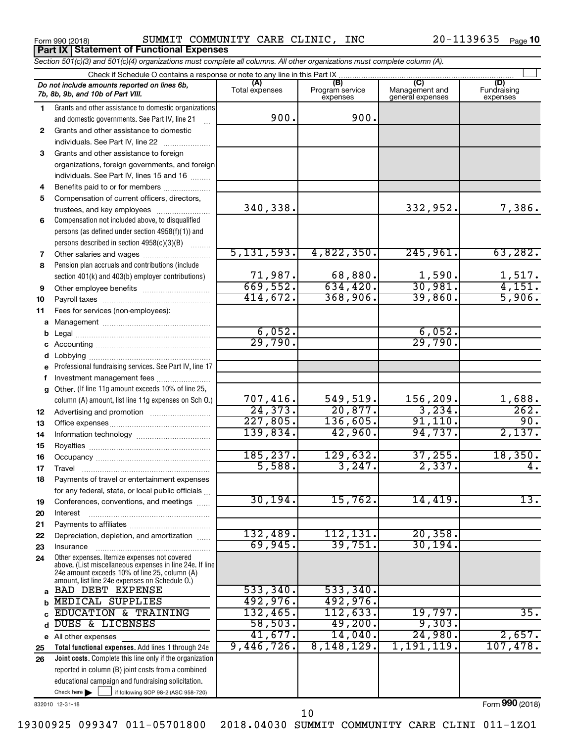Form 990 (2018) SUMMIT COMMUNITY CARE CLINIC, INC 20-1139635 Page 10

**Part IX | Statement of Functional Expenses**

*Section 501(c)(3) and 501(c)(4) organizations must complete all columns. All other organizations must complete column (A).*

Check if Schedule O contains a response or note to any line in this Part IX

| | *Do not include amounts reported on lines 6b, 7b, 8b, 9b, and 10b of Part VIII.* | (A) Total expenses | (B) Program service expenses | (C) Management and general expenses | (D) Fundraising expenses |
|---|---|---|---|---|---|
| 1 | Grants and other assistance to domestic organizations and domestic governments. See Part IV, line 21 | 900. | 900. | | |
| 2 | Grants and other assistance to domestic individuals. See Part IV, line 22 | | | | |
| 3 | Grants and other assistance to foreign organizations, foreign governments, and foreign individuals. See Part IV, lines 15 and 16 | | | | |
| 4 | Benefits paid to or for members | | | | |
| 5 | Compensation of current officers, directors, trustees, and key employees | 340,338. | | 332,952. | 7,386. |
| 6 | Compensation not included above, to disqualified persons (as defined under section 4958(f)(1)) and persons described in section 4958(c)(3)(B) | | | | |
| 7 | Other salaries and wages | 5,131,593. | 4,822,350. | 245,961. | 63,282. |
| 8 | Pension plan accruals and contributions (include section 401(k) and 403(b) employer contributions) | 71,987. | 68,880. | 1,590. | 1,517. |
| 9 | Other employee benefits | 669,552. | 634,420. | 30,981. | 4,151. |
| 10 | Payroll taxes | 414,672. | 368,906. | 39,860. | 5,906. |
| 11 | Fees for services (non-employees): | | | | |
| a | Management | | | | |
| b | Legal | 6,052. | | 6,052. | |
| c | Accounting | 29,790. | | 29,790. | |
| d | Lobbying | | | | |
| e | Professional fundraising services. See Part IV, line 17 | | | | |
| f | Investment management fees | | | | |
| g | Other. (If line 11g amount exceeds 10% of line 25, column (A) amount, list line 11g expenses on Sch O.) | 707,416. | 549,519. | 156,209. | 1,688. |
| 12 | Advertising and promotion | 24,373. | 20,877. | 3,234. | 262. |
| 13 | Office expenses | 227,805. | 136,605. | 91,110. | 90. |
| 14 | Information technology | 139,834. | 42,960. | 94,737. | 2,137. |
| 15 | Royalties | | | | |
| 16 | Occupancy | 185,237. | 129,632. | 37,255. | 18,350. |
| 17 | Travel | 5,588. | 3,247. | 2,337. | 4. |
| 18 | Payments of travel or entertainment expenses for any federal, state, or local public officials | | | | |
| 19 | Conferences, conventions, and meetings | 30,194. | 15,762. | 14,419. | 13. |
| 20 | Interest | | | | |
| 21 | Payments to affiliates | | | | |
| 22 | Depreciation, depletion, and amortization | 132,489. | 112,131. | 20,358. | |
| 23 | Insurance | 69,945. | 39,751. | 30,194. | |
| 24 | Other expenses. Itemize expenses not covered above. (List miscellaneous expenses in line 24e. If line 24e amount exceeds 10% of line 25, column (A) amount, list line 24e expenses on Schedule O.) | | | | |
| a | BAD DEBT EXPENSE | 533,340. | 533,340. | | |
| b | MEDICAL SUPPLIES | 492,976. | 492,976. | | |
| c | EDUCATION & TRAINING | 132,465. | 112,633. | 19,797. | 35. |
| d | DUES & LICENSES | 58,503. | 49,200. | 9,303. | |
| e | All other expenses | 41,677. | 14,040. | 24,980. | 2,657. |
| 25 | **Total functional expenses.** Add lines 1 through 24e | 9,446,726. | 8,148,129. | 1,191,119. | 107,478. |
| 26 | **Joint costs.** Complete this line only if the organization reported in column (B) joint costs from a combined educational campaign and fundraising solicitation. Check here ☐ if following SOP 98-2 (ASC 958-720) | | | | |

832010 12-31-18 Form 990 (2018)

19300925 099347 011-05701800 2018.04030 SUMMIT COMMUNITY CARE CLINI 011-1ZO1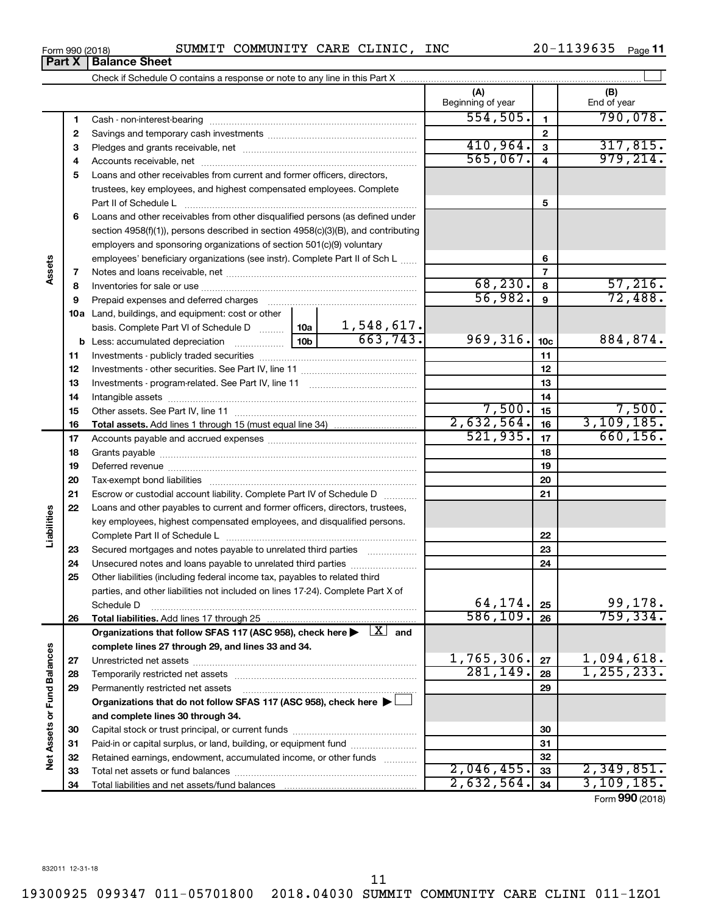Form 990 (2018) SUMMIT COMMUNITY CARE CLINIC, INC 20-1139635

## Part X | Balance Sheet

Check if Schedule O contains a response or note to any line in this Part X ☐

| | | | | (A) Beginning of year | | (B) End of year |
|---|---|---|---|---|---|---|
| **Assets** | 1 | Cash - non-interest-bearing | | 554,505. | 1 | 790,078. |
| | 2 | Savings and temporary cash investments | | | 2 | |
| | 3 | Pledges and grants receivable, net | | 410,964. | 3 | 317,815. |
| | 4 | Accounts receivable, net | | 565,067. | 4 | 979,214. |
| | 5 | Loans and other receivables from current and former officers, directors, trustees, key employees, and highest compensated employees. Complete Part II of Schedule L | | | 5 | |
| | 6 | Loans and other receivables from other disqualified persons (as defined under section 4958(f)(1)), persons described in section 4958(c)(3)(B), and contributing employers and sponsoring organizations of section 501(c)(9) voluntary employees' beneficiary organizations (see instr). Complete Part II of Sch L | | | 6 | |
| | 7 | Notes and loans receivable, net | | | 7 | |
| | 8 | Inventories for sale or use | | 68,230. | 8 | 57,216. |
| | 9 | Prepaid expenses and deferred charges | | 56,982. | 9 | 72,488. |
| | 10a | Land, buildings, and equipment: cost or other basis. Complete Part VI of Schedule D | 10a 1,548,617. | | | |
| | b | Less: accumulated depreciation | 10b 663,743. | 969,316. | 10c | 884,874. |
| | 11 | Investments - publicly traded securities | | | 11 | |
| | 12 | Investments - other securities. See Part IV, line 11 | | | 12 | |
| | 13 | Investments - program-related. See Part IV, line 11 | | | 13 | |
| | 14 | Intangible assets | | | 14 | |
| | 15 | Other assets. See Part IV, line 11 | | 7,500. | 15 | 7,500. |
| | 16 | **Total assets.** Add lines 1 through 15 (must equal line 34) | | 2,632,564. | 16 | 3,109,185. |
| **Liabilities** | 17 | Accounts payable and accrued expenses | | 521,935. | 17 | 660,156. |
| | 18 | Grants payable | | | 18 | |
| | 19 | Deferred revenue | | | 19 | |
| | 20 | Tax-exempt bond liabilities | | | 20 | |
| | 21 | Escrow or custodial account liability. Complete Part IV of Schedule D | | | 21 | |
| | 22 | Loans and other payables to current and former officers, directors, trustees, key employees, highest compensated employees, and disqualified persons. Complete Part II of Schedule L | | | 22 | |
| | 23 | Secured mortgages and notes payable to unrelated third parties | | | 23 | |
| | 24 | Unsecured notes and loans payable to unrelated third parties | | | 24 | |
| | 25 | Other liabilities (including federal income tax, payables to related third parties, and other liabilities not included on lines 17-24). Complete Part X of Schedule D | | 64,174. | 25 | 99,178. |
| | 26 | **Total liabilities.** Add lines 17 through 25 | | 586,109. | 26 | 759,334. |
| **Net Assets or Fund Balances** | | **Organizations that follow SFAS 117 (ASC 958), check here ▶ ☒ and complete lines 27 through 29, and lines 33 and 34.** | | | | |
| | 27 | Unrestricted net assets | | 1,765,306. | 27 | 1,094,618. |
| | 28 | Temporarily restricted net assets | | 281,149. | 28 | 1,255,233. |
| | 29 | Permanently restricted net assets | | | 29 | |
| | | **Organizations that do not follow SFAS 117 (ASC 958), check here ▶ ☐ and complete lines 30 through 34.** | | | | |
| | 30 | Capital stock or trust principal, or current funds | | | 30 | |
| | 31 | Paid-in or capital surplus, or land, building, or equipment fund | | | 31 | |
| | 32 | Retained earnings, endowment, accumulated income, or other funds | | | 32 | |
| | 33 | Total net assets or fund balances | | 2,046,455. | 33 | 2,349,851. |
| | 34 | Total liabilities and net assets/fund balances | | 2,632,564. | 34 | 3,109,185. |

Form **990** (2018)

832011 12-31-18

19300925 099347 011-05701800 2018.04030 SUMMIT COMMUNITY CARE CLINI 011-1ZO1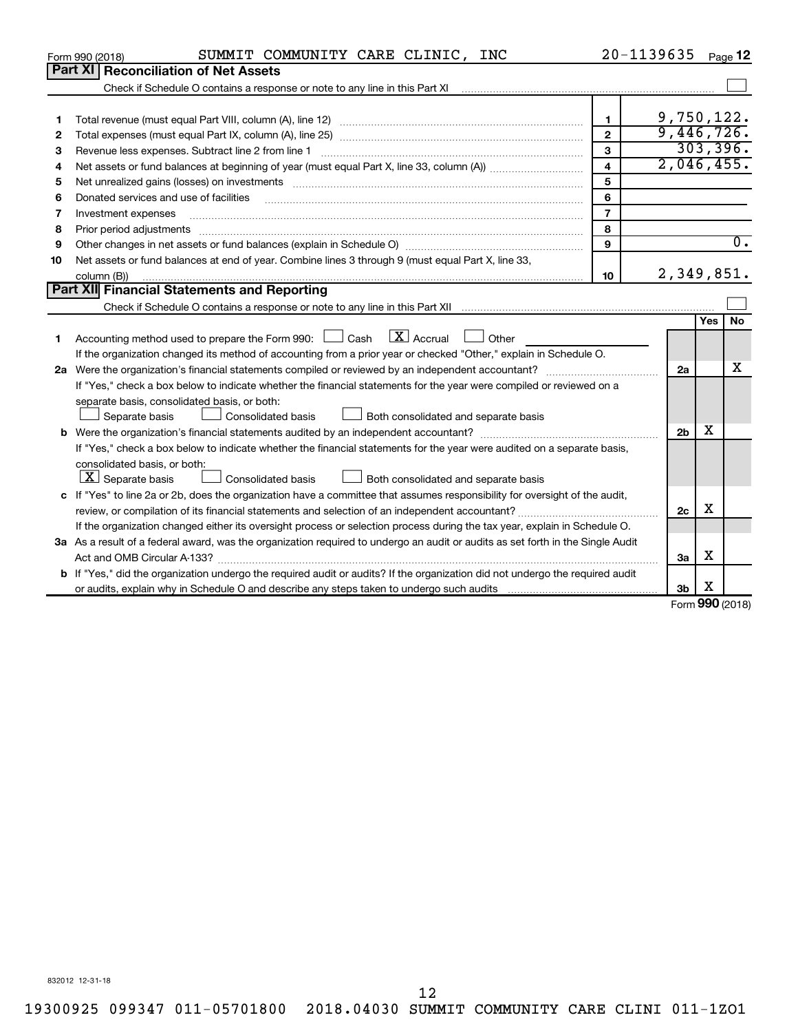Form 990 (2018) SUMMIT COMMUNITY CARE CLINIC, INC 20-1139635 Page 12

## Part XI Reconciliation of Net Assets

Check if Schedule O contains a response or note to any line in this Part XI ☐

| | | | |
|---|---|---|---|
| 1 | Total revenue (must equal Part VIII, column (A), line 12) | 1 | 9,750,122. |
| 2 | Total expenses (must equal Part IX, column (A), line 25) | 2 | 9,446,726. |
| 3 | Revenue less expenses. Subtract line 2 from line 1 | 3 | 303,396. |
| 4 | Net assets or fund balances at beginning of year (must equal Part X, line 33, column (A)) | 4 | 2,046,455. |
| 5 | Net unrealized gains (losses) on investments | 5 | |
| 6 | Donated services and use of facilities | 6 | |
| 7 | Investment expenses | 7 | |
| 8 | Prior period adjustments | 8 | |
| 9 | Other changes in net assets or fund balances (explain in Schedule O) | 9 | 0. |
| 10 | Net assets or fund balances at end of year. Combine lines 3 through 9 (must equal Part X, line 33, column (B)) | 10 | 2,349,851. |

## Part XII Financial Statements and Reporting

Check if Schedule O contains a response or note to any line in this Part XII ☐

| | | | Yes | No |
|---|---|---|---|---|
| 1 | Accounting method used to prepare the Form 990: ☐ Cash ☒ Accrual ☐ Other<br>If the organization changed its method of accounting from a prior year or checked "Other," explain in Schedule O. | | | |
| 2a | Were the organization's financial statements compiled or reviewed by an independent accountant?<br>If "Yes," check a box below to indicate whether the financial statements for the year were compiled or reviewed on a separate basis, consolidated basis, or both:<br>☐ Separate basis ☐ Consolidated basis ☐ Both consolidated and separate basis | 2a | | X |
| b | Were the organization's financial statements audited by an independent accountant?<br>If "Yes," check a box below to indicate whether the financial statements for the year were audited on a separate basis, consolidated basis, or both:<br>☒ Separate basis ☐ Consolidated basis ☐ Both consolidated and separate basis | 2b | X | |
| c | If "Yes" to line 2a or 2b, does the organization have a committee that assumes responsibility for oversight of the audit, review, or compilation of its financial statements and selection of an independent accountant?<br>If the organization changed either its oversight process or selection process during the tax year, explain in Schedule O. | 2c | X | |
| 3a | As a result of a federal award, was the organization required to undergo an audit or audits as set forth in the Single Audit Act and OMB Circular A-133? | 3a | X | |
| b | If "Yes," did the organization undergo the required audit or audits? If the organization did not undergo the required audit or audits, explain why in Schedule O and describe any steps taken to undergo such audits | 3b | X | |

Form 990 (2018)

832012 12-31-18

19300925 099347 011-05701800 2018.04030 SUMMIT COMMUNITY CARE CLINI 011-1ZO1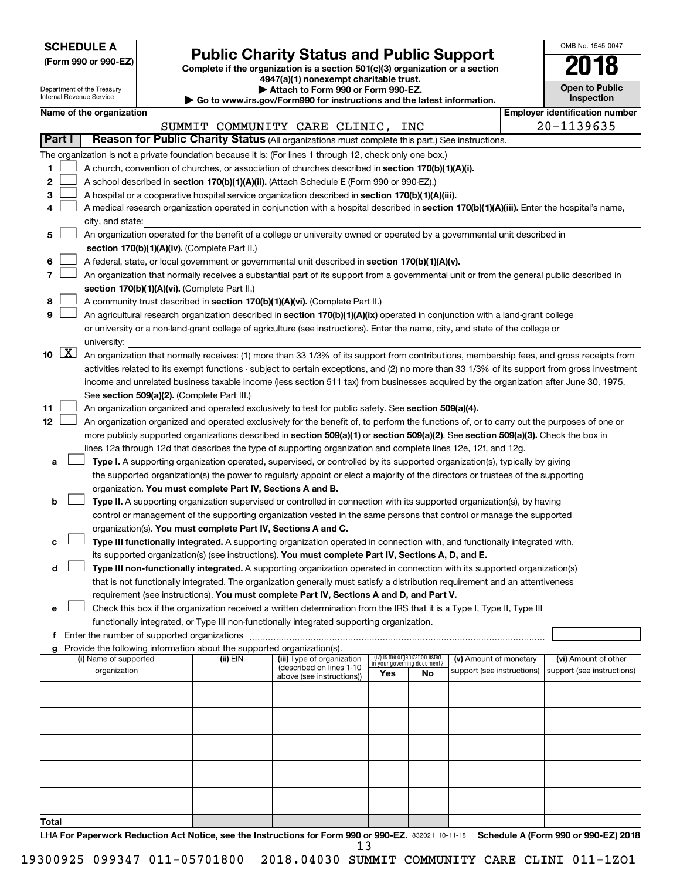**SCHEDULE A**
**(Form 990 or 990-EZ)**

Department of the Treasury
Internal Revenue Service

# Public Charity Status and Public Support

**Complete if the organization is a section 501(c)(3) organization or a section 4947(a)(1) nonexempt charitable trust.**
**▶ Attach to Form 990 or Form 990-EZ.**
**▶ Go to www.irs.gov/Form990 for instructions and the latest information.**

OMB No. 1545-0047
**2018**
**Open to Public Inspection**

**Name of the organization**: SUMMIT COMMUNITY CARE CLINIC, INC
**Employer identification number**: 20-1139635

## Part I — Reason for Public Charity Status (All organizations must complete this part.) See instructions.

The organization is not a private foundation because it is: (For lines 1 through 12, check only one box.)

1. [ ] A church, convention of churches, or association of churches described in **section 170(b)(1)(A)(i).**
2. [ ] A school described in **section 170(b)(1)(A)(ii).** (Attach Schedule E (Form 990 or 990-EZ).)
3. [ ] A hospital or a cooperative hospital service organization described in **section 170(b)(1)(A)(iii).**
4. [ ] A medical research organization operated in conjunction with a hospital described in **section 170(b)(1)(A)(iii).** Enter the hospital's name, city, and state:
5. [ ] An organization operated for the benefit of a college or university owned or operated by a governmental unit described in **section 170(b)(1)(A)(iv).** (Complete Part II.)
6. [ ] A federal, state, or local government or governmental unit described in **section 170(b)(1)(A)(v).**
7. [ ] An organization that normally receives a substantial part of its support from a governmental unit or from the general public described in **section 170(b)(1)(A)(vi).** (Complete Part II.)
8. [ ] A community trust described in **section 170(b)(1)(A)(vi).** (Complete Part II.)
9. [ ] An agricultural research organization described in **section 170(b)(1)(A)(ix)** operated in conjunction with a land-grant college or university or a non-land-grant college of agriculture (see instructions). Enter the name, city, and state of the college or university:
10. [X] An organization that normally receives: (1) more than 33 1/3% of its support from contributions, membership fees, and gross receipts from activities related to its exempt functions - subject to certain exceptions, and (2) no more than 33 1/3% of its support from gross investment income and unrelated business taxable income (less section 511 tax) from businesses acquired by the organization after June 30, 1975. See **section 509(a)(2).** (Complete Part III.)
11. [ ] An organization organized and operated exclusively to test for public safety. See **section 509(a)(4).**
12. [ ] An organization organized and operated exclusively for the benefit of, to perform the functions of, or to carry out the purposes of one or more publicly supported organizations described in **section 509(a)(1)** or **section 509(a)(2)**. See **section 509(a)(3).** Check the box in lines 12a through 12d that describes the type of supporting organization and complete lines 12e, 12f, and 12g.
   - **a** [ ] **Type I.** A supporting organization operated, supervised, or controlled by its supported organization(s), typically by giving the supported organization(s) the power to regularly appoint or elect a majority of the directors or trustees of the supporting organization. **You must complete Part IV, Sections A and B.**
   - **b** [ ] **Type II.** A supporting organization supervised or controlled in connection with its supported organization(s), by having control or management of the supporting organization vested in the same persons that control or manage the supported organization(s). **You must complete Part IV, Sections A and C.**
   - **c** [ ] **Type III functionally integrated.** A supporting organization operated in connection with, and functionally integrated with, its supported organization(s) (see instructions). **You must complete Part IV, Sections A, D, and E.**
   - **d** [ ] **Type III non-functionally integrated.** A supporting organization operated in connection with its supported organization(s) that is not functionally integrated. The organization generally must satisfy a distribution requirement and an attentiveness requirement (see instructions). **You must complete Part IV, Sections A and D, and Part V.**
   - **e** [ ] Check this box if the organization received a written determination from the IRS that it is a Type I, Type II, Type III functionally integrated, or Type III non-functionally integrated supporting organization.
   - **f** Enter the number of supported organizations
   - **g** Provide the following information about the supported organization(s).

| (i) Name of supported organization | (ii) EIN | (iii) Type of organization (described on lines 1-10 above (see instructions)) | (iv) Is the organization listed in your governing document? Yes | No | (v) Amount of monetary support (see instructions) | (vi) Amount of other support (see instructions) |
|---|---|---|---|---|---|---|
| | | | | | | |
| | | | | | | |
| | | | | | | |
| | | | | | | |
| | | | | | | |
| **Total** | | | | | | |

LHA **For Paperwork Reduction Act Notice, see the Instructions for Form 990 or 990-EZ.** 832021 10-11-18 **Schedule A (Form 990 or 990-EZ) 2018**

19300925 099347 011-05701800 2018.04030 SUMMIT COMMUNITY CARE CLINI 011-1ZO1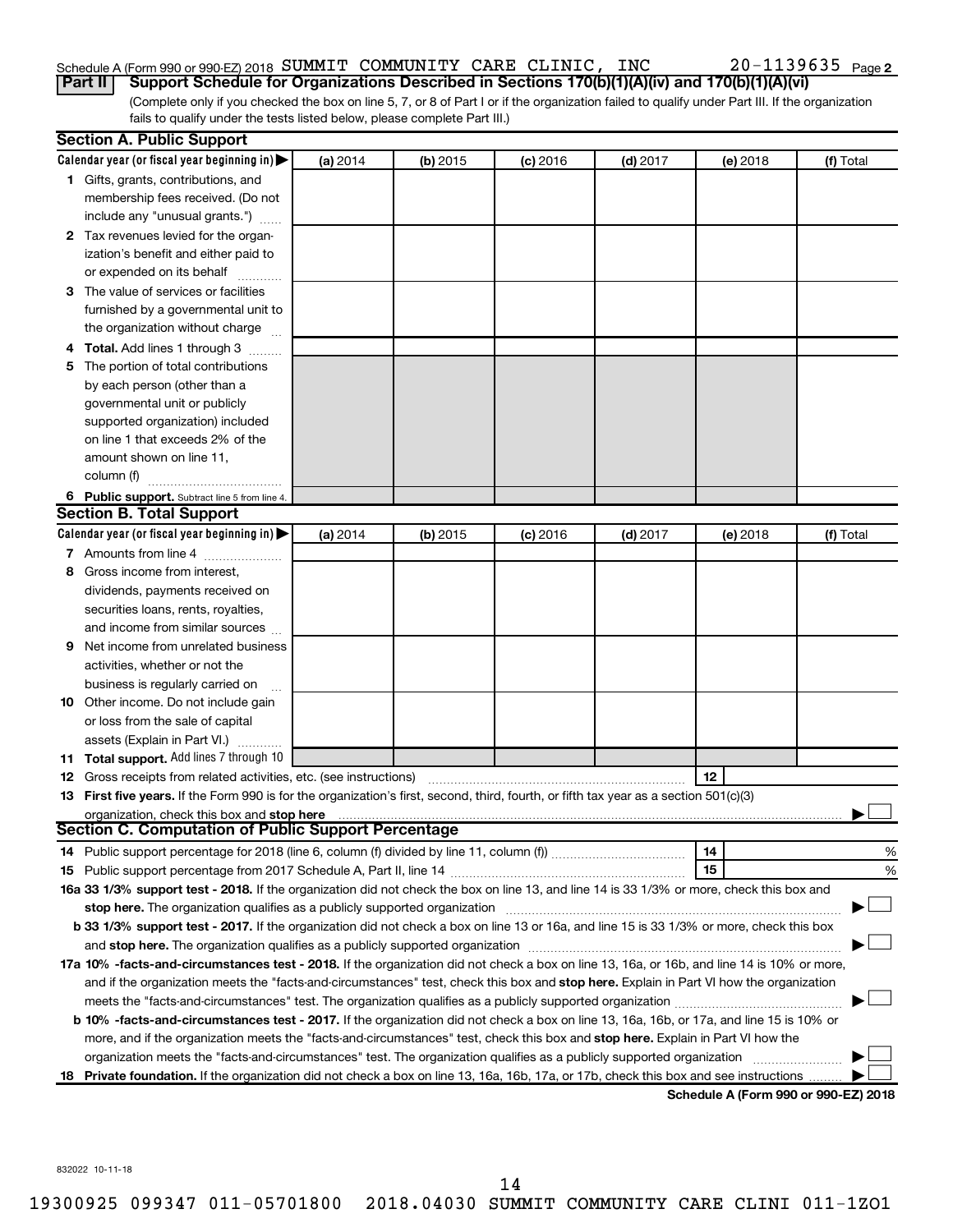Schedule A (Form 990 or 990-EZ) 2018 SUMMIT COMMUNITY CARE CLINIC, INC 20-1139635 Page 2

**Part II | Support Schedule for Organizations Described in Sections 170(b)(1)(A)(iv) and 170(b)(1)(A)(vi)**

(Complete only if you checked the box on line 5, 7, or 8 of Part I or if the organization failed to qualify under Part III. If the organization fails to qualify under the tests listed below, please complete Part III.)

**Section A. Public Support**

| Calendar year (or fiscal year beginning in) ▶ | (a) 2014 | (b) 2015 | (c) 2016 | (d) 2017 | (e) 2018 | (f) Total |
|---|---|---|---|---|---|---|
| **1** Gifts, grants, contributions, and membership fees received. (Do not include any "unusual grants.") | | | | | | |
| **2** Tax revenues levied for the organization's benefit and either paid to or expended on its behalf | | | | | | |
| **3** The value of services or facilities furnished by a governmental unit to the organization without charge | | | | | | |
| **4** **Total.** Add lines 1 through 3 | | | | | | |
| **5** The portion of total contributions by each person (other than a governmental unit or publicly supported organization) included on line 1 that exceeds 2% of the amount shown on line 11, column (f) | | | | | | |
| **6** **Public support.** Subtract line 5 from line 4. | | | | | | |

**Section B. Total Support**

| Calendar year (or fiscal year beginning in) ▶ | (a) 2014 | (b) 2015 | (c) 2016 | (d) 2017 | (e) 2018 | (f) Total |
|---|---|---|---|---|---|---|
| **7** Amounts from line 4 | | | | | | |
| **8** Gross income from interest, dividends, payments received on securities loans, rents, royalties, and income from similar sources | | | | | | |
| **9** Net income from unrelated business activities, whether or not the business is regularly carried on | | | | | | |
| **10** Other income. Do not include gain or loss from the sale of capital assets (Explain in Part VI.) | | | | | | |
| **11** **Total support.** Add lines 7 through 10 | | | | | | |

**12** Gross receipts from related activities, etc. (see instructions) | **12** |

**13** **First five years.** If the Form 990 is for the organization's first, second, third, fourth, or fifth tax year as a section 501(c)(3) organization, check this box and **stop here** ▶ ☐

**Section C. Computation of Public Support Percentage**

**14** Public support percentage for 2018 (line 6, column (f) divided by line 11, column (f)) | **14** | %

**15** Public support percentage from 2017 Schedule A, Part II, line 14 | **15** | %

**16a 33 1/3% support test - 2018.** If the organization did not check the box on line 13, and line 14 is 33 1/3% or more, check this box and **stop here.** The organization qualifies as a publicly supported organization ▶ ☐

**b 33 1/3% support test - 2017.** If the organization did not check a box on line 13 or 16a, and line 15 is 33 1/3% or more, check this box and **stop here.** The organization qualifies as a publicly supported organization ▶ ☐

**17a 10% -facts-and-circumstances test - 2018.** If the organization did not check a box on line 13, 16a, or 16b, and line 14 is 10% or more, and if the organization meets the "facts-and-circumstances" test, check this box and **stop here.** Explain in Part VI how the organization meets the "facts-and-circumstances" test. The organization qualifies as a publicly supported organization ▶ ☐

**b 10% -facts-and-circumstances test - 2017.** If the organization did not check a box on line 13, 16a, 16b, or 17a, and line 15 is 10% or more, and if the organization meets the "facts-and-circumstances" test, check this box and **stop here.** Explain in Part VI how the organization meets the "facts-and-circumstances" test. The organization qualifies as a publicly supported organization ▶ ☐

**18** **Private foundation.** If the organization did not check a box on line 13, 16a, 16b, 17a, or 17b, check this box and see instructions ▶ ☐

**Schedule A (Form 990 or 990-EZ) 2018**

832022 10-11-18

19300925 099347 011-05701800 2018.04030 SUMMIT COMMUNITY CARE CLINI 011-1ZO1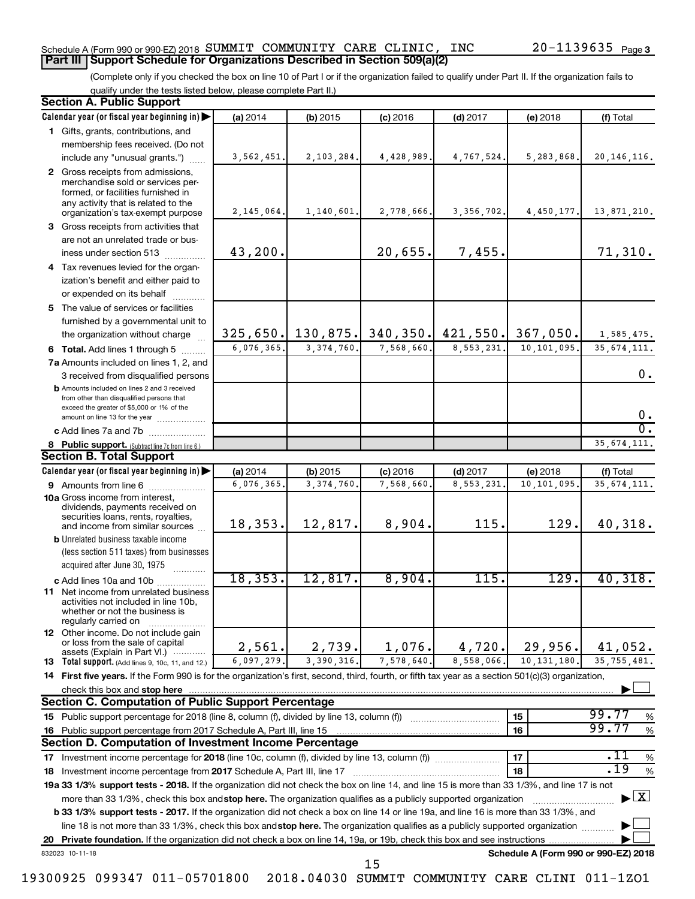Schedule A (Form 990 or 990-EZ) 2018 SUMMIT COMMUNITY CARE CLINIC, INC 20-1139635 Page 3

## Part III | Support Schedule for Organizations Described in Section 509(a)(2)

(Complete only if you checked the box on line 10 of Part I or if the organization failed to qualify under Part II. If the organization fails to qualify under the tests listed below, please complete Part II.)

### Section A. Public Support

| Calendar year (or fiscal year beginning in) | (a) 2014 | (b) 2015 | (c) 2016 | (d) 2017 | (e) 2018 | (f) Total |
|---|---|---|---|---|---|---|
| 1 Gifts, grants, contributions, and membership fees received. (Do not include any "unusual grants.") | 3,562,451. | 2,103,284. | 4,428,989. | 4,767,524. | 5,283,868. | 20,146,116. |
| 2 Gross receipts from admissions, merchandise sold or services performed, or facilities furnished in any activity that is related to the organization's tax-exempt purpose | 2,145,064. | 1,140,601. | 2,778,666. | 3,356,702. | 4,450,177. | 13,871,210. |
| 3 Gross receipts from activities that are not an unrelated trade or business under section 513 | 43,200. | | 20,655. | 7,455. | | 71,310. |
| 4 Tax revenues levied for the organization's benefit and either paid to or expended on its behalf | | | | | | |
| 5 The value of services or facilities furnished by a governmental unit to the organization without charge | 325,650. | 130,875. | 340,350. | 421,550. | 367,050. | 1,585,475. |
| 6 **Total.** Add lines 1 through 5 | 6,076,365. | 3,374,760. | 7,568,660. | 8,553,231. | 10,101,095. | 35,674,111. |
| 7a Amounts included on lines 1, 2, and 3 received from disqualified persons | | | | | | 0. |
| b Amounts included on lines 2 and 3 received from other than disqualified persons that exceed the greater of $5,000 or 1% of the amount on line 13 for the year | | | | | | 0. |
| c Add lines 7a and 7b | | | | | | 0. |
| 8 **Public support.** (Subtract line 7c from line 6.) | | | | | | 35,674,111. |

### Section B. Total Support

| Calendar year (or fiscal year beginning in) | (a) 2014 | (b) 2015 | (c) 2016 | (d) 2017 | (e) 2018 | (f) Total |
|---|---|---|---|---|---|---|
| 9 Amounts from line 6 | 6,076,365. | 3,374,760. | 7,568,660. | 8,553,231. | 10,101,095. | 35,674,111. |
| 10a Gross income from interest, dividends, payments received on securities loans, rents, royalties, and income from similar sources | 18,353. | 12,817. | 8,904. | 115. | 129. | 40,318. |
| b Unrelated business taxable income (less section 511 taxes) from businesses acquired after June 30, 1975 | | | | | | |
| c Add lines 10a and 10b | 18,353. | 12,817. | 8,904. | 115. | 129. | 40,318. |
| 11 Net income from unrelated business activities not included in line 10b, whether or not the business is regularly carried on | | | | | | |
| 12 Other income. Do not include gain or loss from the sale of capital assets (Explain in Part VI.) | 2,561. | 2,739. | 1,076. | 4,720. | 29,956. | 41,052. |
| 13 **Total support.** (Add lines 9, 10c, 11, and 12.) | 6,097,279. | 3,390,316. | 7,578,640. | 8,558,066. | 10,131,180. | 35,755,481. |

14 **First five years.** If the Form 990 is for the organization's first, second, third, fourth, or fifth tax year as a section 501(c)(3) organization, check this box and **stop here** ☐

### Section C. Computation of Public Support Percentage

| | | | |
|---|---|---|---|
| 15 Public support percentage for 2018 (line 8, column (f), divided by line 13, column (f)) | 15 | 99.77 | % |
| 16 Public support percentage from 2017 Schedule A, Part III, line 15 | 16 | 99.77 | % |

### Section D. Computation of Investment Income Percentage

| | | | |
|---|---|---|---|
| 17 Investment income percentage for **2018** (line 10c, column (f), divided by line 13, column (f)) | 17 | .11 | % |
| 18 Investment income percentage from **2017** Schedule A, Part III, line 17 | 18 | .19 | % |

**19a 33 1/3% support tests - 2018.** If the organization did not check the box on line 14, and line 15 is more than 33 1/3%, and line 17 is not more than 33 1/3%, check this box and **stop here.** The organization qualifies as a publicly supported organization ☒

**b 33 1/3% support tests - 2017.** If the organization did not check a box on line 14 or line 19a, and line 16 is more than 33 1/3%, and line 18 is not more than 33 1/3%, check this box and **stop here.** The organization qualifies as a publicly supported organization ☐

**20 Private foundation.** If the organization did not check a box on line 14, 19a, or 19b, check this box and see instructions ☐

832023 10-11-18 **Schedule A (Form 990 or 990-EZ) 2018**

19300925 099347 011-05701800 2018.04030 SUMMIT COMMUNITY CARE CLINI 011-1ZO1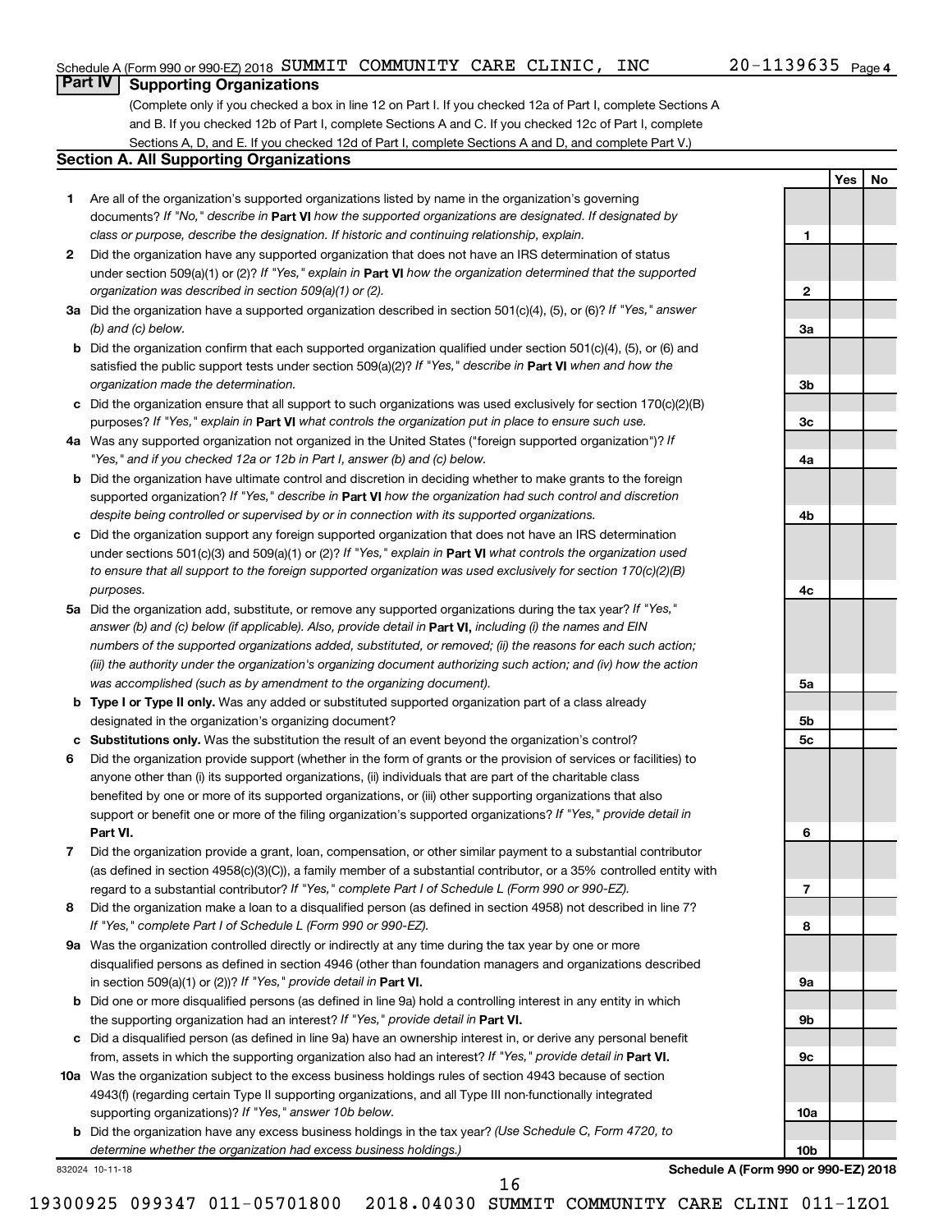Schedule A (Form 990 or 990-EZ) 2018 SUMMIT COMMUNITY CARE CLINIC, INC 20-1139635 Page 4

## Part IV Supporting Organizations

(Complete only if you checked a box in line 12 on Part I. If you checked 12a of Part I, complete Sections A and B. If you checked 12b of Part I, complete Sections A and C. If you checked 12c of Part I, complete Sections A, D, and E. If you checked 12d of Part I, complete Sections A and D, and complete Part V.)

### Section A. All Supporting Organizations

| | | | Yes | No |
|---|---|---|---|---|
| **1** | Are all of the organization's supported organizations listed by name in the organization's governing documents? *If "No," describe in* **Part VI** *how the supported organizations are designated. If designated by class or purpose, describe the designation. If historic and continuing relationship, explain.* | 1 | | |
| **2** | Did the organization have any supported organization that does not have an IRS determination of status under section 509(a)(1) or (2)? *If "Yes," explain in* **Part VI** *how the organization determined that the supported organization was described in section 509(a)(1) or (2).* | 2 | | |
| **3a** | Did the organization have a supported organization described in section 501(c)(4), (5), or (6)? *If "Yes," answer (b) and (c) below.* | 3a | | |
| **b** | Did the organization confirm that each supported organization qualified under section 501(c)(4), (5), or (6) and satisfied the public support tests under section 509(a)(2)? *If "Yes," describe in* **Part VI** *when and how the organization made the determination.* | 3b | | |
| **c** | Did the organization ensure that all support to such organizations was used exclusively for section 170(c)(2)(B) purposes? *If "Yes," explain in* **Part VI** *what controls the organization put in place to ensure such use.* | 3c | | |
| **4a** | Was any supported organization not organized in the United States ("foreign supported organization")? *If "Yes," and if you checked 12a or 12b in Part I, answer (b) and (c) below.* | 4a | | |
| **b** | Did the organization have ultimate control and discretion in deciding whether to make grants to the foreign supported organization? *If "Yes," describe in* **Part VI** *how the organization had such control and discretion despite being controlled or supervised by or in connection with its supported organizations.* | 4b | | |
| **c** | Did the organization support any foreign supported organization that does not have an IRS determination under sections 501(c)(3) and 509(a)(1) or (2)? *If "Yes," explain in* **Part VI** *what controls the organization used to ensure that all support to the foreign supported organization was used exclusively for section 170(c)(2)(B) purposes.* | 4c | | |
| **5a** | Did the organization add, substitute, or remove any supported organizations during the tax year? *If "Yes," answer (b) and (c) below (if applicable). Also, provide detail in* **Part VI,** *including (i) the names and EIN numbers of the supported organizations added, substituted, or removed; (ii) the reasons for each such action; (iii) the authority under the organization's organizing document authorizing such action; and (iv) how the action was accomplished (such as by amendment to the organizing document).* | 5a | | |
| **b** | **Type I or Type II only.** Was any added or substituted supported organization part of a class already designated in the organization's organizing document? | 5b | | |
| **c** | **Substitutions only.** Was the substitution the result of an event beyond the organization's control? | 5c | | |
| **6** | Did the organization provide support (whether in the form of grants or the provision of services or facilities) to anyone other than (i) its supported organizations, (ii) individuals that are part of the charitable class benefited by one or more of its supported organizations, or (iii) other supporting organizations that also support or benefit one or more of the filing organization's supported organizations? *If "Yes," provide detail in* **Part VI.** | 6 | | |
| **7** | Did the organization provide a grant, loan, compensation, or other similar payment to a substantial contributor (as defined in section 4958(c)(3)(C)), a family member of a substantial contributor, or a 35% controlled entity with regard to a substantial contributor? *If "Yes," complete Part I of Schedule L (Form 990 or 990-EZ).* | 7 | | |
| **8** | Did the organization make a loan to a disqualified person (as defined in section 4958) not described in line 7? *If "Yes," complete Part I of Schedule L (Form 990 or 990-EZ).* | 8 | | |
| **9a** | Was the organization controlled directly or indirectly at any time during the tax year by one or more disqualified persons as defined in section 4946 (other than foundation managers and organizations described in section 509(a)(1) or (2))? *If "Yes," provide detail in* **Part VI.** | 9a | | |
| **b** | Did one or more disqualified persons (as defined in line 9a) hold a controlling interest in any entity in which the supporting organization had an interest? *If "Yes," provide detail in* **Part VI.** | 9b | | |
| **c** | Did a disqualified person (as defined in line 9a) have an ownership interest in, or derive any personal benefit from, assets in which the supporting organization also had an interest? *If "Yes," provide detail in* **Part VI.** | 9c | | |
| **10a** | Was the organization subject to the excess business holdings rules of section 4943 because of section 4943(f) (regarding certain Type II supporting organizations, and all Type III non-functionally integrated supporting organizations)? *If "Yes," answer 10b below.* | 10a | | |
| **b** | Did the organization have any excess business holdings in the tax year? *(Use Schedule C, Form 4720, to determine whether the organization had excess business holdings.)* | 10b | | |

832024 10-11-18 **Schedule A (Form 990 or 990-EZ) 2018**

19300925 099347 011-05701800 2018.04030 SUMMIT COMMUNITY CARE CLINI 011-1ZO1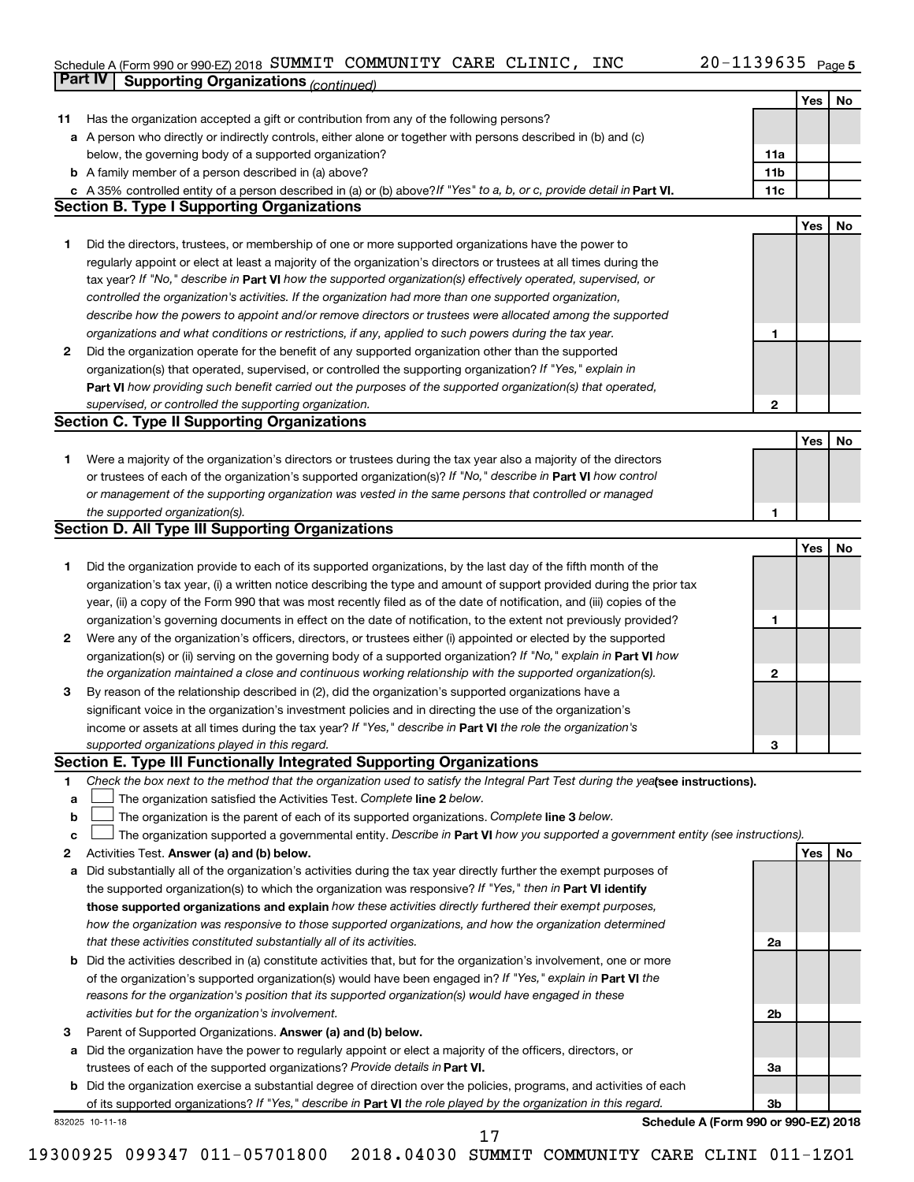Schedule A (Form 990 or 990-EZ) 2018 SUMMIT COMMUNITY CARE CLINIC, INC 20-1139635 Page 5

**Part IV Supporting Organizations** *(continued)*

| | | | Yes | No |
|---|---|---|---|---|
| **11** | Has the organization accepted a gift or contribution from any of the following persons? | | | |
| **a** | A person who directly or indirectly controls, either alone or together with persons described in (b) and (c) below, the governing body of a supported organization? | **11a** | | |
| **b** | A family member of a person described in (a) above? | **11b** | | |
| **c** | A 35% controlled entity of a person described in (a) or (b) above? *If "Yes" to a, b, or c, provide detail in* **Part VI.** | **11c** | | |

**Section B. Type I Supporting Organizations**

| | | | Yes | No |
|---|---|---|---|---|
| **1** | Did the directors, trustees, or membership of one or more supported organizations have the power to regularly appoint or elect at least a majority of the organization's directors or trustees at all times during the tax year? *If "No," describe in* **Part VI** *how the supported organization(s) effectively operated, supervised, or controlled the organization's activities. If the organization had more than one supported organization, describe how the powers to appoint and/or remove directors or trustees were allocated among the supported organizations and what conditions or restrictions, if any, applied to such powers during the tax year.* | **1** | | |
| **2** | Did the organization operate for the benefit of any supported organization other than the supported organization(s) that operated, supervised, or controlled the supporting organization? *If "Yes," explain in* **Part VI** *how providing such benefit carried out the purposes of the supported organization(s) that operated, supervised, or controlled the supporting organization.* | **2** | | |

**Section C. Type II Supporting Organizations**

| | | | Yes | No |
|---|---|---|---|---|
| **1** | Were a majority of the organization's directors or trustees during the tax year also a majority of the directors or trustees of each of the organization's supported organization(s)? *If "No," describe in* **Part VI** *how control or management of the supporting organization was vested in the same persons that controlled or managed the supported organization(s).* | **1** | | |

**Section D. All Type III Supporting Organizations**

| | | | Yes | No |
|---|---|---|---|---|
| **1** | Did the organization provide to each of its supported organizations, by the last day of the fifth month of the organization's tax year, (i) a written notice describing the type and amount of support provided during the prior tax year, (ii) a copy of the Form 990 that was most recently filed as of the date of notification, and (iii) copies of the organization's governing documents in effect on the date of notification, to the extent not previously provided? | **1** | | |
| **2** | Were any of the organization's officers, directors, or trustees either (i) appointed or elected by the supported organization(s) or (ii) serving on the governing body of a supported organization? *If "No," explain in* **Part VI** *how the organization maintained a close and continuous working relationship with the supported organization(s).* | **2** | | |
| **3** | By reason of the relationship described in (2), did the organization's supported organizations have a significant voice in the organization's investment policies and in directing the use of the organization's income or assets at all times during the tax year? *If "Yes," describe in* **Part VI** *the role the organization's supported organizations played in this regard.* | **3** | | |

**Section E. Type III Functionally Integrated Supporting Organizations**

**1** *Check the box next to the method that the organization used to satisfy the Integral Part Test during the year* **(see instructions).**

**a** ☐ The organization satisfied the Activities Test. *Complete* **line 2** *below.*

**b** ☐ The organization is the parent of each of its supported organizations. *Complete* **line 3** *below.*

**c** ☐ The organization supported a governmental entity. *Describe in* **Part VI** *how you supported a government entity (see instructions).*

| | | | Yes | No |
|---|---|---|---|---|
| **2** | Activities Test. **Answer (a) and (b) below.** | | | |
| **a** | Did substantially all of the organization's activities during the tax year directly further the exempt purposes of the supported organization(s) to which the organization was responsive? *If "Yes," then in* **Part VI identify those supported organizations and explain** *how these activities directly furthered their exempt purposes, how the organization was responsive to those supported organizations, and how the organization determined that these activities constituted substantially all of its activities.* | **2a** | | |
| **b** | Did the activities described in (a) constitute activities that, but for the organization's involvement, one or more of the organization's supported organization(s) would have been engaged in? *If "Yes," explain in* **Part VI** *the reasons for the organization's position that its supported organization(s) would have engaged in these activities but for the organization's involvement.* | **2b** | | |
| **3** | Parent of Supported Organizations. **Answer (a) and (b) below.** | | | |
| **a** | Did the organization have the power to regularly appoint or elect a majority of the officers, directors, or trustees of each of the supported organizations? *Provide details in* **Part VI.** | **3a** | | |
| **b** | Did the organization exercise a substantial degree of direction over the policies, programs, and activities of each of its supported organizations? *If "Yes," describe in* **Part VI** *the role played by the organization in this regard.* | **3b** | | |

832025 10-11-18 **Schedule A (Form 990 or 990-EZ) 2018**

19300925 099347 011-05701800 2018.04030 SUMMIT COMMUNITY CARE CLINI 011-1ZO1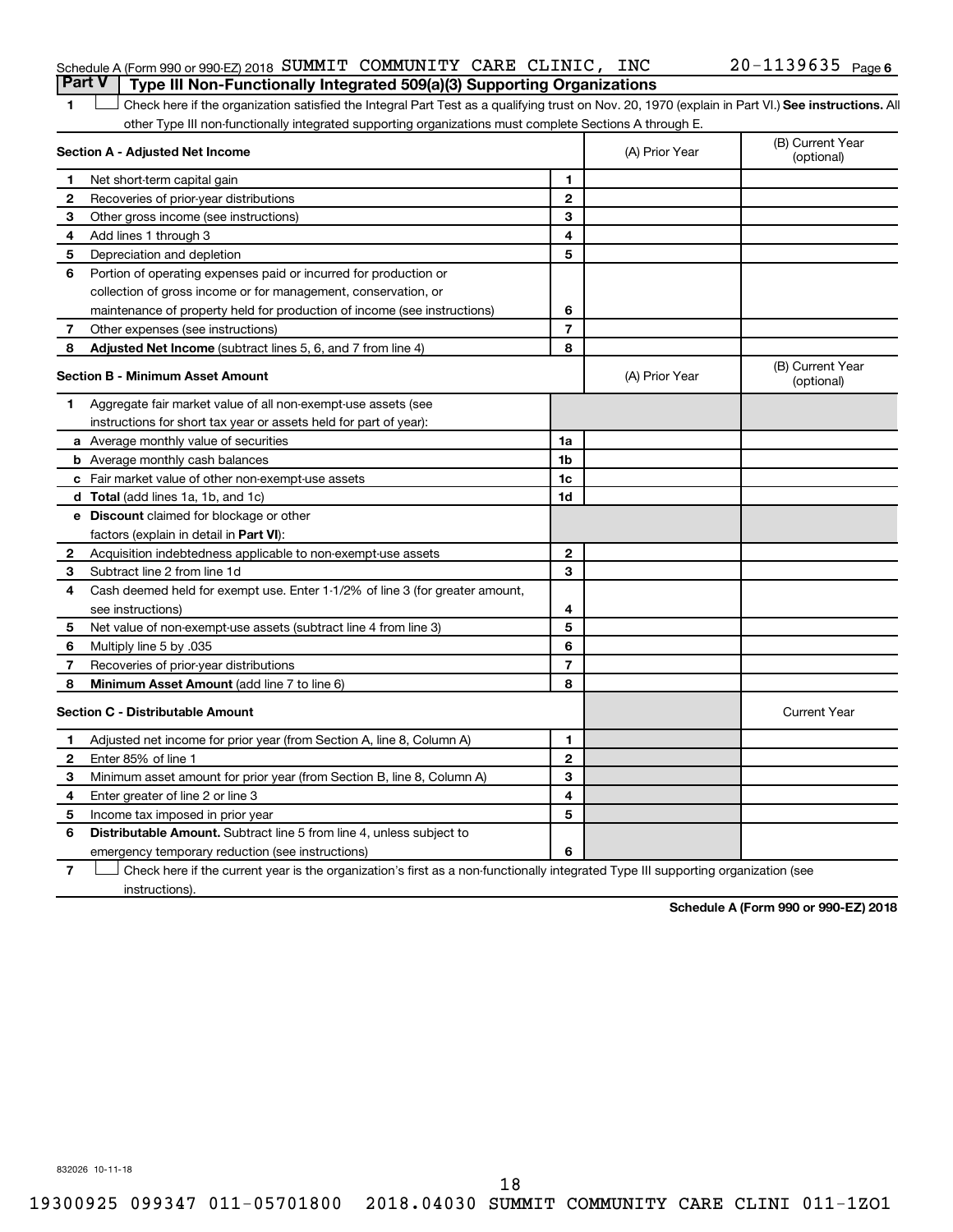Schedule A (Form 990 or 990-EZ) 2018 SUMMIT COMMUNITY CARE CLINIC, INC 20-1139635 Page 6

## Part V Type III Non-Functionally Integrated 509(a)(3) Supporting Organizations

1 ☐ Check here if the organization satisfied the Integral Part Test as a qualifying trust on Nov. 20, 1970 (explain in Part VI.) **See instructions.** All other Type III non-functionally integrated supporting organizations must complete Sections A through E.

| **Section A - Adjusted Net Income** | | | (A) Prior Year | (B) Current Year (optional) |
|---|---|---|---|---|
| 1 | Net short-term capital gain | 1 | | |
| 2 | Recoveries of prior-year distributions | 2 | | |
| 3 | Other gross income (see instructions) | 3 | | |
| 4 | Add lines 1 through 3 | 4 | | |
| 5 | Depreciation and depletion | 5 | | |
| 6 | Portion of operating expenses paid or incurred for production or collection of gross income or for management, conservation, or maintenance of property held for production of income (see instructions) | 6 | | |
| 7 | Other expenses (see instructions) | 7 | | |
| 8 | **Adjusted Net Income** (subtract lines 5, 6, and 7 from line 4) | 8 | | |

| **Section B - Minimum Asset Amount** | | | (A) Prior Year | (B) Current Year (optional) |
|---|---|---|---|---|
| 1 | Aggregate fair market value of all non-exempt-use assets (see instructions for short tax year or assets held for part of year): | | | |
| a | Average monthly value of securities | 1a | | |
| b | Average monthly cash balances | 1b | | |
| c | Fair market value of other non-exempt-use assets | 1c | | |
| d | **Total** (add lines 1a, 1b, and 1c) | 1d | | |
| e | **Discount** claimed for blockage or other factors (explain in detail in **Part VI**): | | | |
| 2 | Acquisition indebtedness applicable to non-exempt-use assets | 2 | | |
| 3 | Subtract line 2 from line 1d | 3 | | |
| 4 | Cash deemed held for exempt use. Enter 1-1/2% of line 3 (for greater amount, see instructions) | 4 | | |
| 5 | Net value of non-exempt-use assets (subtract line 4 from line 3) | 5 | | |
| 6 | Multiply line 5 by .035 | 6 | | |
| 7 | Recoveries of prior-year distributions | 7 | | |
| 8 | **Minimum Asset Amount** (add line 7 to line 6) | 8 | | |

| **Section C - Distributable Amount** | | | | Current Year |
|---|---|---|---|---|
| 1 | Adjusted net income for prior year (from Section A, line 8, Column A) | 1 | | |
| 2 | Enter 85% of line 1 | 2 | | |
| 3 | Minimum asset amount for prior year (from Section B, line 8, Column A) | 3 | | |
| 4 | Enter greater of line 2 or line 3 | 4 | | |
| 5 | Income tax imposed in prior year | 5 | | |
| 6 | **Distributable Amount.** Subtract line 5 from line 4, unless subject to emergency temporary reduction (see instructions) | 6 | | |

7 ☐ Check here if the current year is the organization's first as a non-functionally integrated Type III supporting organization (see instructions).

**Schedule A (Form 990 or 990-EZ) 2018**

832026 10-11-18

19300925 099347 011-05701800 2018.04030 SUMMIT COMMUNITY CARE CLINI 011-1ZO1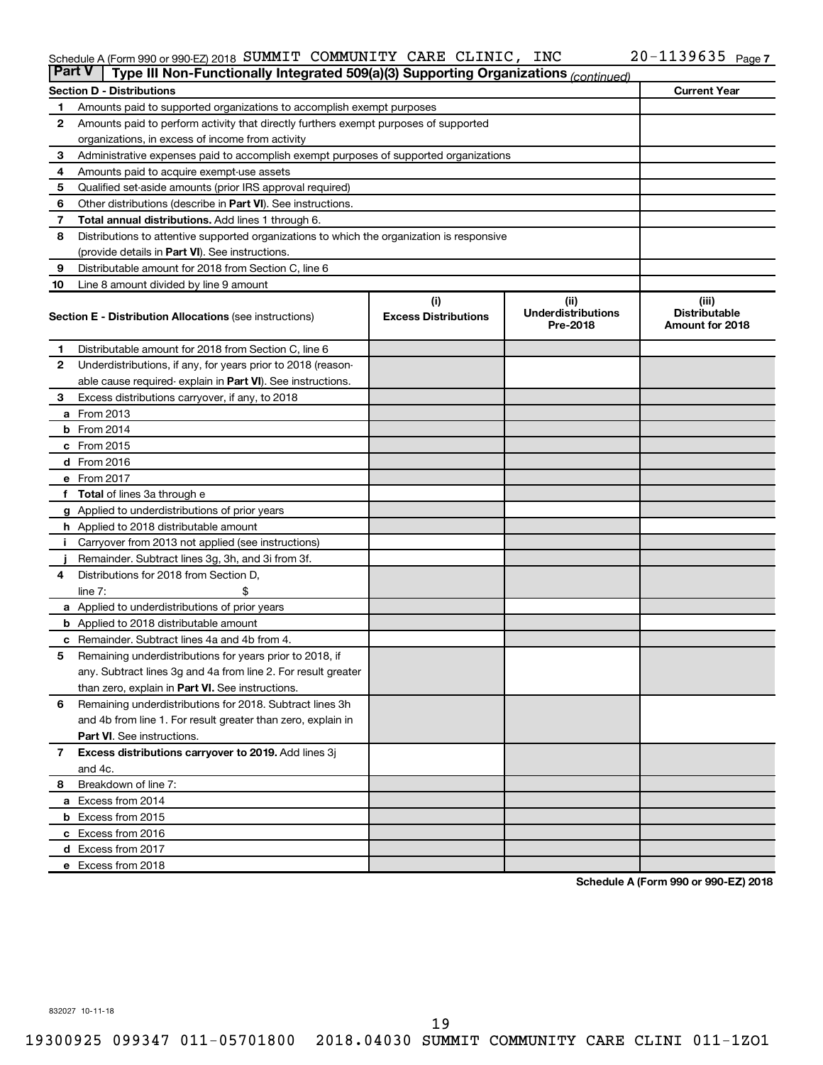Schedule A (Form 990 or 990-EZ) 2018 SUMMIT COMMUNITY CARE CLINIC, INC 20-1139635 Page 7

## Part V Type III Non-Functionally Integrated 509(a)(3) Supporting Organizations *(continued)*

| Section D - Distributions | | Current Year |
|---|---|---|
| 1 | Amounts paid to supported organizations to accomplish exempt purposes | |
| 2 | Amounts paid to perform activity that directly furthers exempt purposes of supported organizations, in excess of income from activity | |
| 3 | Administrative expenses paid to accomplish exempt purposes of supported organizations | |
| 4 | Amounts paid to acquire exempt-use assets | |
| 5 | Qualified set-aside amounts (prior IRS approval required) | |
| 6 | Other distributions (describe in **Part VI**). See instructions. | |
| 7 | **Total annual distributions.** Add lines 1 through 6. | |
| 8 | Distributions to attentive supported organizations to which the organization is responsive (provide details in **Part VI**). See instructions. | |
| 9 | Distributable amount for 2018 from Section C, line 6 | |
| 10 | Line 8 amount divided by line 9 amount | |

| **Section E - Distribution Allocations** (see instructions) | (i) Excess Distributions | (ii) Underdistributions Pre-2018 | (iii) Distributable Amount for 2018 |
|---|---|---|---|
| 1 Distributable amount for 2018 from Section C, line 6 | | | |
| 2 Underdistributions, if any, for years prior to 2018 (reasonable cause required- explain in **Part VI**). See instructions. | | | |
| 3 Excess distributions carryover, if any, to 2018 | | | |
| a From 2013 | | | |
| b From 2014 | | | |
| c From 2015 | | | |
| d From 2016 | | | |
| e From 2017 | | | |
| f **Total** of lines 3a through e | | | |
| g Applied to underdistributions of prior years | | | |
| h Applied to 2018 distributable amount | | | |
| i Carryover from 2013 not applied (see instructions) | | | |
| j Remainder. Subtract lines 3g, 3h, and 3i from 3f. | | | |
| 4 Distributions for 2018 from Section D, line 7: $ | | | |
| a Applied to underdistributions of prior years | | | |
| b Applied to 2018 distributable amount | | | |
| c Remainder. Subtract lines 4a and 4b from 4. | | | |
| 5 Remaining underdistributions for years prior to 2018, if any. Subtract lines 3g and 4a from line 2. For result greater than zero, explain in **Part VI.** See instructions. | | | |
| 6 Remaining underdistributions for 2018. Subtract lines 3h and 4b from line 1. For result greater than zero, explain in **Part VI**. See instructions. | | | |
| 7 **Excess distributions carryover to 2019.** Add lines 3j and 4c. | | | |
| 8 Breakdown of line 7: | | | |
| a Excess from 2014 | | | |
| b Excess from 2015 | | | |
| c Excess from 2016 | | | |
| d Excess from 2017 | | | |
| e Excess from 2018 | | | |

**Schedule A (Form 990 or 990-EZ) 2018**

832027 10-11-18

19300925 099347 011-05701800 2018.04030 SUMMIT COMMUNITY CARE CLINI 011-1ZO1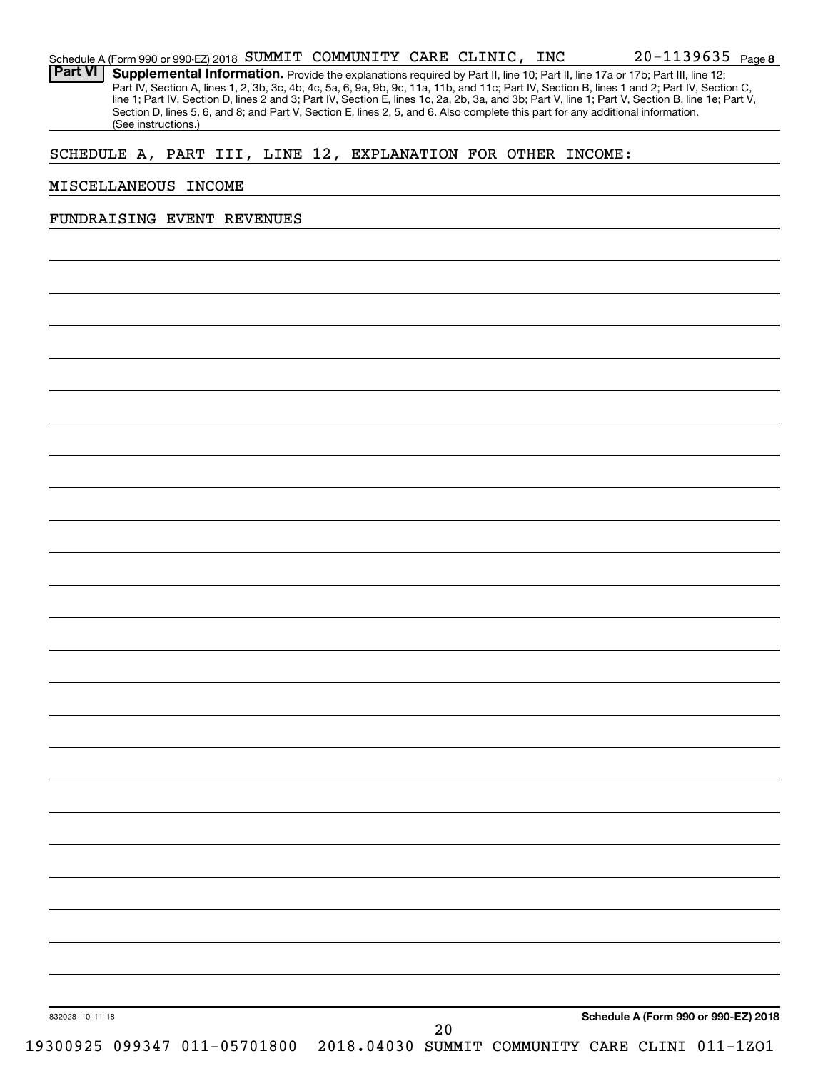Schedule A (Form 990 or 990-EZ) 2018 SUMMIT COMMUNITY CARE CLINIC, INC 20-1139635 Page 8

**Part VI** **Supplemental Information.** Provide the explanations required by Part II, line 10; Part II, line 17a or 17b; Part III, line 12; Part IV, Section A, lines 1, 2, 3b, 3c, 4b, 4c, 5a, 6, 9a, 9b, 9c, 11a, 11b, and 11c; Part IV, Section B, lines 1 and 2; Part IV, Section C, line 1; Part IV, Section D, lines 2 and 3; Part IV, Section E, lines 1c, 2a, 2b, 3a, and 3b; Part V, line 1; Part V, Section B, line 1e; Part V, Section D, lines 5, 6, and 8; and Part V, Section E, lines 2, 5, and 6. Also complete this part for any additional information. (See instructions.)

SCHEDULE A, PART III, LINE 12, EXPLANATION FOR OTHER INCOME:

MISCELLANEOUS INCOME

FUNDRAISING EVENT REVENUES

832028 10-11-18

**Schedule A (Form 990 or 990-EZ) 2018**

19300925 099347 011-05701800 2018.04030 SUMMIT COMMUNITY CARE CLINI 011-1ZO1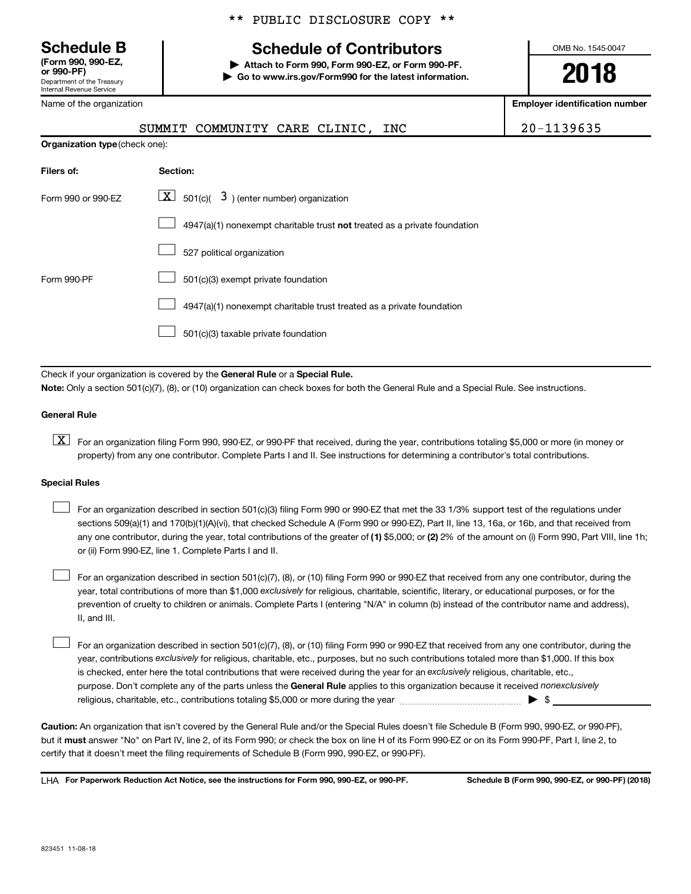\*\* PUBLIC DISCLOSURE COPY \*\*

**Schedule B**
**(Form 990, 990-EZ, or 990-PF)**
Department of the Treasury
Internal Revenue Service

# Schedule of Contributors

▶ **Attach to Form 990, Form 990-EZ, or Form 990-PF.**
▶ **Go to www.irs.gov/Form990 for the latest information.**

OMB No. 1545-0047

**2018**

| Name of the organization | Employer identification number |
|---|---|
| SUMMIT COMMUNITY CARE CLINIC, INC | 20-1139635 |

**Organization type** (check one):

| Filers of: | Section: |
|---|---|
| Form 990 or 990-EZ | [X] 501(c)( 3 ) (enter number) organization |
| | [ ] 4947(a)(1) nonexempt charitable trust **not** treated as a private foundation |
| | [ ] 527 political organization |
| Form 990-PF | [ ] 501(c)(3) exempt private foundation |
| | [ ] 4947(a)(1) nonexempt charitable trust treated as a private foundation |
| | [ ] 501(c)(3) taxable private foundation |

Check if your organization is covered by the **General Rule** or a **Special Rule.**

**Note:** Only a section 501(c)(7), (8), or (10) organization can check boxes for both the General Rule and a Special Rule. See instructions.

**General Rule**

[X] For an organization filing Form 990, 990-EZ, or 990-PF that received, during the year, contributions totaling $5,000 or more (in money or property) from any one contributor. Complete Parts I and II. See instructions for determining a contributor's total contributions.

**Special Rules**

[ ] For an organization described in section 501(c)(3) filing Form 990 or 990-EZ that met the 33 1/3% support test of the regulations under sections 509(a)(1) and 170(b)(1)(A)(vi), that checked Schedule A (Form 990 or 990-EZ), Part II, line 13, 16a, or 16b, and that received from any one contributor, during the year, total contributions of the greater of **(1)** $5,000; or **(2)** 2% of the amount on (i) Form 990, Part VIII, line 1h; or (ii) Form 990-EZ, line 1. Complete Parts I and II.

[ ] For an organization described in section 501(c)(7), (8), or (10) filing Form 990 or 990-EZ that received from any one contributor, during the year, total contributions of more than $1,000 *exclusively* for religious, charitable, scientific, literary, or educational purposes, or for the prevention of cruelty to children or animals. Complete Parts I (entering "N/A" in column (b) instead of the contributor name and address), II, and III.

[ ] For an organization described in section 501(c)(7), (8), or (10) filing Form 990 or 990-EZ that received from any one contributor, during the year, contributions *exclusively* for religious, charitable, etc., purposes, but no such contributions totaled more than $1,000. If this box is checked, enter here the total contributions that were received during the year for an *exclusively* religious, charitable, etc., purpose. Don't complete any of the parts unless the **General Rule** applies to this organization because it received *nonexclusively* religious, charitable, etc., contributions totaling $5,000 or more during the year ▶ $ ____________

**Caution:** An organization that isn't covered by the General Rule and/or the Special Rules doesn't file Schedule B (Form 990, 990-EZ, or 990-PF), but it **must** answer "No" on Part IV, line 2, of its Form 990; or check the box on line H of its Form 990-EZ or on its Form 990-PF, Part I, line 2, to certify that it doesn't meet the filing requirements of Schedule B (Form 990, 990-EZ, or 990-PF).

LHA **For Paperwork Reduction Act Notice, see the instructions for Form 990, 990-EZ, or 990-PF.** **Schedule B (Form 990, 990-EZ, or 990-PF) (2018)**

823451 11-08-18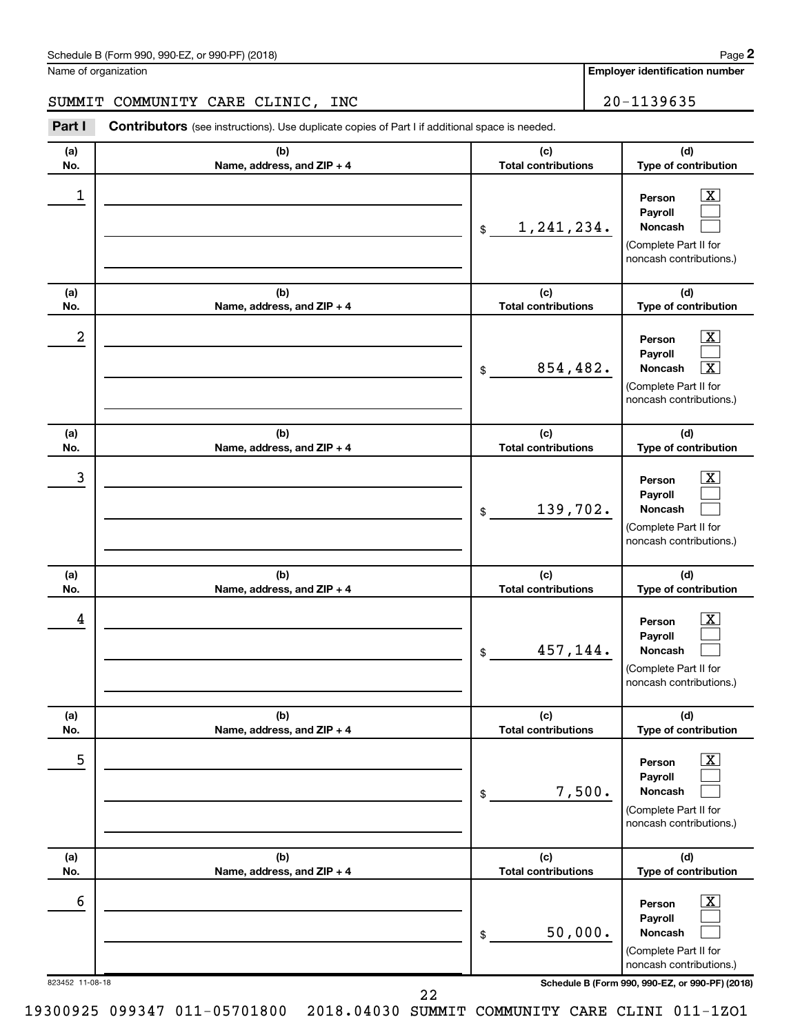Schedule B (Form 990, 990-EZ, or 990-PF) (2018)

Name of organization: SUMMIT COMMUNITY CARE CLINIC, INC

Employer identification number: 20-1139635

**Part I** **Contributors** (see instructions). Use duplicate copies of Part I if additional space is needed.

| (a) No. | (b) Name, address, and ZIP + 4 | (c) Total contributions | (d) Type of contribution |
|---|---|---|---|
| 1 | | $ 1,241,234. | Person [X] Payroll [ ] Noncash [ ] (Complete Part II for noncash contributions.) |
| 2 | | $ 854,482. | Person [X] Payroll [ ] Noncash [X] (Complete Part II for noncash contributions.) |
| 3 | | $ 139,702. | Person [X] Payroll [ ] Noncash [ ] (Complete Part II for noncash contributions.) |
| 4 | | $ 457,144. | Person [X] Payroll [ ] Noncash [ ] (Complete Part II for noncash contributions.) |
| 5 | | $ 7,500. | Person [X] Payroll [ ] Noncash [ ] (Complete Part II for noncash contributions.) |
| 6 | | $ 50,000. | Person [X] Payroll [ ] Noncash [ ] (Complete Part II for noncash contributions.) |

823452 11-08-18

Schedule B (Form 990, 990-EZ, or 990-PF) (2018)

19300925 099347 011-05701800 2018.04030 SUMMIT COMMUNITY CARE CLINI 011-1ZO1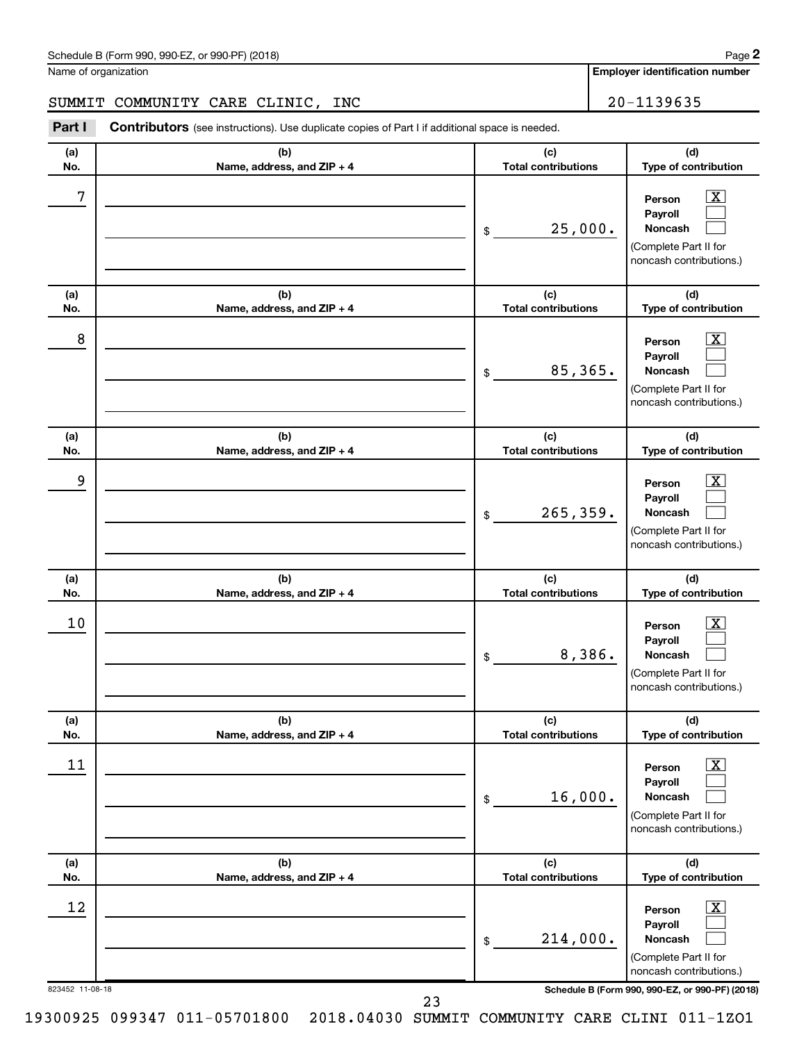Schedule B (Form 990, 990-EZ, or 990-PF) (2018) Page **2**

Name of organization | **Employer identification number**

SUMMIT COMMUNITY CARE CLINIC, INC | 20-1139635

**Part I** **Contributors** (see instructions). Use duplicate copies of Part I if additional space is needed.

| (a) No. | (b) Name, address, and ZIP + 4 | (c) Total contributions | (d) Type of contribution |
|---|---|---|---|
| 7 | | $ 25,000. | Person [X] Payroll [ ] Noncash [ ] (Complete Part II for noncash contributions.) |
| 8 | | $ 85,365. | Person [X] Payroll [ ] Noncash [ ] (Complete Part II for noncash contributions.) |
| 9 | | $ 265,359. | Person [X] Payroll [ ] Noncash [ ] (Complete Part II for noncash contributions.) |
| 10 | | $ 8,386. | Person [X] Payroll [ ] Noncash [ ] (Complete Part II for noncash contributions.) |
| 11 | | $ 16,000. | Person [X] Payroll [ ] Noncash [ ] (Complete Part II for noncash contributions.) |
| 12 | | $ 214,000. | Person [X] Payroll [ ] Noncash [ ] (Complete Part II for noncash contributions.) |

823452 11-08-18 **Schedule B (Form 990, 990-EZ, or 990-PF) (2018)**

19300925 099347 011-05701800 2018.04030 SUMMIT COMMUNITY CARE CLINI 011-1ZO1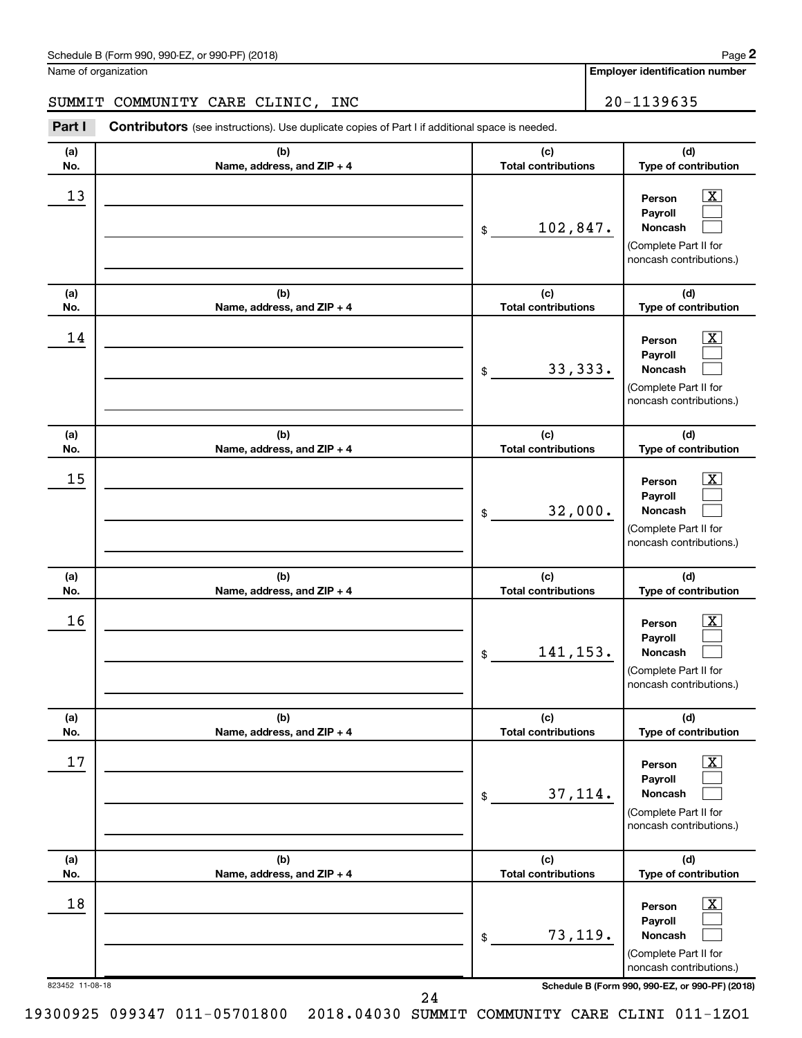Schedule B (Form 990, 990-EZ, or 990-PF) (2018) Page **2**

Name of organization | **Employer identification number**

SUMMIT COMMUNITY CARE CLINIC, INC | 20-1139635

**Part I** **Contributors** (see instructions). Use duplicate copies of Part I if additional space is needed.

| (a) No. | (b) Name, address, and ZIP + 4 | (c) Total contributions | (d) Type of contribution |
|---|---|---|---|
| 13 | | $ 102,847. | Person [X] Payroll [ ] Noncash [ ] (Complete Part II for noncash contributions.) |
| 14 | | $ 33,333. | Person [X] Payroll [ ] Noncash [ ] (Complete Part II for noncash contributions.) |
| 15 | | $ 32,000. | Person [X] Payroll [ ] Noncash [ ] (Complete Part II for noncash contributions.) |
| 16 | | $ 141,153. | Person [X] Payroll [ ] Noncash [ ] (Complete Part II for noncash contributions.) |
| 17 | | $ 37,114. | Person [X] Payroll [ ] Noncash [ ] (Complete Part II for noncash contributions.) |
| 18 | | $ 73,119. | Person [X] Payroll [ ] Noncash [ ] (Complete Part II for noncash contributions.) |

823452 11-08-18 **Schedule B (Form 990, 990-EZ, or 990-PF) (2018)**

19300925 099347 011-05701800 2018.04030 SUMMIT COMMUNITY CARE CLINI 011-1ZO1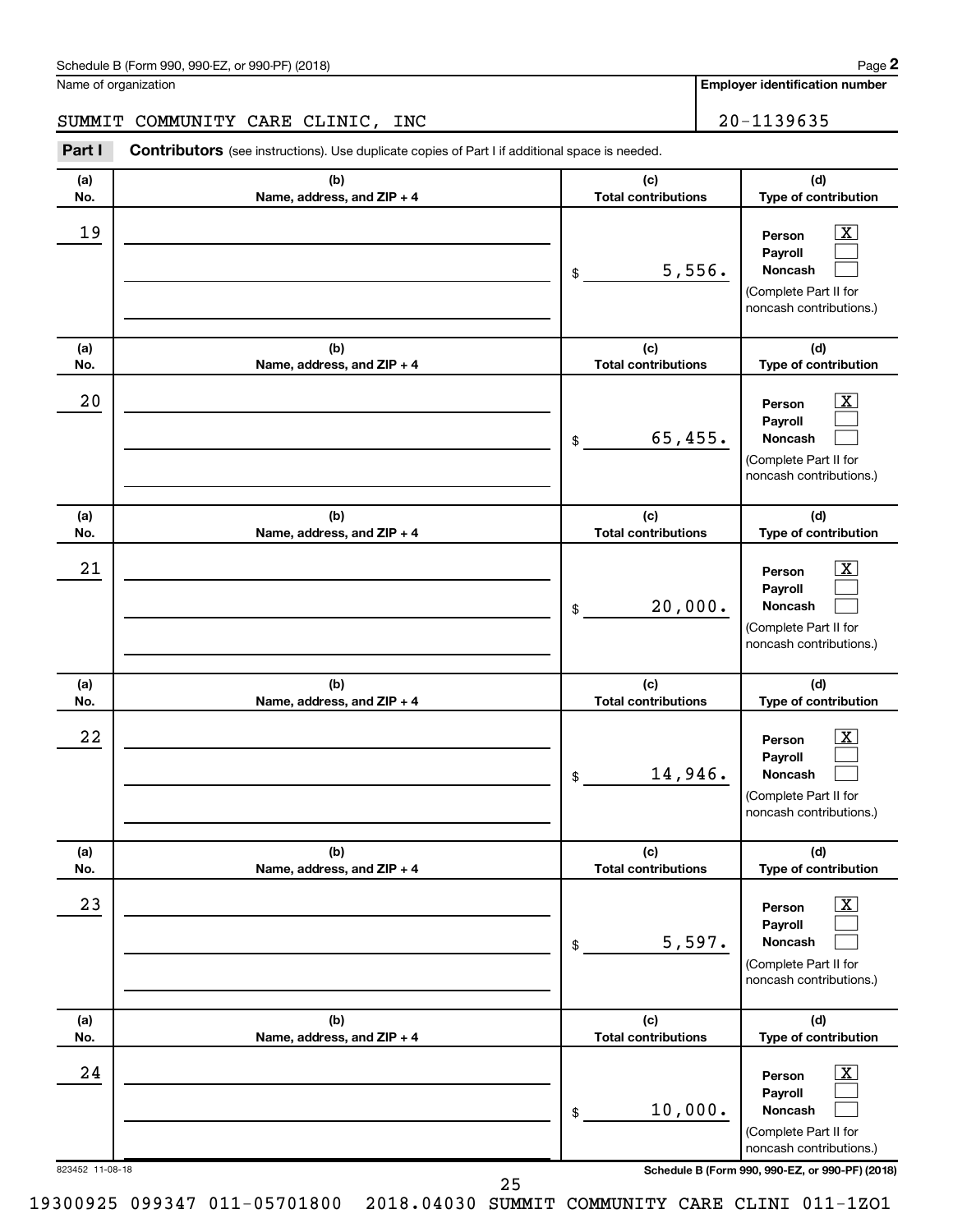Schedule B (Form 990, 990-EZ, or 990-PF) (2018)

Name of organization

SUMMIT COMMUNITY CARE CLINIC, INC

**Employer identification number**

20-1139635

**Part I** **Contributors** (see instructions). Use duplicate copies of Part I if additional space is needed.

| (a) No. | (b) Name, address, and ZIP + 4 | (c) Total contributions | (d) Type of contribution |
|---|---|---|---|
| 19 | | $ 5,556. | Person [X] Payroll [ ] Noncash [ ] (Complete Part II for noncash contributions.) |
| 20 | | $ 65,455. | Person [X] Payroll [ ] Noncash [ ] (Complete Part II for noncash contributions.) |
| 21 | | $ 20,000. | Person [X] Payroll [ ] Noncash [ ] (Complete Part II for noncash contributions.) |
| 22 | | $ 14,946. | Person [X] Payroll [ ] Noncash [ ] (Complete Part II for noncash contributions.) |
| 23 | | $ 5,597. | Person [X] Payroll [ ] Noncash [ ] (Complete Part II for noncash contributions.) |
| 24 | | $ 10,000. | Person [X] Payroll [ ] Noncash [ ] (Complete Part II for noncash contributions.) |

823452 11-08-18

**Schedule B (Form 990, 990-EZ, or 990-PF) (2018)**

19300925 099347 011-05701800 2018.04030 SUMMIT COMMUNITY CARE CLINI 011-1ZO1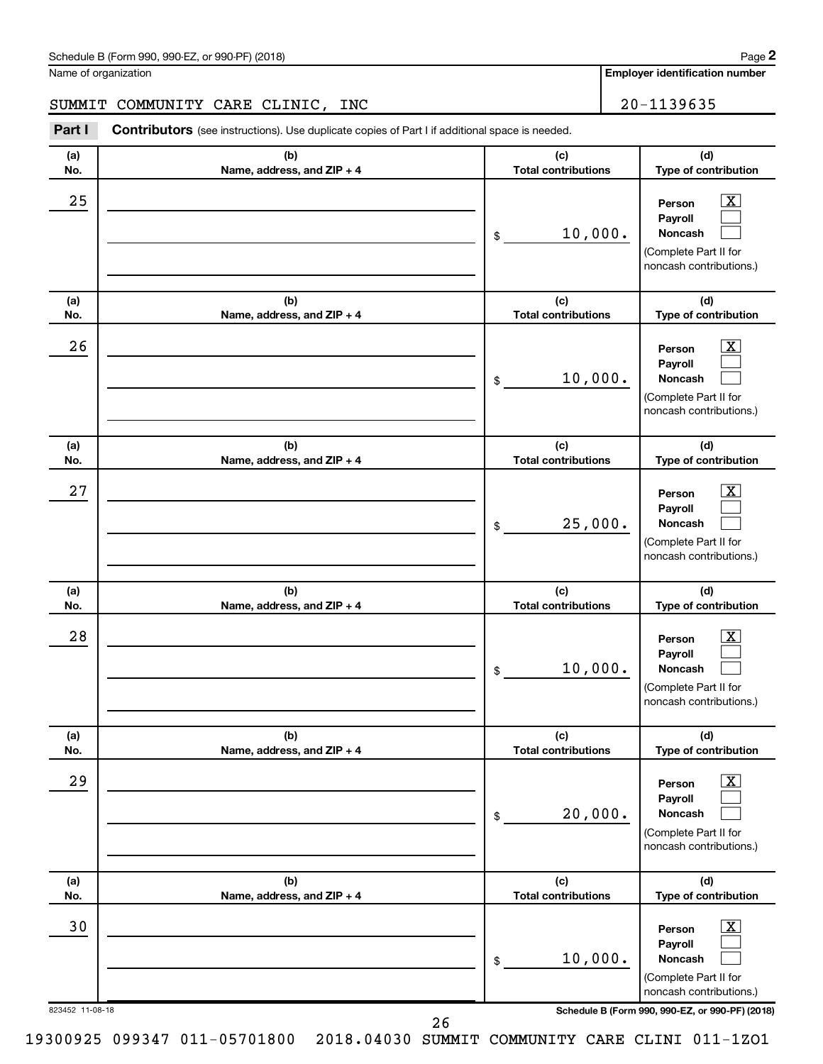Schedule B (Form 990, 990-EZ, or 990-PF) (2018)

Name of organization: SUMMIT COMMUNITY CARE CLINIC, INC

Employer identification number: 20-1139635

**Part I** **Contributors** (see instructions). Use duplicate copies of Part I if additional space is needed.

| (a) No. | (b) Name, address, and ZIP + 4 | (c) Total contributions | (d) Type of contribution |
|---|---|---|---|
| 25 | | $ 10,000. | Person [X] Payroll [ ] Noncash [ ] (Complete Part II for noncash contributions.) |
| 26 | | $ 10,000. | Person [X] Payroll [ ] Noncash [ ] (Complete Part II for noncash contributions.) |
| 27 | | $ 25,000. | Person [X] Payroll [ ] Noncash [ ] (Complete Part II for noncash contributions.) |
| 28 | | $ 10,000. | Person [X] Payroll [ ] Noncash [ ] (Complete Part II for noncash contributions.) |
| 29 | | $ 20,000. | Person [X] Payroll [ ] Noncash [ ] (Complete Part II for noncash contributions.) |
| 30 | | $ 10,000. | Person [X] Payroll [ ] Noncash [ ] (Complete Part II for noncash contributions.) |

823452 11-08-18 Schedule B (Form 990, 990-EZ, or 990-PF) (2018)

19300925 099347 011-05701800 2018.04030 SUMMIT COMMUNITY CARE CLINI 011-1ZO1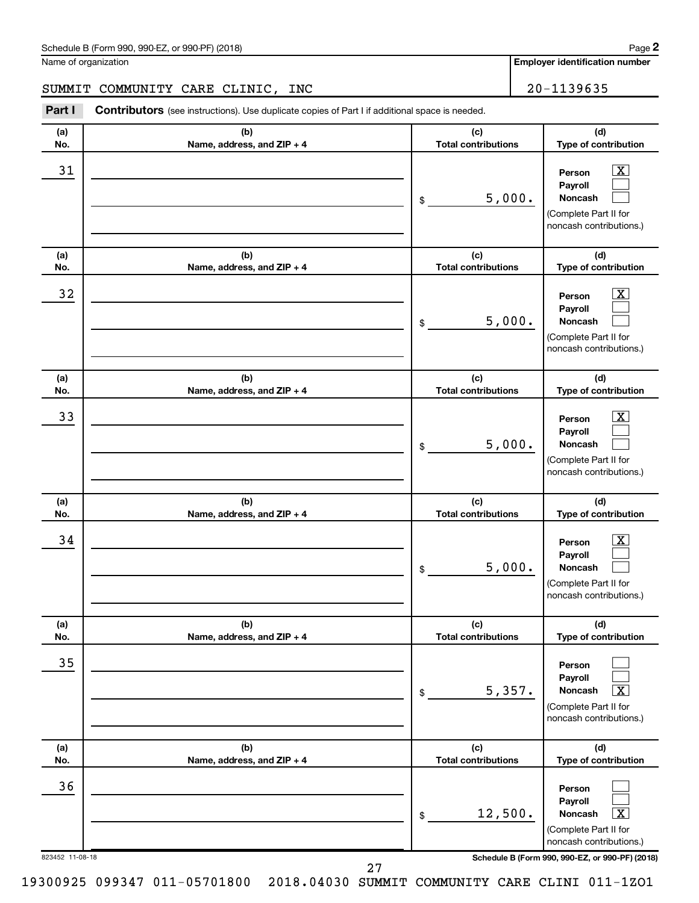Schedule B (Form 990, 990-EZ, or 990-PF) (2018)

Name of organization: SUMMIT COMMUNITY CARE CLINIC, INC

Employer identification number: 20-1139635

**Part I** **Contributors** (see instructions). Use duplicate copies of Part I if additional space is needed.

| (a) No. | (b) Name, address, and ZIP + 4 | (c) Total contributions | (d) Type of contribution |
|---|---|---|---|
| 31 | | $ 5,000. | Person [X] Payroll [ ] Noncash [ ] (Complete Part II for noncash contributions.) |
| 32 | | $ 5,000. | Person [X] Payroll [ ] Noncash [ ] (Complete Part II for noncash contributions.) |
| 33 | | $ 5,000. | Person [X] Payroll [ ] Noncash [ ] (Complete Part II for noncash contributions.) |
| 34 | | $ 5,000. | Person [X] Payroll [ ] Noncash [ ] (Complete Part II for noncash contributions.) |
| 35 | | $ 5,357. | Person [ ] Payroll [ ] Noncash [X] (Complete Part II for noncash contributions.) |
| 36 | | $ 12,500. | Person [ ] Payroll [ ] Noncash [X] (Complete Part II for noncash contributions.) |

823452 11-08-18

Schedule B (Form 990, 990-EZ, or 990-PF) (2018)

19300925 099347 011-05701800 2018.04030 SUMMIT COMMUNITY CARE CLINI 011-1ZO1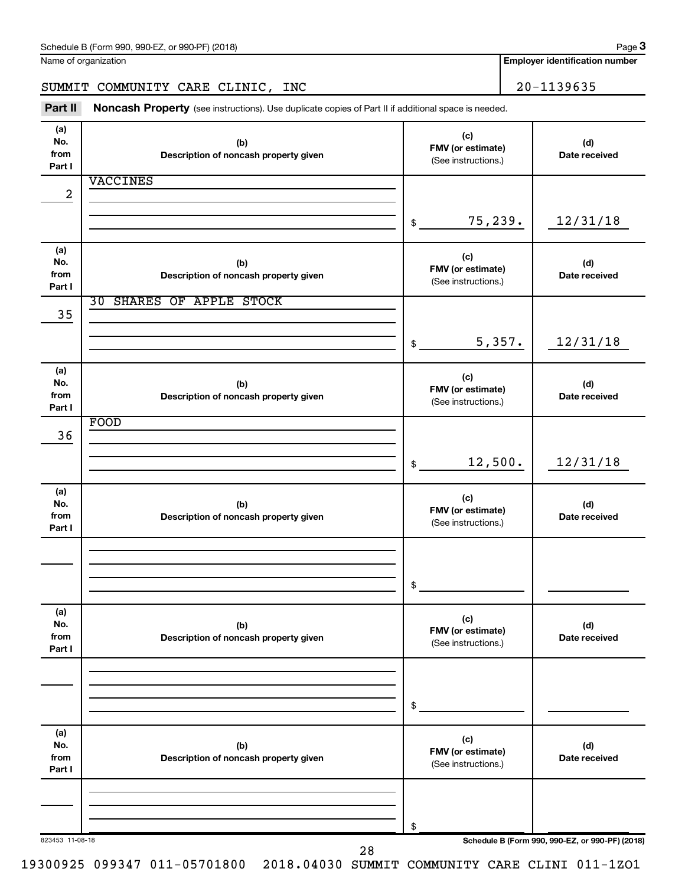Name of organization: SUMMIT COMMUNITY CARE CLINIC, INC

Employer identification number: 20-1139635

**Part II** **Noncash Property** (see instructions). Use duplicate copies of Part II if additional space is needed.

| (a) No. from Part I | (b) Description of noncash property given | (c) FMV (or estimate) (See instructions.) | (d) Date received |
|---|---|---|---|
| 2 | VACCINES | $ 75,239. | 12/31/18 |
| 35 | 30 SHARES OF APPLE STOCK | $ 5,357. | 12/31/18 |
| 36 | FOOD | $ 12,500. | 12/31/18 |
| | | $ | |
| | | $ | |
| | | $ | |

823453 11-08-18

Schedule B (Form 990, 990-EZ, or 990-PF) (2018)

19300925 099347 011-05701800 2018.04030 SUMMIT COMMUNITY CARE CLINI 011-1ZO1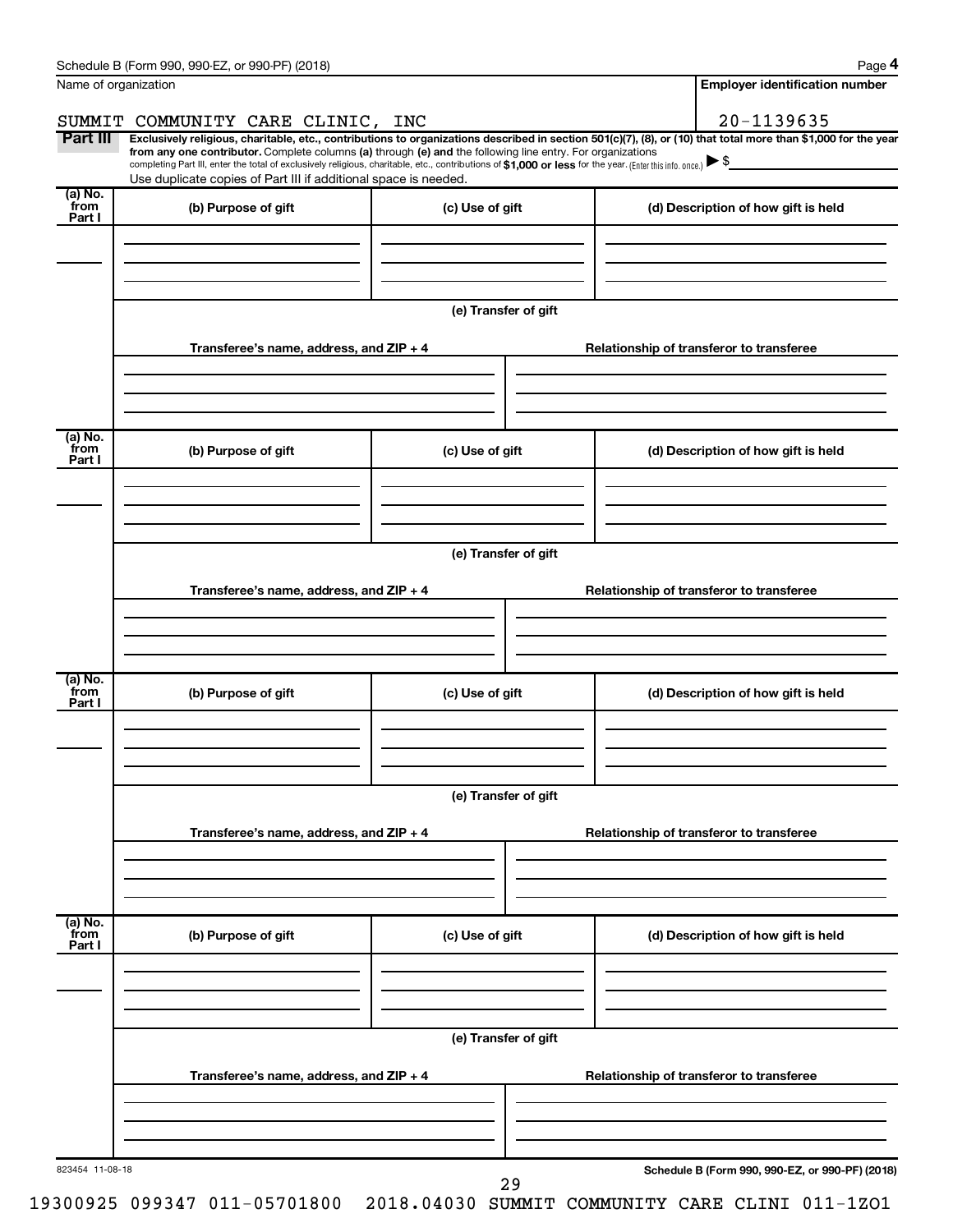Name of organization

SUMMIT COMMUNITY CARE CLINIC, INC

**Employer identification number**

20-1139635

**Part III** **Exclusively religious, charitable, etc., contributions to organizations described in section 501(c)(7), (8), or (10) that total more than $1,000 for the year from any one contributor.** Complete columns **(a)** through **(e)** and the following line entry. For organizations completing Part III, enter the total of exclusively religious, charitable, etc., contributions of **$1,000 or less** for the year. (Enter this info. once.) ▶ $

Use duplicate copies of Part III if additional space is needed.

| (a) No. from Part I | (b) Purpose of gift | (c) Use of gift | (d) Description of how gift is held |
|---|---|---|---|
| | | | |

**(e) Transfer of gift**

| Transferee's name, address, and ZIP + 4 | Relationship of transferor to transferee |
|---|---|
| | |

| (a) No. from Part I | (b) Purpose of gift | (c) Use of gift | (d) Description of how gift is held |
|---|---|---|---|
| | | | |

**(e) Transfer of gift**

| Transferee's name, address, and ZIP + 4 | Relationship of transferor to transferee |
|---|---|
| | |

| (a) No. from Part I | (b) Purpose of gift | (c) Use of gift | (d) Description of how gift is held |
|---|---|---|---|
| | | | |

**(e) Transfer of gift**

| Transferee's name, address, and ZIP + 4 | Relationship of transferor to transferee |
|---|---|
| | |

| (a) No. from Part I | (b) Purpose of gift | (c) Use of gift | (d) Description of how gift is held |
|---|---|---|---|
| | | | |

**(e) Transfer of gift**

| Transferee's name, address, and ZIP + 4 | Relationship of transferor to transferee |
|---|---|
| | |

823454 11-08-18

**Schedule B (Form 990, 990-EZ, or 990-PF) (2018)**

19300925 099347 011-05701800 2018.04030 SUMMIT COMMUNITY CARE CLINI 011-1ZO1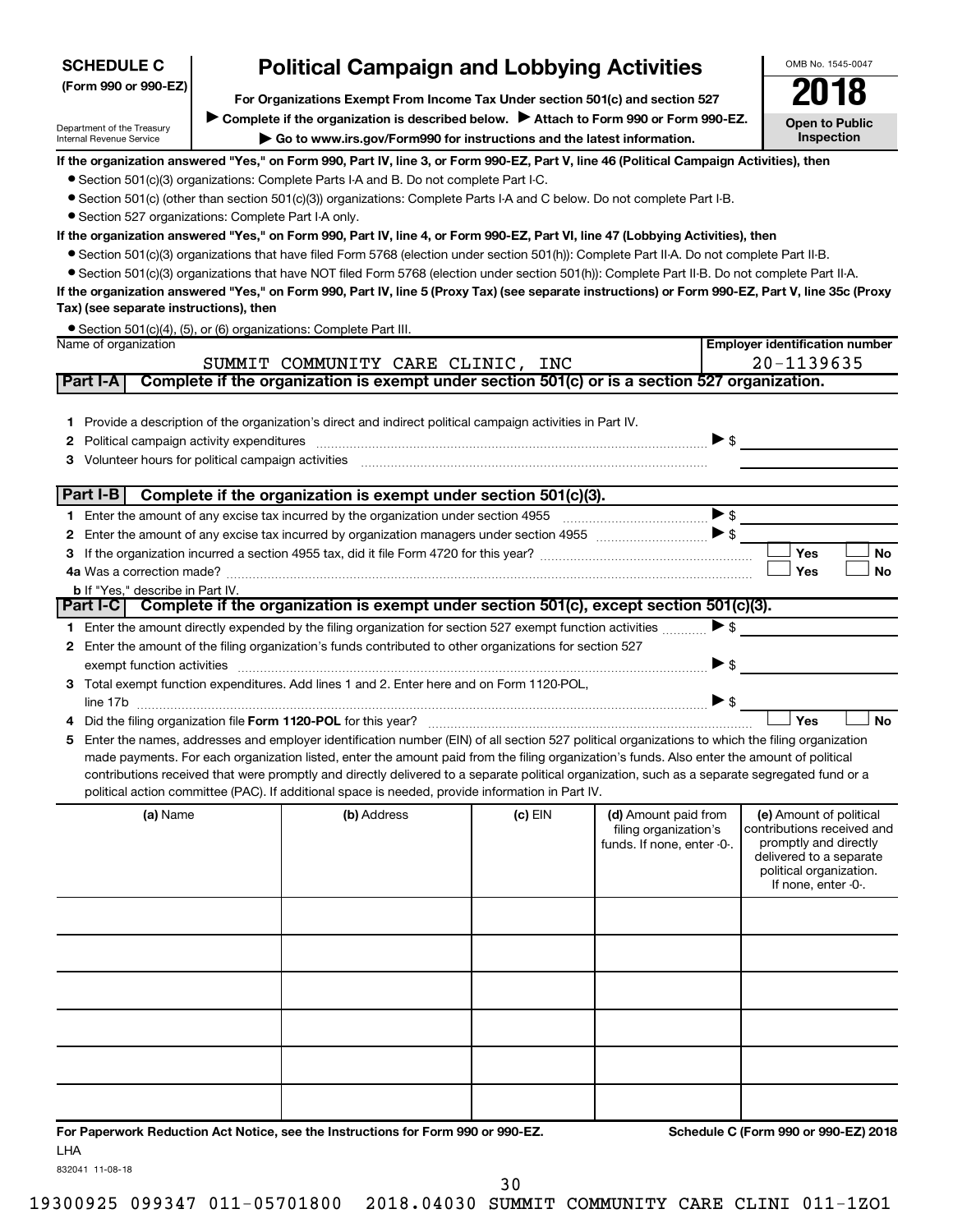**SCHEDULE C**
**(Form 990 or 990-EZ)**

Department of the Treasury
Internal Revenue Service

# Political Campaign and Lobbying Activities

**For Organizations Exempt From Income Tax Under section 501(c) and section 527**

▶ **Complete if the organization is described below.** ▶ **Attach to Form 990 or Form 990-EZ.**

▶ **Go to www.irs.gov/Form990 for instructions and the latest information.**

OMB No. 1545-0047

**2018**

**Open to Public Inspection**

**If the organization answered "Yes," on Form 990, Part IV, line 3, or Form 990-EZ, Part V, line 46 (Political Campaign Activities), then**

- Section 501(c)(3) organizations: Complete Parts I-A and B. Do not complete Part I-C.
- Section 501(c) (other than section 501(c)(3)) organizations: Complete Parts I-A and C below. Do not complete Part I-B.
- Section 527 organizations: Complete Part I-A only.

**If the organization answered "Yes," on Form 990, Part IV, line 4, or Form 990-EZ, Part VI, line 47 (Lobbying Activities), then**

- Section 501(c)(3) organizations that have filed Form 5768 (election under section 501(h)): Complete Part II-A. Do not complete Part II-B.
- Section 501(c)(3) organizations that have NOT filed Form 5768 (election under section 501(h)): Complete Part II-B. Do not complete Part II-A.

**If the organization answered "Yes," on Form 990, Part IV, line 5 (Proxy Tax) (see separate instructions) or Form 990-EZ, Part V, line 35c (Proxy Tax) (see separate instructions), then**

- Section 501(c)(4), (5), or (6) organizations: Complete Part III.

| Name of organization | Employer identification number |
|---|---|
| SUMMIT COMMUNITY CARE CLINIC, INC | 20-1139635 |

**Part I-A** **Complete if the organization is exempt under section 501(c) or is a section 527 organization.**

1. Provide a description of the organization's direct and indirect political campaign activities in Part IV.
2. Political campaign activity expenditures ▶ $
3. Volunteer hours for political campaign activities

**Part I-B** **Complete if the organization is exempt under section 501(c)(3).**

1. Enter the amount of any excise tax incurred by the organization under section 4955 ▶ $
2. Enter the amount of any excise tax incurred by organization managers under section 4955 ▶ $
3. If the organization incurred a section 4955 tax, did it file Form 4720 for this year? ☐ Yes ☐ No

4a. Was a correction made? ☐ Yes ☐ No

b. If "Yes," describe in Part IV.

**Part I-C** **Complete if the organization is exempt under section 501(c), except section 501(c)(3).**

1. Enter the amount directly expended by the filing organization for section 527 exempt function activities ▶ $
2. Enter the amount of the filing organization's funds contributed to other organizations for section 527 exempt function activities ▶ $
3. Total exempt function expenditures. Add lines 1 and 2. Enter here and on Form 1120-POL, line 17b ▶ $
4. Did the filing organization file **Form 1120-POL** for this year? ☐ Yes ☐ No
5. Enter the names, addresses and employer identification number (EIN) of all section 527 political organizations to which the filing organization made payments. For each organization listed, enter the amount paid from the filing organization's funds. Also enter the amount of political contributions received that were promptly and directly delivered to a separate political organization, such as a separate segregated fund or a political action committee (PAC). If additional space is needed, provide information in Part IV.

| (a) Name | (b) Address | (c) EIN | (d) Amount paid from filing organization's funds. If none, enter -0-. | (e) Amount of political contributions received and promptly and directly delivered to a separate political organization. If none, enter -0-. |
|---|---|---|---|---|
| | | | | |
| | | | | |
| | | | | |
| | | | | |
| | | | | |
| | | | | |

**For Paperwork Reduction Act Notice, see the Instructions for Form 990 or 990-EZ.** **Schedule C (Form 990 or 990-EZ) 2018**

LHA

832041 11-08-18

19300925 099347 011-05701800 2018.04030 SUMMIT COMMUNITY CARE CLINI 011-1ZO1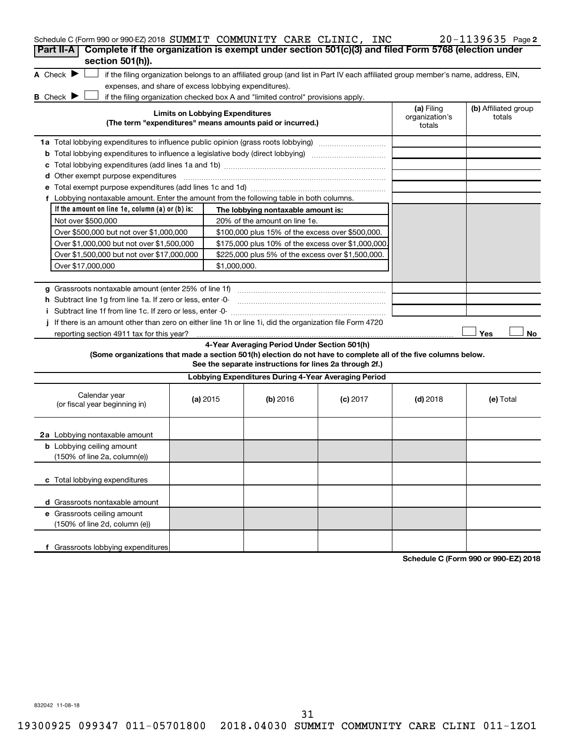Schedule C (Form 990 or 990-EZ) 2018 SUMMIT COMMUNITY CARE CLINIC, INC 20-1139635 Page **2**

## Part II-A Complete if the organization is exempt under section 501(c)(3) and filed Form 5768 (election under section 501(h)).

**A** Check ▶ ☐ if the filing organization belongs to an affiliated group (and list in Part IV each affiliated group member's name, address, EIN, expenses, and share of excess lobbying expenditures).

**B** Check ▶ ☐ if the filing organization checked box A and "limited control" provisions apply.

| Limits on Lobbying Expenditures (The term "expenditures" means amounts paid or incurred.) | (a) Filing organization's totals | (b) Affiliated group totals |
|---|---|---|
| **1a** Total lobbying expenditures to influence public opinion (grass roots lobbying) | | |
| **b** Total lobbying expenditures to influence a legislative body (direct lobbying) | | |
| **c** Total lobbying expenditures (add lines 1a and 1b) | | |
| **d** Other exempt purpose expenditures | | |
| **e** Total exempt purpose expenditures (add lines 1c and 1d) | | |
| **f** Lobbying nontaxable amount. Enter the amount from the following table in both columns. | | |

| If the amount on line 1e, column (a) or (b) is: | The lobbying nontaxable amount is: |
|---|---|
| Not over $500,000 | 20% of the amount on line 1e. |
| Over $500,000 but not over $1,000,000 | $100,000 plus 15% of the excess over $500,000. |
| Over $1,000,000 but not over $1,500,000 | $175,000 plus 10% of the excess over $1,000,000. |
| Over $1,500,000 but not over $17,000,000 | $225,000 plus 5% of the excess over $1,500,000. |
| Over $17,000,000 | $1,000,000. |

| | (a) Filing organization's totals | (b) Affiliated group totals |
|---|---|---|
| **g** Grassroots nontaxable amount (enter 25% of line 1f) | | |
| **h** Subtract line 1g from line 1a. If zero or less, enter -0- | | |
| **i** Subtract line 1f from line 1c. If zero or less, enter -0- | | |

**j** If there is an amount other than zero on either line 1h or line 1i, did the organization file Form 4720 reporting section 4911 tax for this year? ☐ Yes ☐ No

### 4-Year Averaging Period Under Section 501(h)

**(Some organizations that made a section 501(h) election do not have to complete all of the five columns below. See the separate instructions for lines 2a through 2f.)**

**Lobbying Expenditures During 4-Year Averaging Period**

| Calendar year (or fiscal year beginning in) | (a) 2015 | (b) 2016 | (c) 2017 | (d) 2018 | (e) Total |
|---|---|---|---|---|---|
| **2a** Lobbying nontaxable amount | | | | | |
| **b** Lobbying ceiling amount (150% of line 2a, column(e)) | | | | | |
| **c** Total lobbying expenditures | | | | | |
| **d** Grassroots nontaxable amount | | | | | |
| **e** Grassroots ceiling amount (150% of line 2d, column (e)) | | | | | |
| **f** Grassroots lobbying expenditures | | | | | |

**Schedule C (Form 990 or 990-EZ) 2018**

832042 11-08-18

19300925 099347 011-05701800 2018.04030 SUMMIT COMMUNITY CARE CLINI 011-1ZO1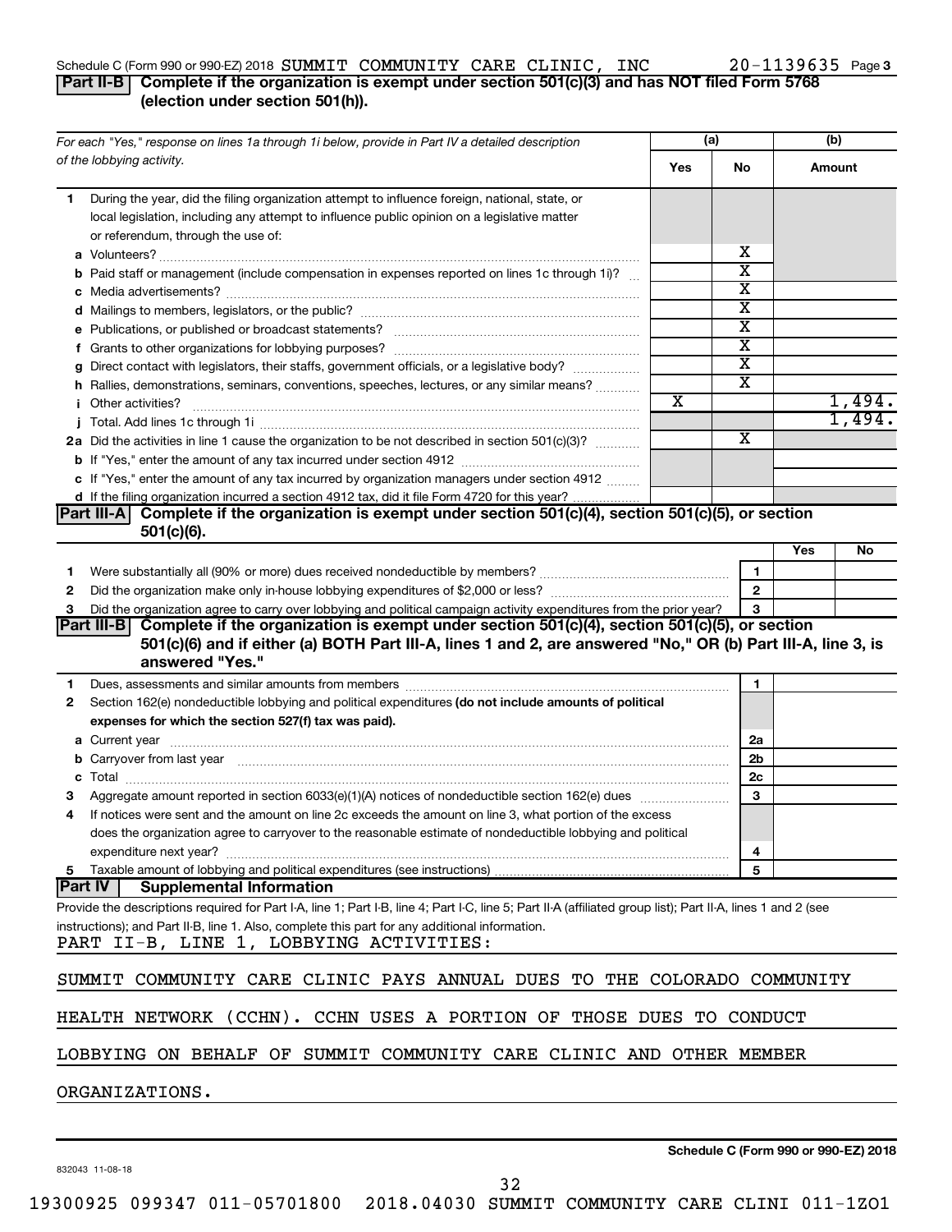Schedule C (Form 990 or 990-EZ) 2018 SUMMIT COMMUNITY CARE CLINIC, INC 20-1139635 Page 3

## Part II-B Complete if the organization is exempt under section 501(c)(3) and has NOT filed Form 5768 (election under section 501(h)).

| For each "Yes," response on lines 1a through 1i below, provide in Part IV a detailed description of the lobbying activity. | (a) Yes | (a) No | (b) Amount |
|---|---|---|---|
| **1** During the year, did the filing organization attempt to influence foreign, national, state, or local legislation, including any attempt to influence public opinion on a legislative matter or referendum, through the use of: | | | |
| **a** Volunteers? | | X | |
| **b** Paid staff or management (include compensation in expenses reported on lines 1c through 1i)? | | X | |
| **c** Media advertisements? | | X | |
| **d** Mailings to members, legislators, or the public? | | X | |
| **e** Publications, or published or broadcast statements? | | X | |
| **f** Grants to other organizations for lobbying purposes? | | X | |
| **g** Direct contact with legislators, their staffs, government officials, or a legislative body? | | X | |
| **h** Rallies, demonstrations, seminars, conventions, speeches, lectures, or any similar means? | | X | |
| **i** Other activities? | X | | 1,494. |
| **j** Total. Add lines 1c through 1i | | | 1,494. |
| **2a** Did the activities in line 1 cause the organization to be not described in section 501(c)(3)? | | X | |
| **b** If "Yes," enter the amount of any tax incurred under section 4912 | | | |
| **c** If "Yes," enter the amount of any tax incurred by organization managers under section 4912 | | | |
| **d** If the filing organization incurred a section 4912 tax, did it file Form 4720 for this year? | | | |

## Part III-A Complete if the organization is exempt under section 501(c)(4), section 501(c)(5), or section 501(c)(6).

| | | | Yes | No |
|---|---|---|---|---|
| **1** | Were substantially all (90% or more) dues received nondeductible by members? | 1 | | |
| **2** | Did the organization make only in-house lobbying expenditures of $2,000 or less? | 2 | | |
| **3** | Did the organization agree to carry over lobbying and political campaign activity expenditures from the prior year? | 3 | | |

## Part III-B Complete if the organization is exempt under section 501(c)(4), section 501(c)(5), or section 501(c)(6) and if either (a) BOTH Part III-A, lines 1 and 2, are answered "No," OR (b) Part III-A, line 3, is answered "Yes."

| | | | |
|---|---|---|---|
| **1** | Dues, assessments and similar amounts from members | 1 | |
| **2** | Section 162(e) nondeductible lobbying and political expenditures **(do not include amounts of political expenses for which the section 527(f) tax was paid).** | | |
| **a** | Current year | 2a | |
| **b** | Carryover from last year | 2b | |
| **c** | Total | 2c | |
| **3** | Aggregate amount reported in section 6033(e)(1)(A) notices of nondeductible section 162(e) dues | 3 | |
| **4** | If notices were sent and the amount on line 2c exceeds the amount on line 3, what portion of the excess does the organization agree to carryover to the reasonable estimate of nondeductible lobbying and political expenditure next year? | 4 | |
| **5** | Taxable amount of lobbying and political expenditures (see instructions) | 5 | |

## Part IV Supplemental Information

Provide the descriptions required for Part I-A, line 1; Part I-B, line 4; Part I-C, line 5; Part II-A (affiliated group list); Part II-A, lines 1 and 2 (see instructions); and Part II-B, line 1. Also, complete this part for any additional information.

PART II-B, LINE 1, LOBBYING ACTIVITIES:

SUMMIT COMMUNITY CARE CLINIC PAYS ANNUAL DUES TO THE COLORADO COMMUNITY HEALTH NETWORK (CCHN). CCHN USES A PORTION OF THOSE DUES TO CONDUCT LOBBYING ON BEHALF OF SUMMIT COMMUNITY CARE CLINIC AND OTHER MEMBER ORGANIZATIONS.

832043 11-08-18

Schedule C (Form 990 or 990-EZ) 2018

19300925 099347 011-05701800 2018.04030 SUMMIT COMMUNITY CARE CLINI 011-1ZO1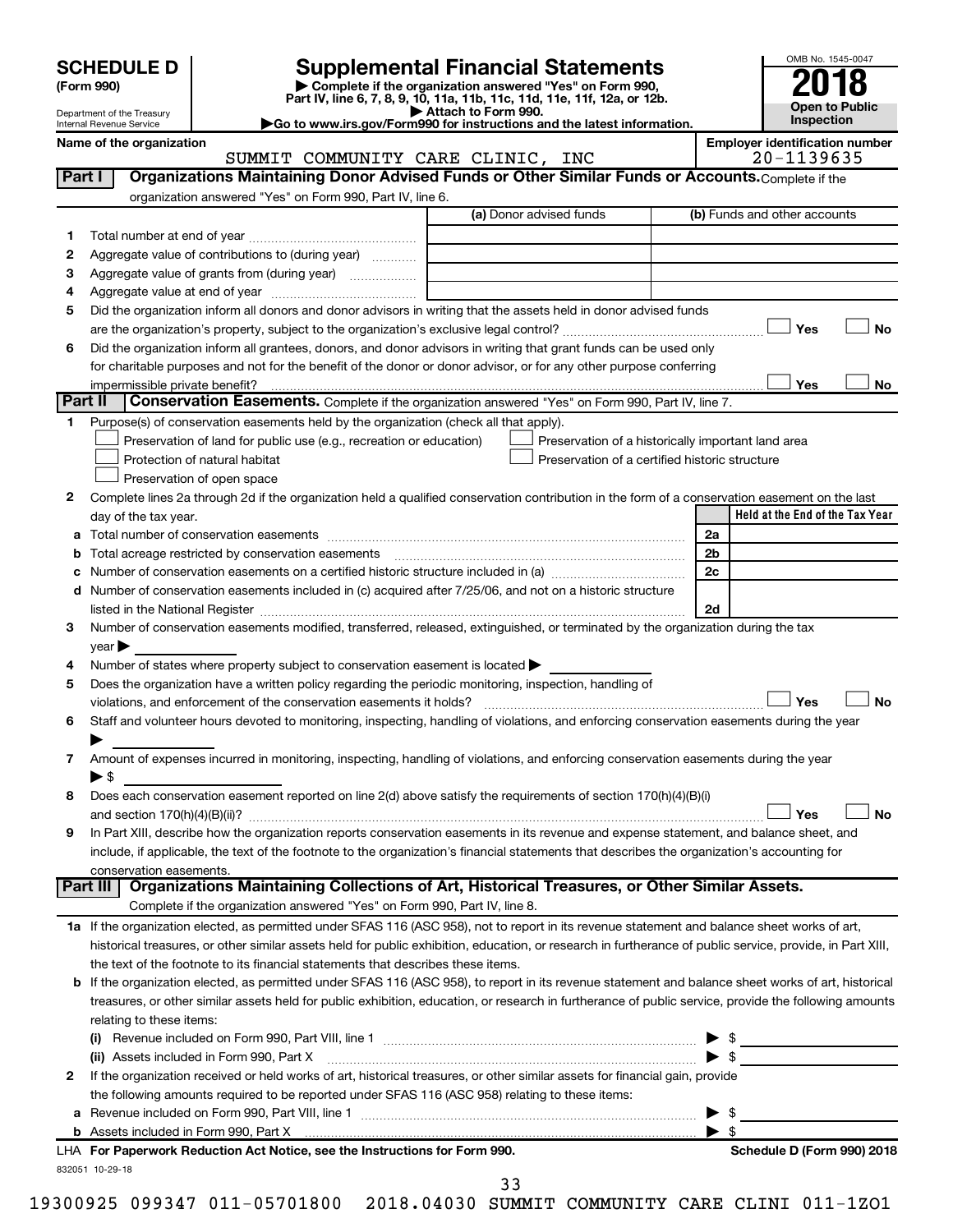# SCHEDULE D (Form 990)

Department of the Treasury
Internal Revenue Service

## Supplemental Financial Statements

▶ Complete if the organization answered "Yes" on Form 990, Part IV, line 6, 7, 8, 9, 10, 11a, 11b, 11c, 11d, 11e, 11f, 12a, or 12b.
▶ Attach to Form 990.
▶Go to www.irs.gov/Form990 for instructions and the latest information.

OMB No. 1545-0047

**2018**

**Open to Public Inspection**

**Name of the organization:** SUMMIT COMMUNITY CARE CLINIC, INC

**Employer identification number:** 20-1139635

## Part I — Organizations Maintaining Donor Advised Funds or Other Similar Funds or Accounts. Complete if the organization answered "Yes" on Form 990, Part IV, line 6.

| | | (a) Donor advised funds | (b) Funds and other accounts |
|---|---|---|---|
| 1 | Total number at end of year | | |
| 2 | Aggregate value of contributions to (during year) | | |
| 3 | Aggregate value of grants from (during year) | | |
| 4 | Aggregate value at end of year | | |

5 Did the organization inform all donors and donor advisors in writing that the assets held in donor advised funds are the organization's property, subject to the organization's exclusive legal control? ☐ Yes ☐ No

6 Did the organization inform all grantees, donors, and donor advisors in writing that grant funds can be used only for charitable purposes and not for the benefit of the donor or donor advisor, or for any other purpose conferring impermissible private benefit? ☐ Yes ☐ No

## Part II — Conservation Easements. Complete if the organization answered "Yes" on Form 990, Part IV, line 7.

1 Purpose(s) of conservation easements held by the organization (check all that apply).

- ☐ Preservation of land for public use (e.g., recreation or education)
- ☐ Preservation of a historically important land area
- ☐ Protection of natural habitat
- ☐ Preservation of a certified historic structure
- ☐ Preservation of open space

2 Complete lines 2a through 2d if the organization held a qualified conservation contribution in the form of a conservation easement on the last day of the tax year.

| | | | Held at the End of the Tax Year |
|---|---|---|---|
| a | Total number of conservation easements | 2a | |
| b | Total acreage restricted by conservation easements | 2b | |
| c | Number of conservation easements on a certified historic structure included in (a) | 2c | |
| d | Number of conservation easements included in (c) acquired after 7/25/06, and not on a historic structure listed in the National Register | 2d | |

3 Number of conservation easements modified, transferred, released, extinguished, or terminated by the organization during the tax year ▶

4 Number of states where property subject to conservation easement is located ▶

5 Does the organization have a written policy regarding the periodic monitoring, inspection, handling of violations, and enforcement of the conservation easements it holds? ☐ Yes ☐ No

6 Staff and volunteer hours devoted to monitoring, inspecting, handling of violations, and enforcing conservation easements during the year ▶

7 Amount of expenses incurred in monitoring, inspecting, handling of violations, and enforcing conservation easements during the year ▶ $

8 Does each conservation easement reported on line 2(d) above satisfy the requirements of section 170(h)(4)(B)(i) and section 170(h)(4)(B)(ii)? ☐ Yes ☐ No

9 In Part XIII, describe how the organization reports conservation easements in its revenue and expense statement, and balance sheet, and include, if applicable, the text of the footnote to the organization's financial statements that describes the organization's accounting for conservation easements.

## Part III — Organizations Maintaining Collections of Art, Historical Treasures, or Other Similar Assets. Complete if the organization answered "Yes" on Form 990, Part IV, line 8.

1a If the organization elected, as permitted under SFAS 116 (ASC 958), not to report in its revenue statement and balance sheet works of art, historical treasures, or other similar assets held for public exhibition, education, or research in furtherance of public service, provide, in Part XIII, the text of the footnote to its financial statements that describes these items.

b If the organization elected, as permitted under SFAS 116 (ASC 958), to report in its revenue statement and balance sheet works of art, historical treasures, or other similar assets held for public exhibition, education, or research in furtherance of public service, provide the following amounts relating to these items:

(i) Revenue included on Form 990, Part VIII, line 1 ▶ $

(ii) Assets included in Form 990, Part X ▶ $

2 If the organization received or held works of art, historical treasures, or other similar assets for financial gain, provide the following amounts required to be reported under SFAS 116 (ASC 958) relating to these items:

a Revenue included on Form 990, Part VIII, line 1 ▶ $

b Assets included in Form 990, Part X ▶ $

LHA **For Paperwork Reduction Act Notice, see the Instructions for Form 990.** **Schedule D (Form 990) 2018**

832051 10-29-18

19300925 099347 011-05701800 2018.04030 SUMMIT COMMUNITY CARE CLINI 011-1ZO1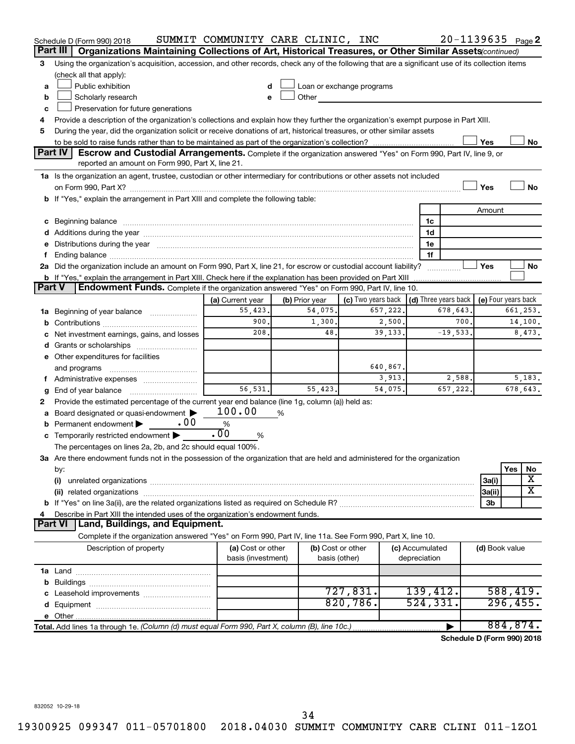Schedule D (Form 990) 2018 SUMMIT COMMUNITY CARE CLINIC, INC 20-1139635 Page 2

**Part III Organizations Maintaining Collections of Art, Historical Treasures, or Other Similar Assets** *(continued)*

3 Using the organization's acquisition, accession, and other records, check any of the following that are a significant use of its collection items (check all that apply):

a ☐ Public exhibition
b ☐ Scholarly research
c ☐ Preservation for future generations
d ☐ Loan or exchange programs
e ☐ Other

4 Provide a description of the organization's collections and explain how they further the organization's exempt purpose in Part XIII.

5 During the year, did the organization solicit or receive donations of art, historical treasures, or other similar assets to be sold to raise funds rather than to be maintained as part of the organization's collection? ☐ Yes ☐ No

**Part IV Escrow and Custodial Arrangements.** Complete if the organization answered "Yes" on Form 990, Part IV, line 9, or reported an amount on Form 990, Part X, line 21.

1a Is the organization an agent, trustee, custodian or other intermediary for contributions or other assets not included on Form 990, Part X? ☐ Yes ☐ No

b If "Yes," explain the arrangement in Part XIII and complete the following table:

| | | Amount |
|---|---|---|
| c Beginning balance | 1c | |
| d Additions during the year | 1d | |
| e Distributions during the year | 1e | |
| f Ending balance | 1f | |

2a Did the organization include an amount on Form 990, Part X, line 21, for escrow or custodial account liability? ☐ Yes ☐ No

b If "Yes," explain the arrangement in Part XIII. Check here if the explanation has been provided on Part XIII ☐

**Part V Endowment Funds.** Complete if the organization answered "Yes" on Form 990, Part IV, line 10.

| | (a) Current year | (b) Prior year | (c) Two years back | (d) Three years back | (e) Four years back |
|---|---|---|---|---|---|
| 1a Beginning of year balance | 55,423. | 54,075. | 657,222. | 678,643. | 661,253. |
| b Contributions | 900. | 1,300. | 2,500. | 700. | 14,100. |
| c Net investment earnings, gains, and losses | 208. | 48. | 39,133. | -19,533. | 8,473. |
| d Grants or scholarships | | | | | |
| e Other expenditures for facilities and programs | | | 640,867. | | |
| f Administrative expenses | | | 3,913. | 2,588. | 5,183. |
| g End of year balance | 56,531. | 55,423. | 54,075. | 657,222. | 678,643. |

2 Provide the estimated percentage of the current year end balance (line 1g, column (a)) held as:

a Board designated or quasi-endowment ▶ 100.00 %
b Permanent endowment ▶ .00 %
c Temporarily restricted endowment ▶ .00 %

The percentages on lines 2a, 2b, and 2c should equal 100%.

3a Are there endowment funds not in the possession of the organization that are held and administered for the organization by:

| | | Yes | No |
|---|---|---|---|
| (i) unrelated organizations | 3a(i) | | X |
| (ii) related organizations | 3a(ii) | | X |
| b If "Yes" on line 3a(ii), are the related organizations listed as required on Schedule R? | 3b | | |

4 Describe in Part XIII the intended uses of the organization's endowment funds.

**Part VI Land, Buildings, and Equipment.**

Complete if the organization answered "Yes" on Form 990, Part IV, line 11a. See Form 990, Part X, line 10.

| Description of property | (a) Cost or other basis (investment) | (b) Cost or other basis (other) | (c) Accumulated depreciation | (d) Book value |
|---|---|---|---|---|
| 1a Land | | | | |
| b Buildings | | | | |
| c Leasehold improvements | | 727,831. | 139,412. | 588,419. |
| d Equipment | | 820,786. | 524,331. | 296,455. |
| e Other | | | | |
| **Total.** Add lines 1a through 1e. *(Column (d) must equal Form 990, Part X, column (B), line 10c.)* | | | ▶ | 884,874. |

**Schedule D (Form 990) 2018**

832052 10-29-18

19300925 099347 011-05701800 2018.04030 SUMMIT COMMUNITY CARE CLINI 011-1ZO1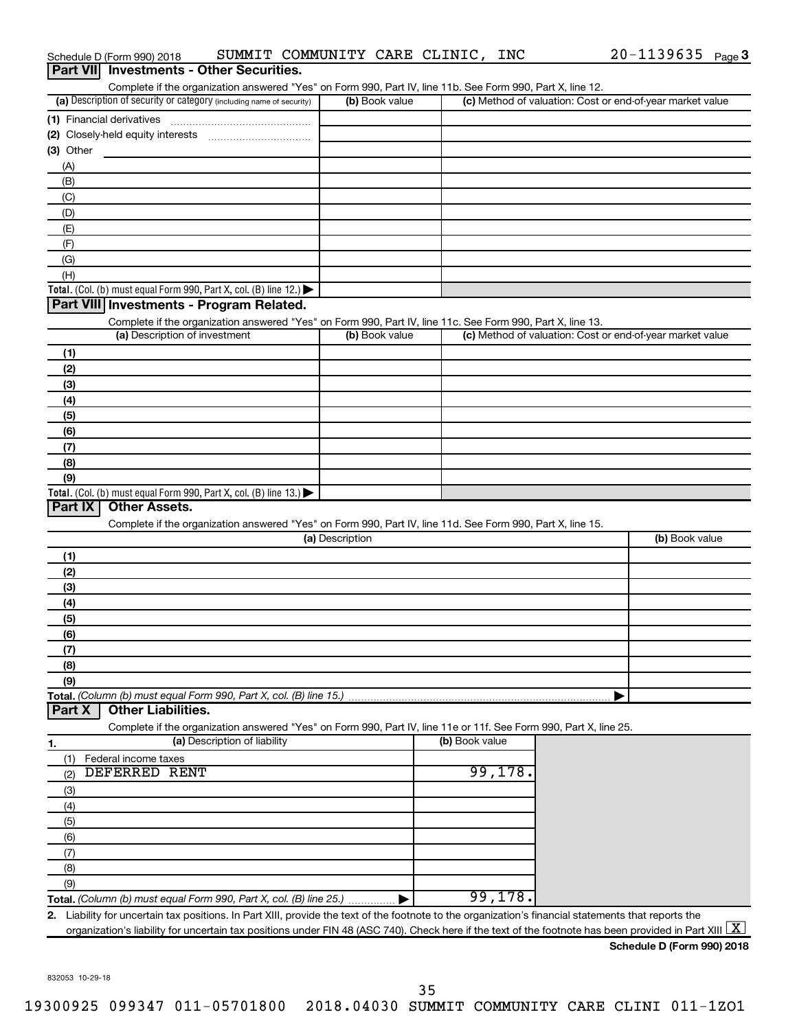Schedule D (Form 990) 2018 SUMMIT COMMUNITY CARE CLINIC, INC 20-1139635 Page 3

## Part VII Investments - Other Securities.

Complete if the organization answered "Yes" on Form 990, Part IV, line 11b. See Form 990, Part X, line 12.

| (a) Description of security or category (including name of security) | (b) Book value | (c) Method of valuation: Cost or end-of-year market value |
|---|---|---|
| (1) Financial derivatives | | |
| (2) Closely-held equity interests | | |
| (3) Other | | |
| (A) | | |
| (B) | | |
| (C) | | |
| (D) | | |
| (E) | | |
| (F) | | |
| (G) | | |
| (H) | | |
| **Total.** (Col. (b) must equal Form 990, Part X, col. (B) line 12.) ▶ | | |

## Part VIII Investments - Program Related.

Complete if the organization answered "Yes" on Form 990, Part IV, line 11c. See Form 990, Part X, line 13.

| (a) Description of investment | (b) Book value | (c) Method of valuation: Cost or end-of-year market value |
|---|---|---|
| (1) | | |
| (2) | | |
| (3) | | |
| (4) | | |
| (5) | | |
| (6) | | |
| (7) | | |
| (8) | | |
| (9) | | |
| **Total.** (Col. (b) must equal Form 990, Part X, col. (B) line 13.) ▶ | | |

## Part IX Other Assets.

Complete if the organization answered "Yes" on Form 990, Part IV, line 11d. See Form 990, Part X, line 15.

| (a) Description | (b) Book value |
|---|---|
| (1) | |
| (2) | |
| (3) | |
| (4) | |
| (5) | |
| (6) | |
| (7) | |
| (8) | |
| (9) | |
| **Total.** *(Column (b) must equal Form 990, Part X, col. (B) line 15.)* ▶ | |

## Part X Other Liabilities.

Complete if the organization answered "Yes" on Form 990, Part IV, line 11e or 11f. See Form 990, Part X, line 25.

| 1. (a) Description of liability | (b) Book value |
|---|---|
| (1) Federal income taxes | |
| (2) DEFERRED RENT | 99,178. |
| (3) | |
| (4) | |
| (5) | |
| (6) | |
| (7) | |
| (8) | |
| (9) | |
| **Total.** *(Column (b) must equal Form 990, Part X, col. (B) line 25.)* ▶ | 99,178. |

**2.** Liability for uncertain tax positions. In Part XIII, provide the text of the footnote to the organization's financial statements that reports the organization's liability for uncertain tax positions under FIN 48 (ASC 740). Check here if the text of the footnote has been provided in Part XIII [X]

**Schedule D (Form 990) 2018**

832053 10-29-18

19300925 099347 011-05701800 2018.04030 SUMMIT COMMUNITY CARE CLINI 011-1ZO1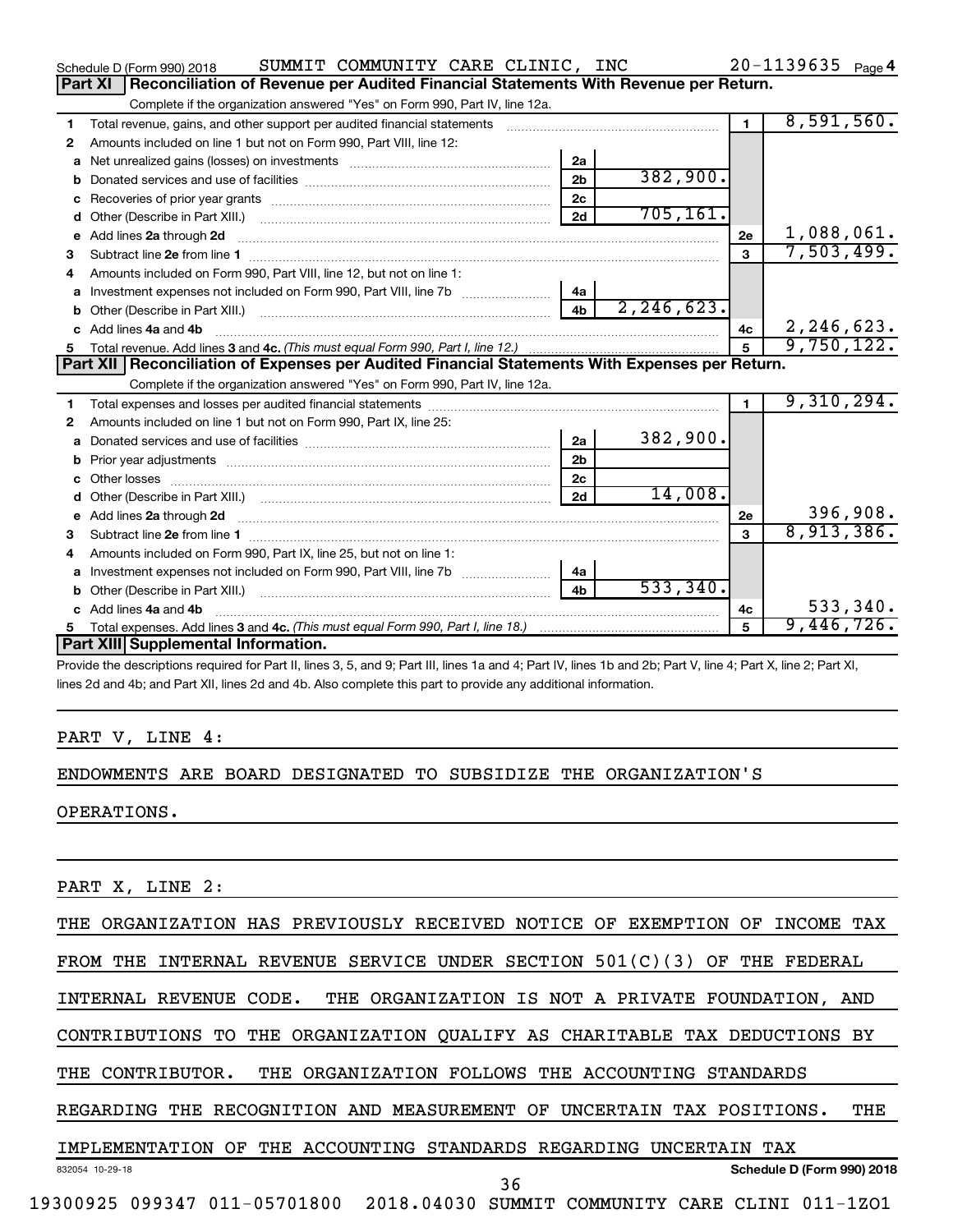Schedule D (Form 990) 2018 SUMMIT COMMUNITY CARE CLINIC, INC 20-1139635 Page 4

## Part XI Reconciliation of Revenue per Audited Financial Statements With Revenue per Return.

Complete if the organization answered "Yes" on Form 990, Part IV, line 12a.

| | | | | | |
|---|---|---|---|---|---|
| 1 | Total revenue, gains, and other support per audited financial statements | | | 1 | 8,591,560. |
| 2 | Amounts included on line 1 but not on Form 990, Part VIII, line 12: | | | | |
| a | Net unrealized gains (losses) on investments | 2a | | | |
| b | Donated services and use of facilities | 2b | 382,900. | | |
| c | Recoveries of prior year grants | 2c | | | |
| d | Other (Describe in Part XIII.) | 2d | 705,161. | | |
| e | Add lines 2a through 2d | | | 2e | 1,088,061. |
| 3 | Subtract line 2e from line 1 | | | 3 | 7,503,499. |
| 4 | Amounts included on Form 990, Part VIII, line 12, but not on line 1: | | | | |
| a | Investment expenses not included on Form 990, Part VIII, line 7b | 4a | | | |
| b | Other (Describe in Part XIII.) | 4b | 2,246,623. | | |
| c | Add lines 4a and 4b | | | 4c | 2,246,623. |
| 5 | Total revenue. Add lines 3 and 4c. *(This must equal Form 990, Part I, line 12.)* | | | 5 | 9,750,122. |

## Part XII Reconciliation of Expenses per Audited Financial Statements With Expenses per Return.

Complete if the organization answered "Yes" on Form 990, Part IV, line 12a.

| | | | | | |
|---|---|---|---|---|---|
| 1 | Total expenses and losses per audited financial statements | | | 1 | 9,310,294. |
| 2 | Amounts included on line 1 but not on Form 990, Part IX, line 25: | | | | |
| a | Donated services and use of facilities | 2a | 382,900. | | |
| b | Prior year adjustments | 2b | | | |
| c | Other losses | 2c | | | |
| d | Other (Describe in Part XIII.) | 2d | 14,008. | | |
| e | Add lines 2a through 2d | | | 2e | 396,908. |
| 3 | Subtract line 2e from line 1 | | | 3 | 8,913,386. |
| 4 | Amounts included on Form 990, Part IX, line 25, but not on line 1: | | | | |
| a | Investment expenses not included on Form 990, Part VIII, line 7b | 4a | | | |
| b | Other (Describe in Part XIII.) | 4b | 533,340. | | |
| c | Add lines 4a and 4b | | | 4c | 533,340. |
| 5 | Total expenses. Add lines 3 and 4c. *(This must equal Form 990, Part I, line 18.)* | | | 5 | 9,446,726. |

## Part XIII Supplemental Information.

Provide the descriptions required for Part II, lines 3, 5, and 9; Part III, lines 1a and 4; Part IV, lines 1b and 2b; Part V, line 4; Part X, line 2; Part XI, lines 2d and 4b; and Part XII, lines 2d and 4b. Also complete this part to provide any additional information.

PART V, LINE 4:

ENDOWMENTS ARE BOARD DESIGNATED TO SUBSIDIZE THE ORGANIZATION'S OPERATIONS.

PART X, LINE 2:

THE ORGANIZATION HAS PREVIOUSLY RECEIVED NOTICE OF EXEMPTION OF INCOME TAX FROM THE INTERNAL REVENUE SERVICE UNDER SECTION 501(C)(3) OF THE FEDERAL INTERNAL REVENUE CODE. THE ORGANIZATION IS NOT A PRIVATE FOUNDATION, AND CONTRIBUTIONS TO THE ORGANIZATION QUALIFY AS CHARITABLE TAX DEDUCTIONS BY THE CONTRIBUTOR. THE ORGANIZATION FOLLOWS THE ACCOUNTING STANDARDS REGARDING THE RECOGNITION AND MEASUREMENT OF UNCERTAIN TAX POSITIONS. THE IMPLEMENTATION OF THE ACCOUNTING STANDARDS REGARDING UNCERTAIN TAX

832054 10-29-18 Schedule D (Form 990) 2018

19300925 099347 011-05701800 2018.04030 SUMMIT COMMUNITY CARE CLINI 011-1ZO1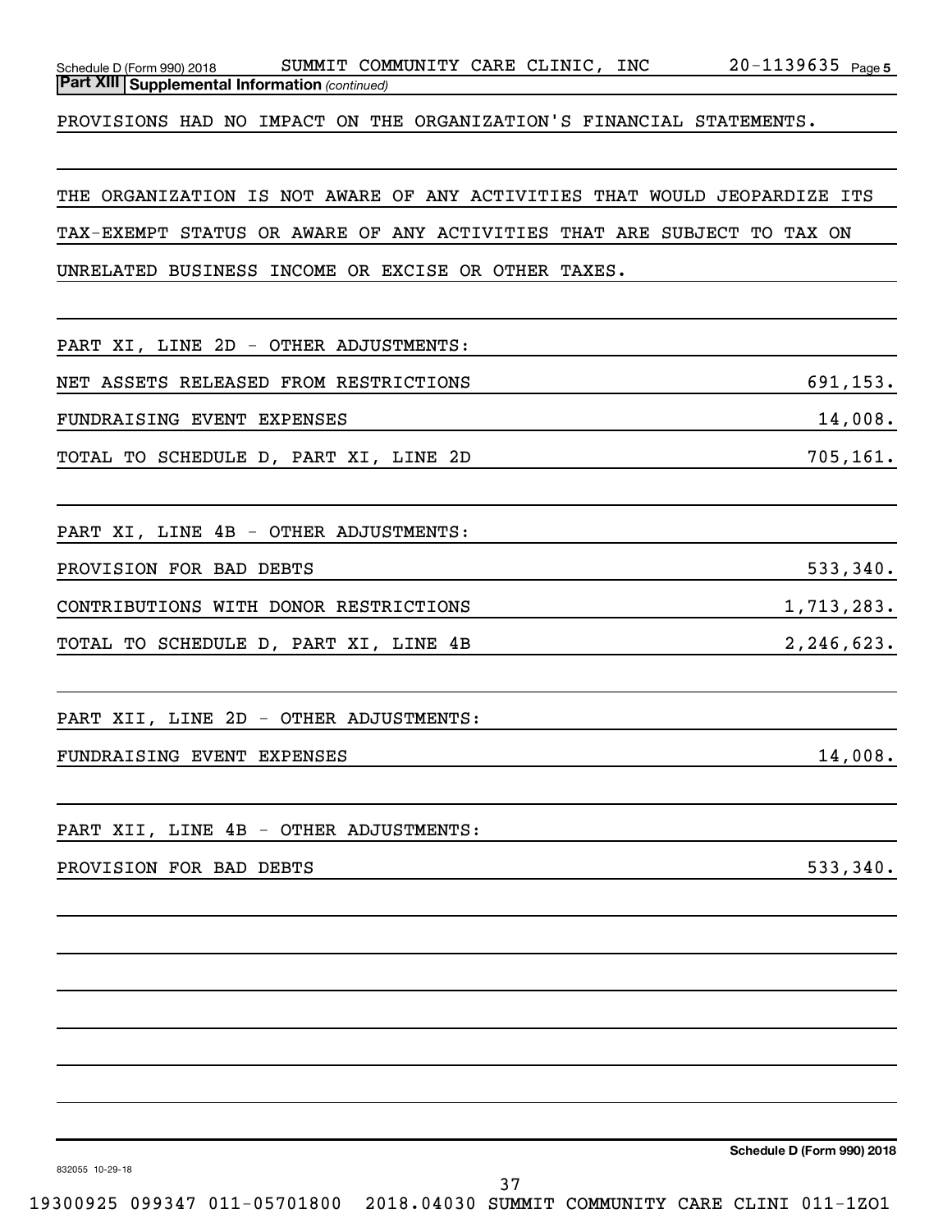Schedule D (Form 990) 2018 SUMMIT COMMUNITY CARE CLINIC, INC 20-1139635 Page 5

**Part XIII | Supplemental Information** *(continued)*

PROVISIONS HAD NO IMPACT ON THE ORGANIZATION'S FINANCIAL STATEMENTS.

THE ORGANIZATION IS NOT AWARE OF ANY ACTIVITIES THAT WOULD JEOPARDIZE ITS TAX-EXEMPT STATUS OR AWARE OF ANY ACTIVITIES THAT ARE SUBJECT TO TAX ON UNRELATED BUSINESS INCOME OR EXCISE OR OTHER TAXES.

PART XI, LINE 2D - OTHER ADJUSTMENTS:

| | |
|---|---|
| NET ASSETS RELEASED FROM RESTRICTIONS | 691,153. |
| FUNDRAISING EVENT EXPENSES | 14,008. |
| TOTAL TO SCHEDULE D, PART XI, LINE 2D | 705,161. |

PART XI, LINE 4B - OTHER ADJUSTMENTS:

| | |
|---|---|
| PROVISION FOR BAD DEBTS | 533,340. |
| CONTRIBUTIONS WITH DONOR RESTRICTIONS | 1,713,283. |
| TOTAL TO SCHEDULE D, PART XI, LINE 4B | 2,246,623. |

PART XII, LINE 2D - OTHER ADJUSTMENTS:

| | |
|---|---|
| FUNDRAISING EVENT EXPENSES | 14,008. |

PART XII, LINE 4B - OTHER ADJUSTMENTS:

| | |
|---|---|
| PROVISION FOR BAD DEBTS | 533,340. |

Schedule D (Form 990) 2018

832055 10-29-18

19300925 099347 011-05701800 2018.04030 SUMMIT COMMUNITY CARE CLINI 011-1ZO1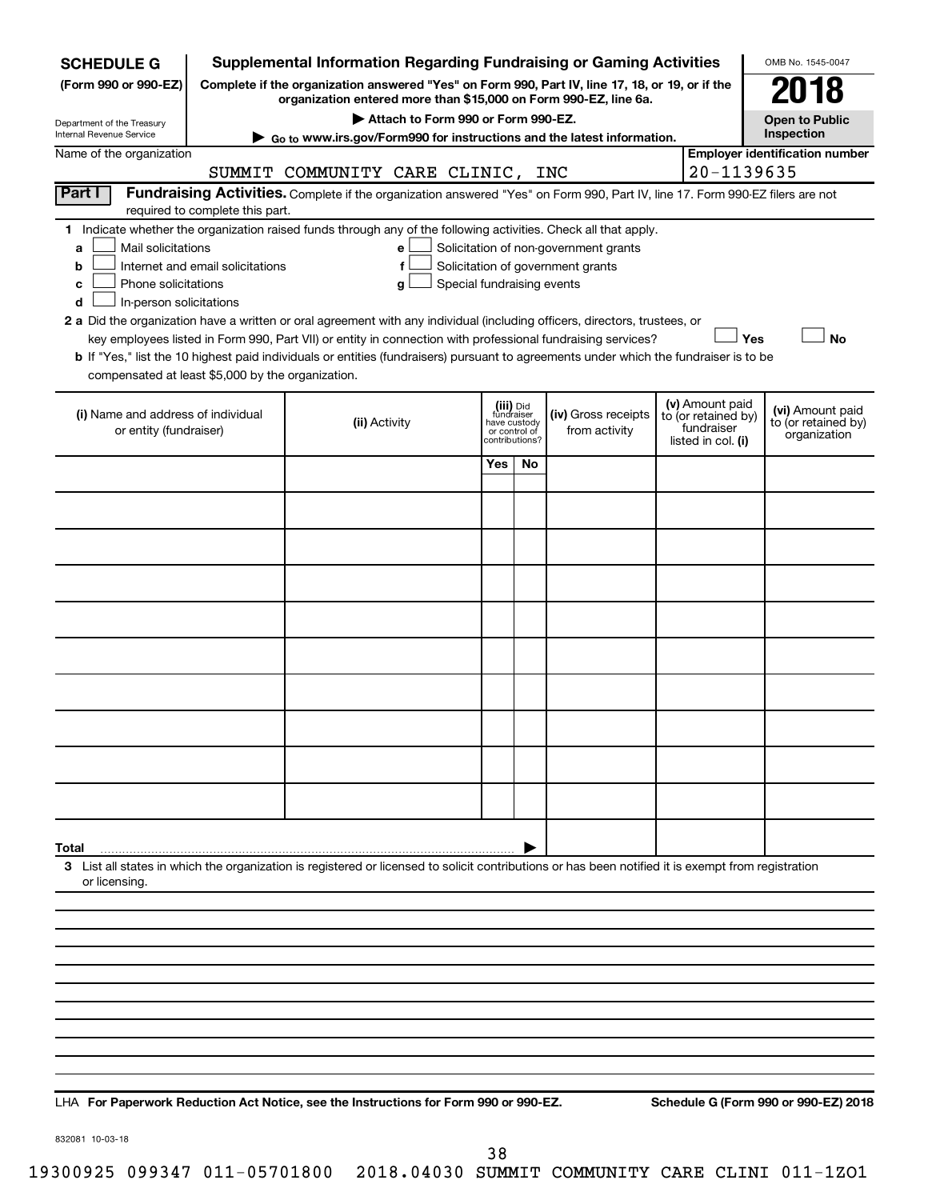**SCHEDULE G**
**(Form 990 or 990-EZ)**

Department of the Treasury
Internal Revenue Service

# Supplemental Information Regarding Fundraising or Gaming Activities

**Complete if the organization answered "Yes" on Form 990, Part IV, line 17, 18, or 19, or if the organization entered more than $15,000 on Form 990-EZ, line 6a.**

▶ **Attach to Form 990 or Form 990-EZ.**

▶ **Go to www.irs.gov/Form990 for instructions and the latest information.**

OMB No. 1545-0047

**2018**

**Open to Public Inspection**

Name of the organization: SUMMIT COMMUNITY CARE CLINIC, INC

**Employer identification number:** 20-1139635

**Part I** **Fundraising Activities.** Complete if the organization answered "Yes" on Form 990, Part IV, line 17. Form 990-EZ filers are not required to complete this part.

**1** Indicate whether the organization raised funds through any of the following activities. Check all that apply.

- **a** ☐ Mail solicitations
- **b** ☐ Internet and email solicitations
- **c** ☐ Phone solicitations
- **d** ☐ In-person solicitations
- **e** ☐ Solicitation of non-government grants
- **f** ☐ Solicitation of government grants
- **g** ☐ Special fundraising events

**2 a** Did the organization have a written or oral agreement with any individual (including officers, directors, trustees, or key employees listed in Form 990, Part VII) or entity in connection with professional fundraising services? ☐ **Yes** ☐ **No**

**b** If "Yes," list the 10 highest paid individuals or entities (fundraisers) pursuant to agreements under which the fundraiser is to be compensated at least $5,000 by the organization.

| (i) Name and address of individual or entity (fundraiser) | (ii) Activity | (iii) Did fundraiser have custody or control of contributions? | | (iv) Gross receipts from activity | (v) Amount paid to (or retained by) fundraiser listed in col. (i) | (vi) Amount paid to (or retained by) organization |
|---|---|---|---|---|---|---|
| | | Yes | No | | | |
| | | | | | | |
| | | | | | | |
| | | | | | | |
| | | | | | | |
| | | | | | | |
| | | | | | | |
| | | | | | | |
| | | | | | | |
| | | | | | | |
| | | | | | | |
| **Total** ▶ | | | | | | |

**3** List all states in which the organization is registered or licensed to solicit contributions or has been notified it is exempt from registration or licensing.

LHA **For Paperwork Reduction Act Notice, see the Instructions for Form 990 or 990-EZ.** **Schedule G (Form 990 or 990-EZ) 2018**

832081 10-03-18

19300925 099347 011-05701800 2018.04030 SUMMIT COMMUNITY CARE CLINI 011-1ZO1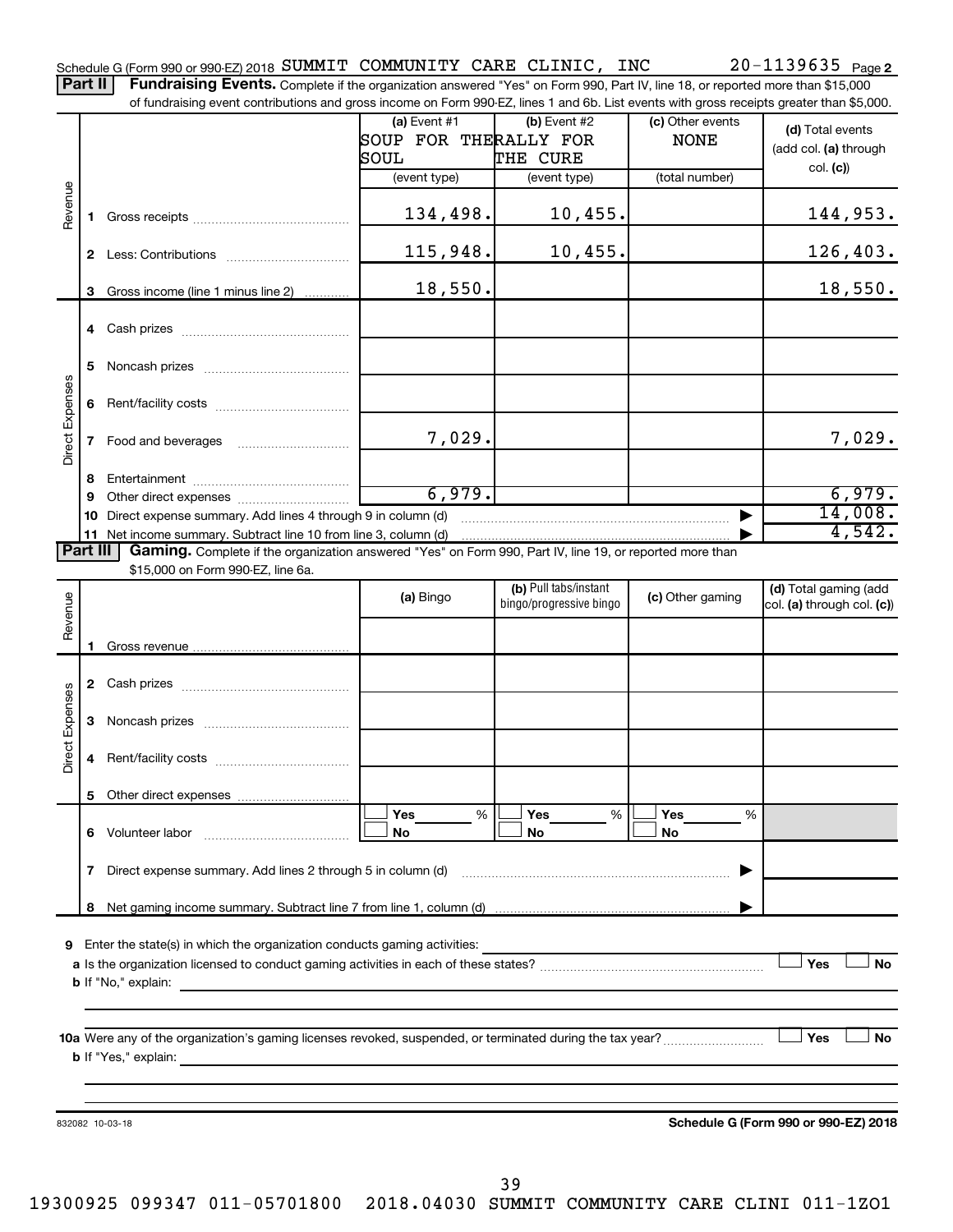Schedule G (Form 990 or 990-EZ) 2018 SUMMIT COMMUNITY CARE CLINIC, INC 20-1139635 Page 2

**Part II** **Fundraising Events.** Complete if the organization answered "Yes" on Form 990, Part IV, line 18, or reported more than $15,000 of fundraising event contributions and gross income on Form 990-EZ, lines 1 and 6b. List events with gross receipts greater than $5,000.

| | | (a) Event #1 SOUP FOR THE SOUL (event type) | (b) Event #2 RALLY FOR THE CURE (event type) | (c) Other events NONE (total number) | (d) Total events (add col. (a) through col. (c)) |
|---|---|---|---|---|---|
| Revenue | 1 Gross receipts | 134,498. | 10,455. | | 144,953. |
| | 2 Less: Contributions | 115,948. | 10,455. | | 126,403. |
| | 3 Gross income (line 1 minus line 2) | 18,550. | | | 18,550. |
| Direct Expenses | 4 Cash prizes | | | | |
| | 5 Noncash prizes | | | | |
| | 6 Rent/facility costs | | | | |
| | 7 Food and beverages | 7,029. | | | 7,029. |
| | 8 Entertainment | | | | |
| | 9 Other direct expenses | 6,979. | | | 6,979. |
| | 10 Direct expense summary. Add lines 4 through 9 in column (d) | | | ▶ | 14,008. |
| | 11 Net income summary. Subtract line 10 from line 3, column (d) | | | ▶ | 4,542. |

**Part III** **Gaming.** Complete if the organization answered "Yes" on Form 990, Part IV, line 19, or reported more than $15,000 on Form 990-EZ, line 6a.

| | | (a) Bingo | (b) Pull tabs/instant bingo/progressive bingo | (c) Other gaming | (d) Total gaming (add col. (a) through col. (c)) |
|---|---|---|---|---|---|
| Revenue | 1 Gross revenue | | | | |
| Direct Expenses | 2 Cash prizes | | | | |
| | 3 Noncash prizes | | | | |
| | 4 Rent/facility costs | | | | |
| | 5 Other direct expenses | | | | |
| | 6 Volunteer labor | ☐ Yes ___ % ☐ No | ☐ Yes ___ % ☐ No | ☐ Yes ___ % ☐ No | |
| | 7 Direct expense summary. Add lines 2 through 5 in column (d) | | | ▶ | |
| | 8 Net gaming income summary. Subtract line 7 from line 1, column (d) | | | ▶ | |

**9** Enter the state(s) in which the organization conducts gaming activities: ______

**a** Is the organization licensed to conduct gaming activities in each of these states? ☐ Yes ☐ No

**b** If "No," explain: ______

**10a** Were any of the organization's gaming licenses revoked, suspended, or terminated during the tax year? ☐ Yes ☐ No

**b** If "Yes," explain: ______

832082 10-03-18 **Schedule G (Form 990 or 990-EZ) 2018**

19300925 099347 011-05701800 2018.04030 SUMMIT COMMUNITY CARE CLINI 011-1ZO1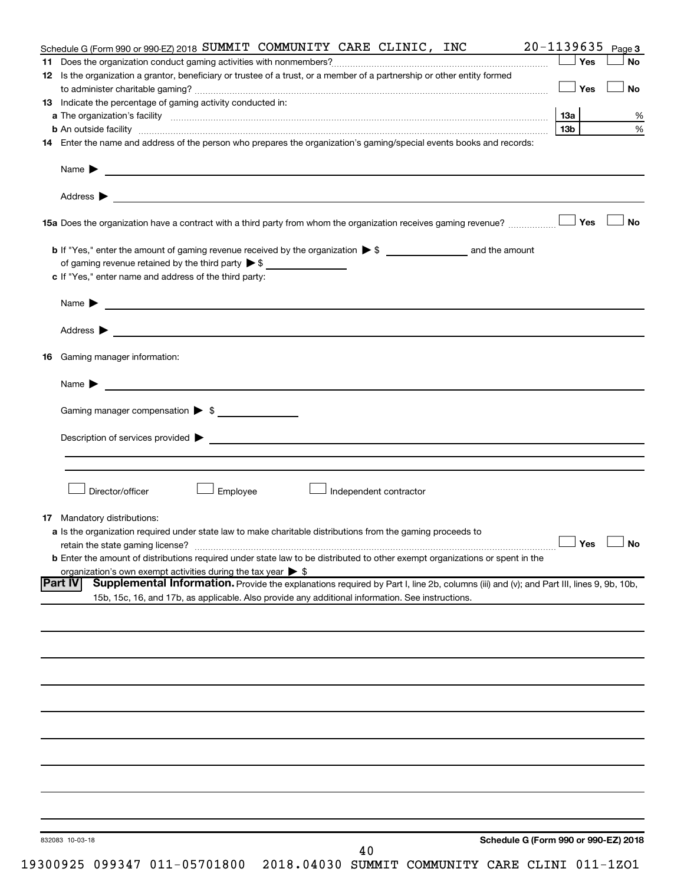Schedule G (Form 990 or 990-EZ) 2018 SUMMIT COMMUNITY CARE CLINIC, INC 20-1139635 Page 3

11 Does the organization conduct gaming activities with nonmembers? ☐ Yes ☐ No

12 Is the organization a grantor, beneficiary or trustee of a trust, or a member of a partnership or other entity formed to administer charitable gaming? ☐ Yes ☐ No

13 Indicate the percentage of gaming activity conducted in:

a The organization's facility 13a %

b An outside facility 13b %

14 Enter the name and address of the person who prepares the organization's gaming/special events books and records:

Name ▶

Address ▶

15a Does the organization have a contract with a third party from whom the organization receives gaming revenue? ☐ Yes ☐ No

b If "Yes," enter the amount of gaming revenue received by the organization ▶ $ ______ and the amount of gaming revenue retained by the third party ▶ $ ______

c If "Yes," enter name and address of the third party:

Name ▶

Address ▶

16 Gaming manager information:

Name ▶

Gaming manager compensation ▶ $

Description of services provided ▶

☐ Director/officer ☐ Employee ☐ Independent contractor

17 Mandatory distributions:

a Is the organization required under state law to make charitable distributions from the gaming proceeds to retain the state gaming license? ☐ Yes ☐ No

b Enter the amount of distributions required under state law to be distributed to other exempt organizations or spent in the organization's own exempt activities during the tax year ▶ $

**Part IV Supplemental Information.** Provide the explanations required by Part I, line 2b, columns (iii) and (v); and Part III, lines 9, 9b, 10b, 15b, 15c, 16, and 17b, as applicable. Also provide any additional information. See instructions.

832083 10-03-18

Schedule G (Form 990 or 990-EZ) 2018

19300925 099347 011-05701800 2018.04030 SUMMIT COMMUNITY CARE CLINI 011-1ZO1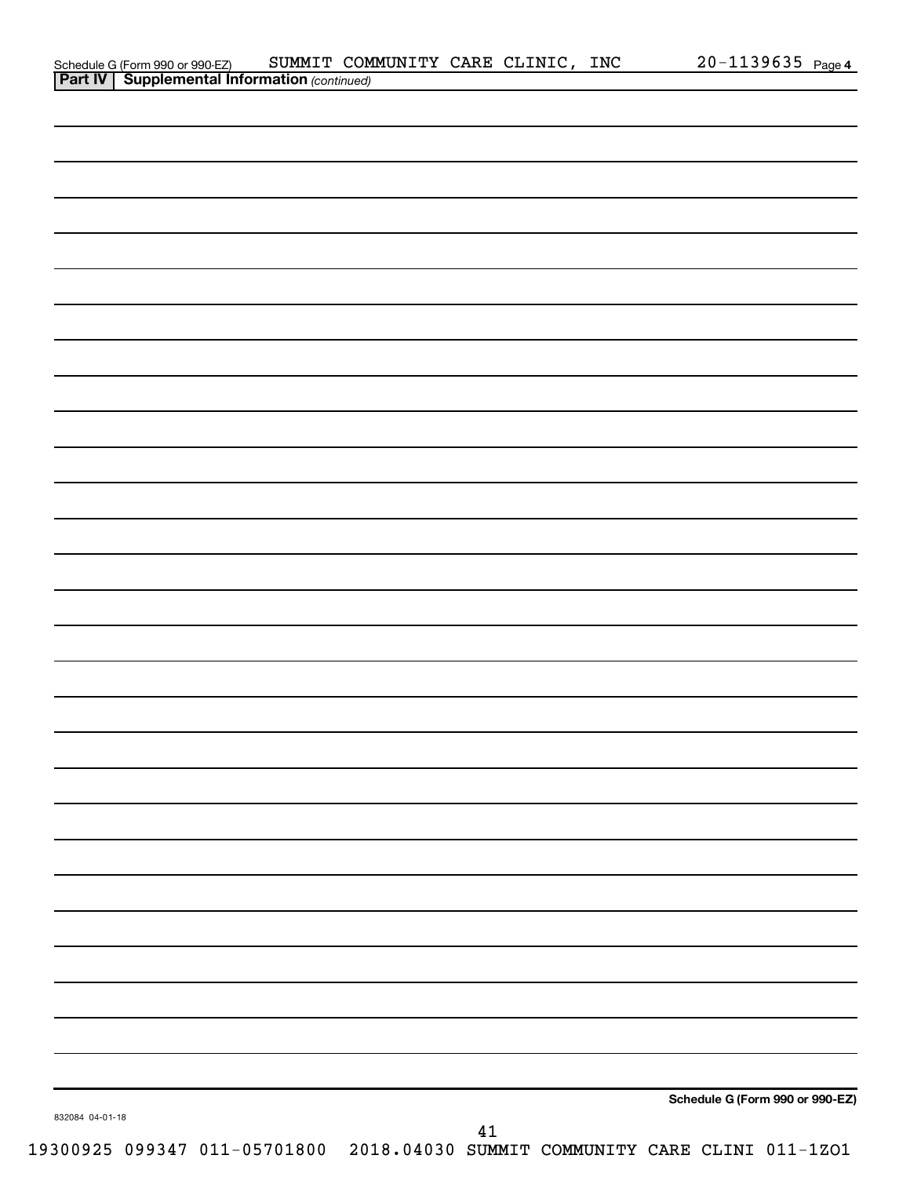Schedule G (Form 990 or 990-EZ) SUMMIT COMMUNITY CARE CLINIC, INC 20-1139635 Page 4

**Part IV | Supplemental Information** *(continued)*

**Schedule G (Form 990 or 990-EZ)**

832084 04-01-18

19300925 099347 011-05701800 2018.04030 SUMMIT COMMUNITY CARE CLINI 011-1ZO1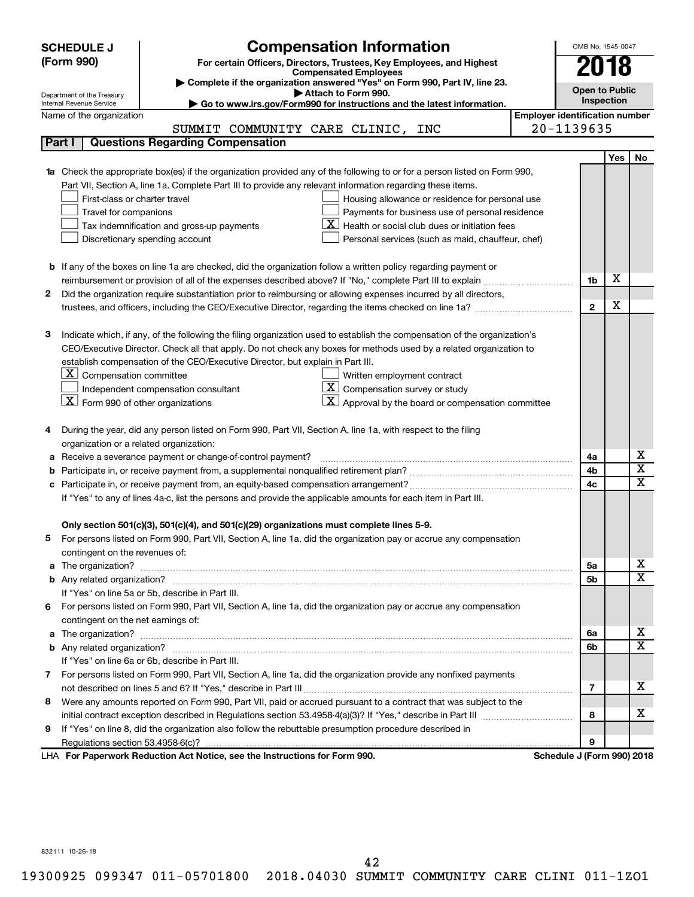**SCHEDULE J (Form 990)**

Department of the Treasury
Internal Revenue Service

# Compensation Information

**For certain Officers, Directors, Trustees, Key Employees, and Highest Compensated Employees**

▶ Complete if the organization answered "Yes" on Form 990, Part IV, line 23.
▶ Attach to Form 990.
▶ Go to www.irs.gov/Form990 for instructions and the latest information.

OMB No. 1545-0047

**2018**

**Open to Public Inspection**

Name of the organization: SUMMIT COMMUNITY CARE CLINIC, INC

Employer identification number: 20-1139635

## Part I | Questions Regarding Compensation

| | | | Yes | No |
|---|---|---|---|---|
| **1a** | Check the appropriate box(es) if the organization provided any of the following to or for a person listed on Form 990, Part VII, Section A, line 1a. Complete Part III to provide any relevant information regarding these items.<br>☐ First-class or charter travel<br>☐ Travel for companions<br>☐ Tax indemnification and gross-up payments<br>☐ Discretionary spending account<br>☐ Housing allowance or residence for personal use<br>☐ Payments for business use of personal residence<br>☒ Health or social club dues or initiation fees<br>☐ Personal services (such as maid, chauffeur, chef) | | | |
| **b** | If any of the boxes on line 1a are checked, did the organization follow a written policy regarding payment or reimbursement or provision of all of the expenses described above? If "No," complete Part III to explain | 1b | X | |
| **2** | Did the organization require substantiation prior to reimbursing or allowing expenses incurred by all directors, trustees, and officers, including the CEO/Executive Director, regarding the items checked on line 1a? | 2 | X | |
| **3** | Indicate which, if any, of the following the filing organization used to establish the compensation of the organization's CEO/Executive Director. Check all that apply. Do not check any boxes for methods used by a related organization to establish compensation of the CEO/Executive Director, but explain in Part III.<br>☒ Compensation committee<br>☐ Independent compensation consultant<br>☒ Form 990 of other organizations<br>☐ Written employment contract<br>☒ Compensation survey or study<br>☒ Approval by the board or compensation committee | | | |
| **4** | During the year, did any person listed on Form 990, Part VII, Section A, line 1a, with respect to the filing organization or a related organization: | | | |
| **a** | Receive a severance payment or change-of-control payment? | 4a | | X |
| **b** | Participate in, or receive payment from, a supplemental nonqualified retirement plan? | 4b | | X |
| **c** | Participate in, or receive payment from, an equity-based compensation arrangement? | 4c | | X |
| | If "Yes" to any of lines 4a-c, list the persons and provide the applicable amounts for each item in Part III. | | | |
| | **Only section 501(c)(3), 501(c)(4), and 501(c)(29) organizations must complete lines 5-9.** | | | |
| **5** | For persons listed on Form 990, Part VII, Section A, line 1a, did the organization pay or accrue any compensation contingent on the revenues of: | | | |
| **a** | The organization? | 5a | | X |
| **b** | Any related organization? | 5b | | X |
| | If "Yes" on line 5a or 5b, describe in Part III. | | | |
| **6** | For persons listed on Form 990, Part VII, Section A, line 1a, did the organization pay or accrue any compensation contingent on the net earnings of: | | | |
| **a** | The organization? | 6a | | X |
| **b** | Any related organization? | 6b | | X |
| | If "Yes" on line 6a or 6b, describe in Part III. | | | |
| **7** | For persons listed on Form 990, Part VII, Section A, line 1a, did the organization provide any nonfixed payments not described on lines 5 and 6? If "Yes," describe in Part III | 7 | | X |
| **8** | Were any amounts reported on Form 990, Part VII, paid or accrued pursuant to a contract that was subject to the initial contract exception described in Regulations section 53.4958-4(a)(3)? If "Yes," describe in Part III | 8 | | X |
| **9** | If "Yes" on line 8, did the organization also follow the rebuttable presumption procedure described in Regulations section 53.4958-6(c)? | 9 | | |

LHA **For Paperwork Reduction Act Notice, see the Instructions for Form 990.** **Schedule J (Form 990) 2018**

832111 10-26-18

19300925 099347 011-05701800 2018.04030 SUMMIT COMMUNITY CARE CLINI 011-1ZO1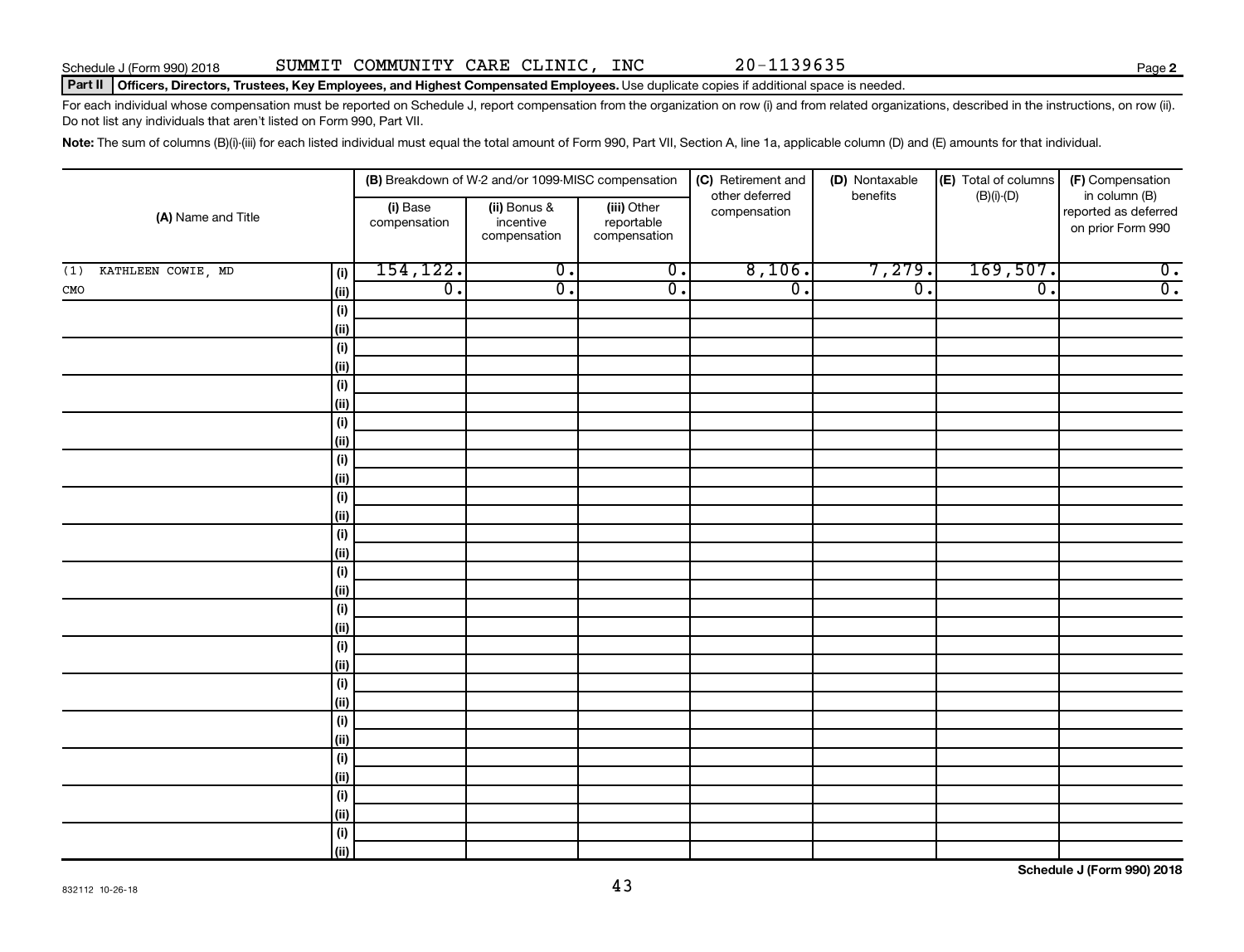Schedule J (Form 990) 2018 SUMMIT COMMUNITY CARE CLINIC, INC 20-1139635 Page **2**

**Part II Officers, Directors, Trustees, Key Employees, and Highest Compensated Employees.** Use duplicate copies if additional space is needed.

For each individual whose compensation must be reported on Schedule J, report compensation from the organization on row (i) and from related organizations, described in the instructions, on row (ii). Do not list any individuals that aren't listed on Form 990, Part VII.

**Note:** The sum of columns (B)(i)-(iii) for each listed individual must equal the total amount of Form 990, Part VII, Section A, line 1a, applicable column (D) and (E) amounts for that individual.

| (A) Name and Title | | (B) Breakdown of W-2 and/or 1099-MISC compensation | | | (C) Retirement and other deferred compensation | (D) Nontaxable benefits | (E) Total of columns (B)(i)-(D) | (F) Compensation in column (B) reported as deferred on prior Form 990 |
|---|---|---|---|---|---|---|---|---|
| | | (i) Base compensation | (ii) Bonus & incentive compensation | (iii) Other reportable compensation | | | | |
| (1) KATHLEEN COWIE, MD | (i) | 154,122. | 0. | 0. | 8,106. | 7,279. | 169,507. | 0. |
| CMO | (ii) | 0. | 0. | 0. | 0. | 0. | 0. | 0. |
| | (i) | | | | | | | |
| | (ii) | | | | | | | |
| | (i) | | | | | | | |
| | (ii) | | | | | | | |
| | (i) | | | | | | | |
| | (ii) | | | | | | | |
| | (i) | | | | | | | |
| | (ii) | | | | | | | |
| | (i) | | | | | | | |
| | (ii) | | | | | | | |
| | (i) | | | | | | | |
| | (ii) | | | | | | | |
| | (i) | | | | | | | |
| | (ii) | | | | | | | |
| | (i) | | | | | | | |
| | (ii) | | | | | | | |
| | (i) | | | | | | | |
| | (ii) | | | | | | | |
| | (i) | | | | | | | |
| | (ii) | | | | | | | |
| | (i) | | | | | | | |
| | (ii) | | | | | | | |
| | (i) | | | | | | | |
| | (ii) | | | | | | | |
| | (i) | | | | | | | |
| | (ii) | | | | | | | |
| | (i) | | | | | | | |
| | (ii) | | | | | | | |
| | (i) | | | | | | | |
| | (ii) | | | | | | | |

**Schedule J (Form 990) 2018**

832112 10-26-18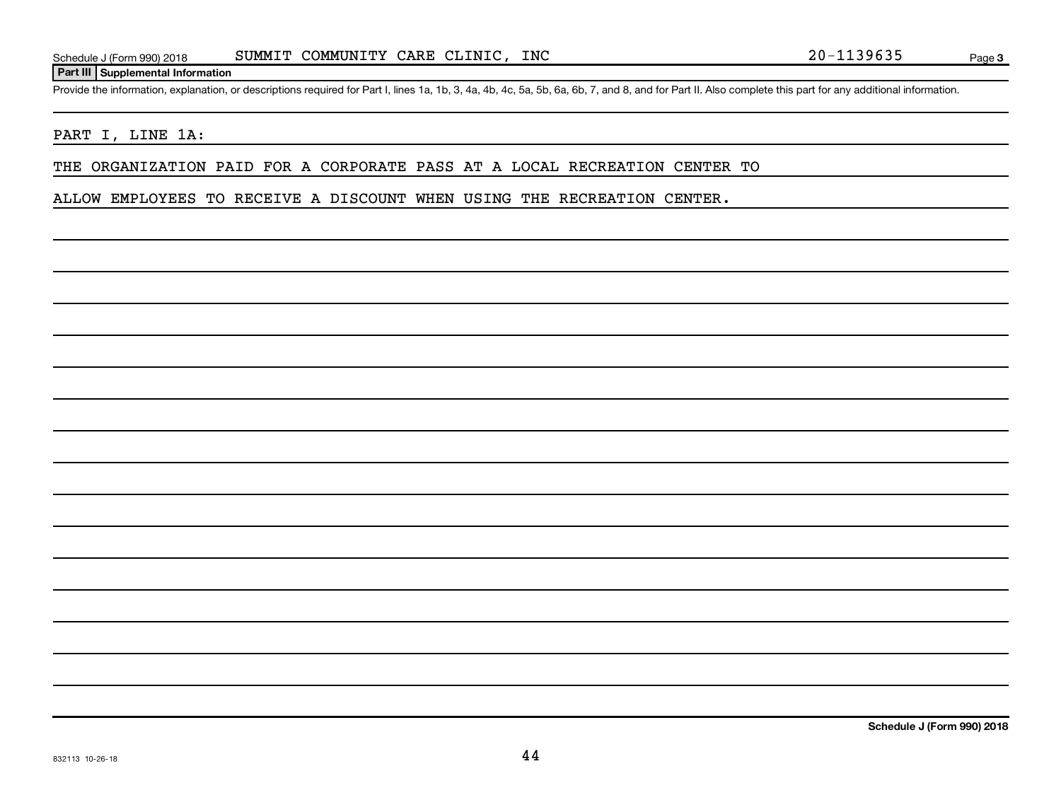Schedule J (Form 990) 2018 SUMMIT COMMUNITY CARE CLINIC, INC 20-1139635 Page 3

**Part III Supplemental Information**

Provide the information, explanation, or descriptions required for Part I, lines 1a, 1b, 3, 4a, 4b, 4c, 5a, 5b, 6a, 6b, 7, and 8, and for Part II. Also complete this part for any additional information.

PART I, LINE 1A:

THE ORGANIZATION PAID FOR A CORPORATE PASS AT A LOCAL RECREATION CENTER TO ALLOW EMPLOYEES TO RECEIVE A DISCOUNT WHEN USING THE RECREATION CENTER.

**Schedule J (Form 990) 2018**

832113 10-26-18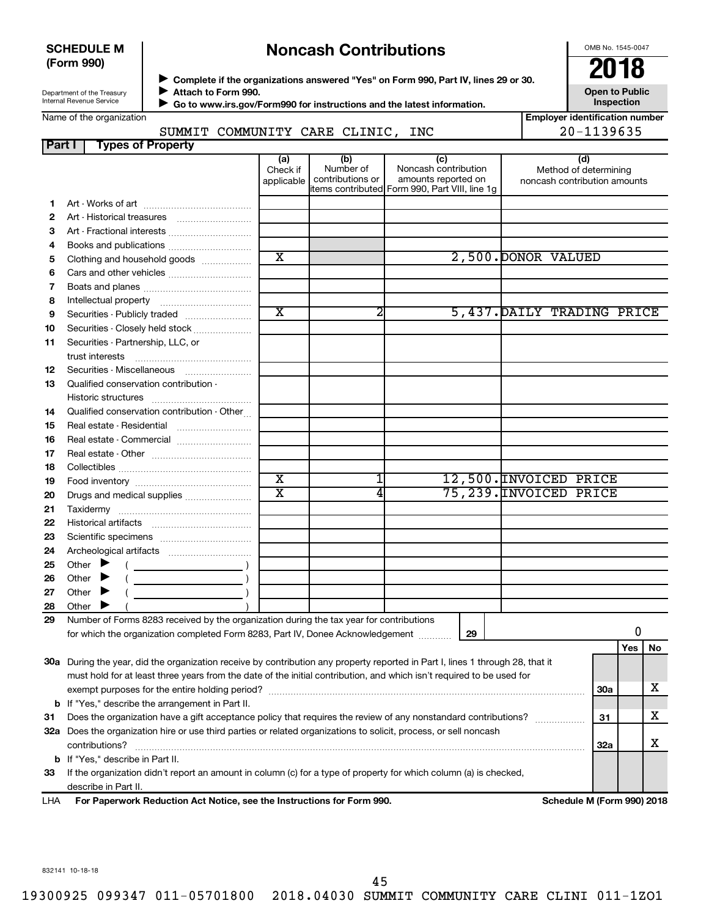**SCHEDULE M (Form 990)**

Department of the Treasury
Internal Revenue Service

# Noncash Contributions

▶ **Complete if the organizations answered "Yes" on Form 990, Part IV, lines 29 or 30.**
▶ **Attach to Form 990.**
▶ **Go to www.irs.gov/Form990 for instructions and the latest information.**

OMB No. 1545-0047

**2018**

**Open to Public Inspection**

Name of the organization: SUMMIT COMMUNITY CARE CLINIC, INC

Employer identification number: 20-1139635

## Part I Types of Property

| | | (a) Check if applicable | (b) Number of contributions or items contributed | (c) Noncash contribution amounts reported on Form 990, Part VIII, line 1g | (d) Method of determining noncash contribution amounts |
|---|---|---|---|---|---|
| 1 | Art - Works of art | | | | |
| 2 | Art - Historical treasures | | | | |
| 3 | Art - Fractional interests | | | | |
| 4 | Books and publications | | | | |
| 5 | Clothing and household goods | X | | 2,500. | DONOR VALUED |
| 6 | Cars and other vehicles | | | | |
| 7 | Boats and planes | | | | |
| 8 | Intellectual property | | | | |
| 9 | Securities - Publicly traded | X | 2 | 5,437. | DAILY TRADING PRICE |
| 10 | Securities - Closely held stock | | | | |
| 11 | Securities - Partnership, LLC, or trust interests | | | | |
| 12 | Securities - Miscellaneous | | | | |
| 13 | Qualified conservation contribution - Historic structures | | | | |
| 14 | Qualified conservation contribution - Other | | | | |
| 15 | Real estate - Residential | | | | |
| 16 | Real estate - Commercial | | | | |
| 17 | Real estate - Other | | | | |
| 18 | Collectibles | | | | |
| 19 | Food inventory | X | 1 | 12,500. | INVOICED PRICE |
| 20 | Drugs and medical supplies | X | 4 | 75,239. | INVOICED PRICE |
| 21 | Taxidermy | | | | |
| 22 | Historical artifacts | | | | |
| 23 | Scientific specimens | | | | |
| 24 | Archeological artifacts | | | | |
| 25 | Other ▶ ( ) | | | | |
| 26 | Other ▶ ( ) | | | | |
| 27 | Other ▶ ( ) | | | | |
| 28 | Other ▶ ( ) | | | | |

**29** Number of Forms 8283 received by the organization during the tax year for contributions for which the organization completed Form 8283, Part IV, Donee Acknowledgement ..... **29** | 0

| | | | Yes | No |
|---|---|---|---|---|
| **30a** | During the year, did the organization receive by contribution any property reported in Part I, lines 1 through 28, that it must hold for at least three years from the date of the initial contribution, and which isn't required to be used for exempt purposes for the entire holding period? | 30a | | X |
| **b** | If "Yes," describe the arrangement in Part II. | | | |
| **31** | Does the organization have a gift acceptance policy that requires the review of any nonstandard contributions? | 31 | | X |
| **32a** | Does the organization hire or use third parties or related organizations to solicit, process, or sell noncash contributions? | 32a | | X |
| **b** | If "Yes," describe in Part II. | | | |
| **33** | If the organization didn't report an amount in column (c) for a type of property for which column (a) is checked, describe in Part II. | | | |

LHA **For Paperwork Reduction Act Notice, see the Instructions for Form 990.** **Schedule M (Form 990) 2018**

832141 10-18-18

19300925 099347 011-05701800 2018.04030 SUMMIT COMMUNITY CARE CLINI 011-1ZO1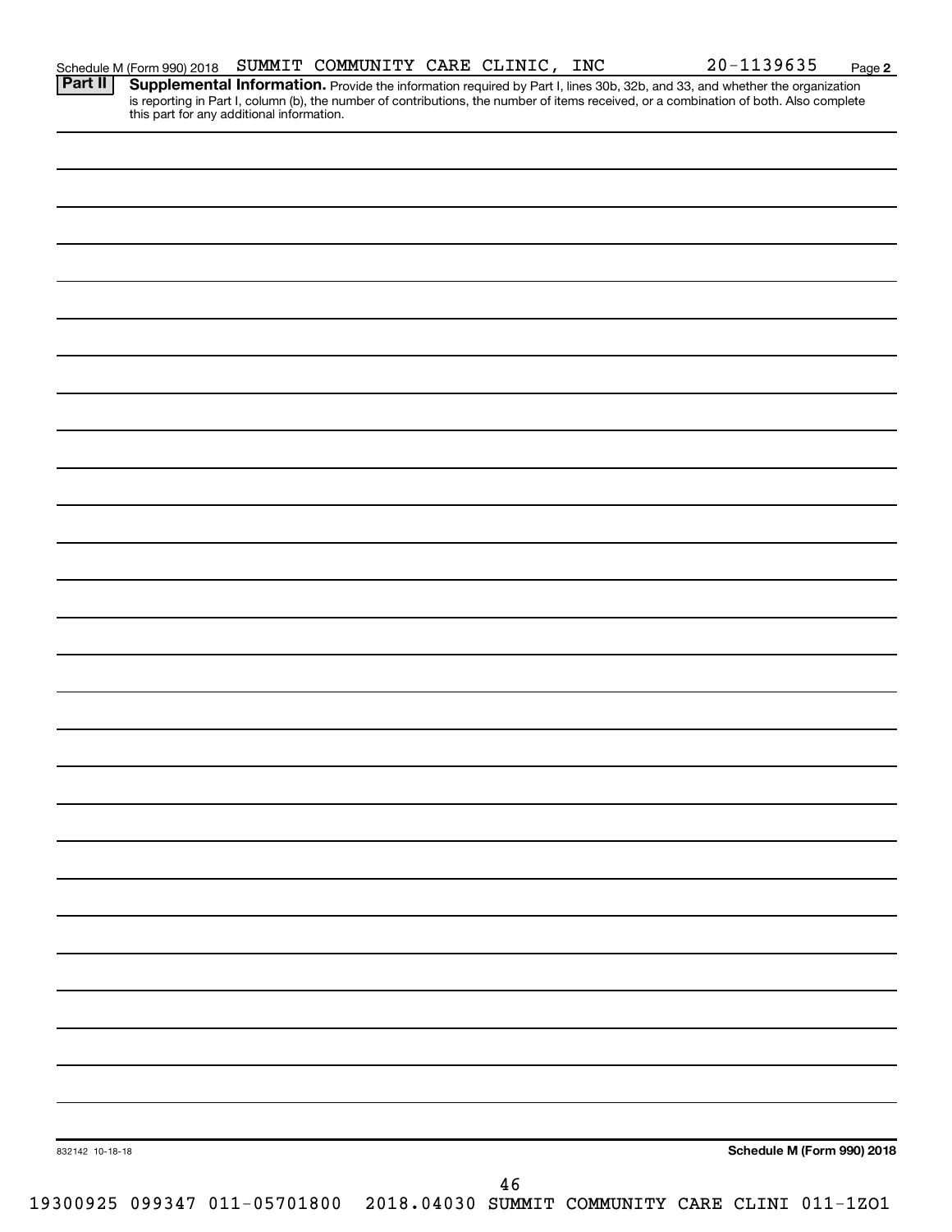Schedule M (Form 990) 2018 SUMMIT COMMUNITY CARE CLINIC, INC 20-1139635 Page **2**

**Part II** **Supplemental Information.** Provide the information required by Part I, lines 30b, 32b, and 33, and whether the organization is reporting in Part I, column (b), the number of contributions, the number of items received, or a combination of both. Also complete this part for any additional information.

832142 10-18-18 **Schedule M (Form 990) 2018**

19300925 099347 011-05701800 2018.04030 SUMMIT COMMUNITY CARE CLINI 011-1ZO1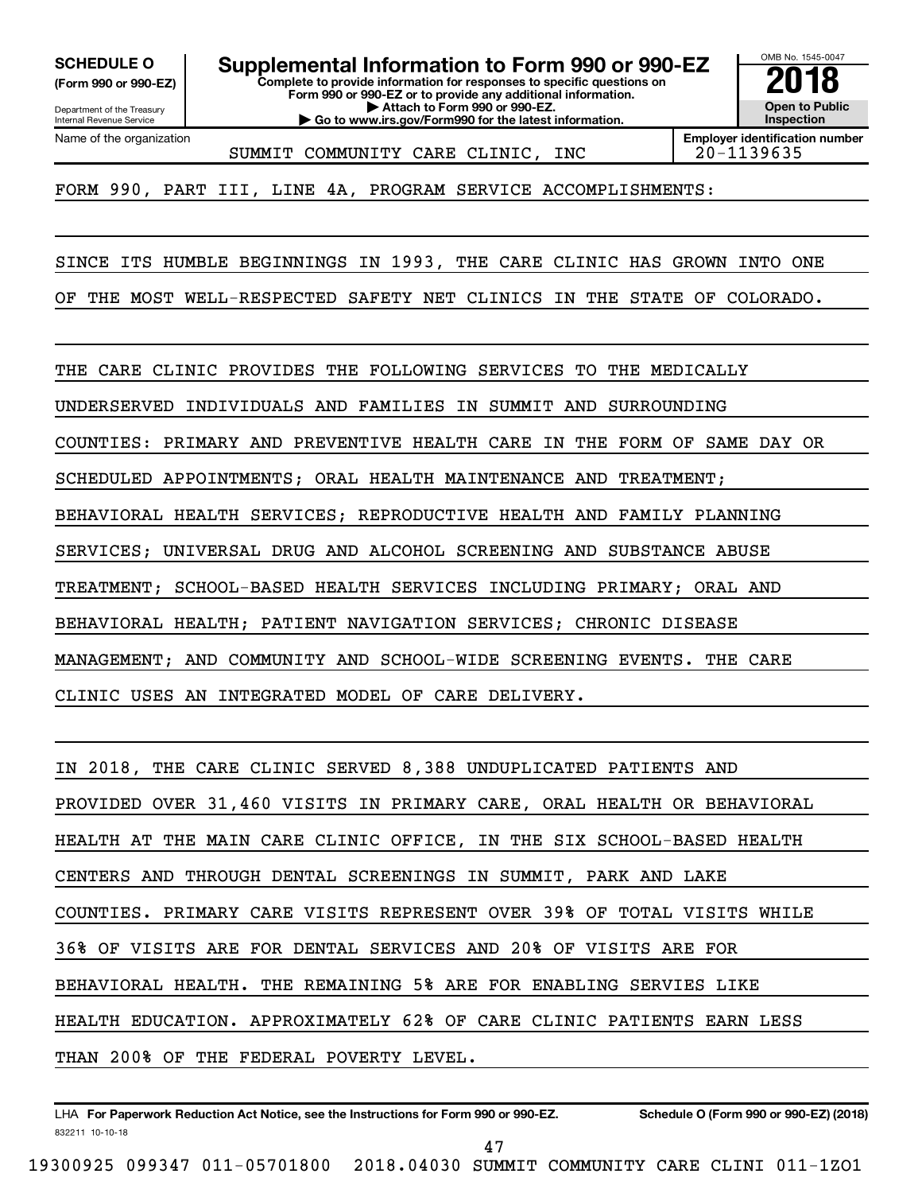**SCHEDULE O**
**(Form 990 or 990-EZ)**

Department of the Treasury
Internal Revenue Service

# Supplemental Information to Form 990 or 990-EZ

**Complete to provide information for responses to specific questions on Form 990 or 990-EZ or to provide any additional information.**
**▶ Attach to Form 990 or 990-EZ.**
**▶ Go to www.irs.gov/Form990 for the latest information.**

OMB No. 1545-0047

**2018**

**Open to Public Inspection**

| Name of the organization | Employer identification number |
|---|---|
| SUMMIT COMMUNITY CARE CLINIC, INC | 20-1139635 |

FORM 990, PART III, LINE 4A, PROGRAM SERVICE ACCOMPLISHMENTS:

SINCE ITS HUMBLE BEGINNINGS IN 1993, THE CARE CLINIC HAS GROWN INTO ONE OF THE MOST WELL-RESPECTED SAFETY NET CLINICS IN THE STATE OF COLORADO.

THE CARE CLINIC PROVIDES THE FOLLOWING SERVICES TO THE MEDICALLY UNDERSERVED INDIVIDUALS AND FAMILIES IN SUMMIT AND SURROUNDING COUNTIES: PRIMARY AND PREVENTIVE HEALTH CARE IN THE FORM OF SAME DAY OR SCHEDULED APPOINTMENTS; ORAL HEALTH MAINTENANCE AND TREATMENT; BEHAVIORAL HEALTH SERVICES; REPRODUCTIVE HEALTH AND FAMILY PLANNING SERVICES; UNIVERSAL DRUG AND ALCOHOL SCREENING AND SUBSTANCE ABUSE TREATMENT; SCHOOL-BASED HEALTH SERVICES INCLUDING PRIMARY; ORAL AND BEHAVIORAL HEALTH; PATIENT NAVIGATION SERVICES; CHRONIC DISEASE MANAGEMENT; AND COMMUNITY AND SCHOOL-WIDE SCREENING EVENTS. THE CARE CLINIC USES AN INTEGRATED MODEL OF CARE DELIVERY.

IN 2018, THE CARE CLINIC SERVED 8,388 UNDUPLICATED PATIENTS AND PROVIDED OVER 31,460 VISITS IN PRIMARY CARE, ORAL HEALTH OR BEHAVIORAL HEALTH AT THE MAIN CARE CLINIC OFFICE, IN THE SIX SCHOOL-BASED HEALTH CENTERS AND THROUGH DENTAL SCREENINGS IN SUMMIT, PARK AND LAKE COUNTIES. PRIMARY CARE VISITS REPRESENT OVER 39% OF TOTAL VISITS WHILE 36% OF VISITS ARE FOR DENTAL SERVICES AND 20% OF VISITS ARE FOR BEHAVIORAL HEALTH. THE REMAINING 5% ARE FOR ENABLING SERVIES LIKE HEALTH EDUCATION. APPROXIMATELY 62% OF CARE CLINIC PATIENTS EARN LESS THAN 200% OF THE FEDERAL POVERTY LEVEL.

LHA **For Paperwork Reduction Act Notice, see the Instructions for Form 990 or 990-EZ.** **Schedule O (Form 990 or 990-EZ) (2018)**
832211 10-10-18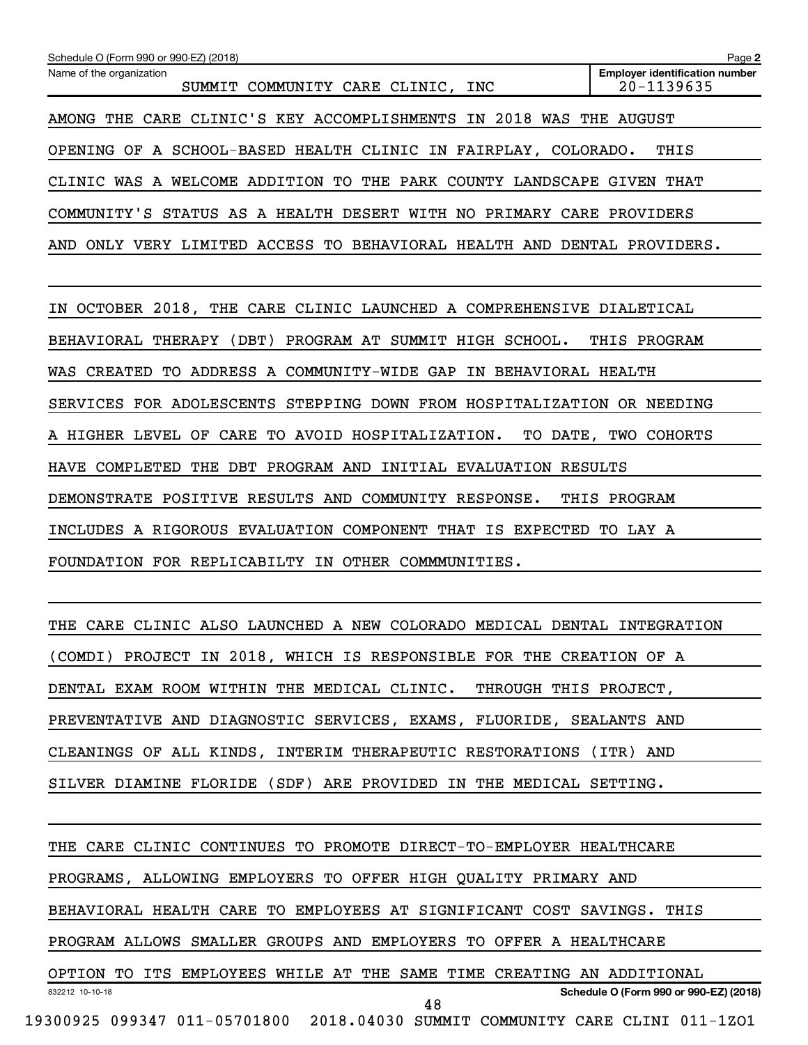Schedule O (Form 990 or 990-EZ) (2018)

Name of the organization: SUMMIT COMMUNITY CARE CLINIC, INC

Employer identification number: 20-1139635

AMONG THE CARE CLINIC'S KEY ACCOMPLISHMENTS IN 2018 WAS THE AUGUST OPENING OF A SCHOOL-BASED HEALTH CLINIC IN FAIRPLAY, COLORADO. THIS CLINIC WAS A WELCOME ADDITION TO THE PARK COUNTY LANDSCAPE GIVEN THAT COMMUNITY'S STATUS AS A HEALTH DESERT WITH NO PRIMARY CARE PROVIDERS AND ONLY VERY LIMITED ACCESS TO BEHAVIORAL HEALTH AND DENTAL PROVIDERS.

IN OCTOBER 2018, THE CARE CLINIC LAUNCHED A COMPREHENSIVE DIALETICAL BEHAVIORAL THERAPY (DBT) PROGRAM AT SUMMIT HIGH SCHOOL. THIS PROGRAM WAS CREATED TO ADDRESS A COMMUNITY-WIDE GAP IN BEHAVIORAL HEALTH SERVICES FOR ADOLESCENTS STEPPING DOWN FROM HOSPITALIZATION OR NEEDING A HIGHER LEVEL OF CARE TO AVOID HOSPITALIZATION. TO DATE, TWO COHORTS HAVE COMPLETED THE DBT PROGRAM AND INITIAL EVALUATION RESULTS DEMONSTRATE POSITIVE RESULTS AND COMMUNITY RESPONSE. THIS PROGRAM INCLUDES A RIGOROUS EVALUATION COMPONENT THAT IS EXPECTED TO LAY A FOUNDATION FOR REPLICABILTY IN OTHER COMMMUNITIES.

THE CARE CLINIC ALSO LAUNCHED A NEW COLORADO MEDICAL DENTAL INTEGRATION (COMDI) PROJECT IN 2018, WHICH IS RESPONSIBLE FOR THE CREATION OF A DENTAL EXAM ROOM WITHIN THE MEDICAL CLINIC. THROUGH THIS PROJECT, PREVENTATIVE AND DIAGNOSTIC SERVICES, EXAMS, FLUORIDE, SEALANTS AND CLEANINGS OF ALL KINDS, INTERIM THERAPEUTIC RESTORATIONS (ITR) AND SILVER DIAMINE FLORIDE (SDF) ARE PROVIDED IN THE MEDICAL SETTING.

THE CARE CLINIC CONTINUES TO PROMOTE DIRECT-TO-EMPLOYER HEALTHCARE PROGRAMS, ALLOWING EMPLOYERS TO OFFER HIGH QUALITY PRIMARY AND BEHAVIORAL HEALTH CARE TO EMPLOYEES AT SIGNIFICANT COST SAVINGS. THIS PROGRAM ALLOWS SMALLER GROUPS AND EMPLOYERS TO OFFER A HEALTHCARE OPTION TO ITS EMPLOYEES WHILE AT THE SAME TIME CREATING AN ADDITIONAL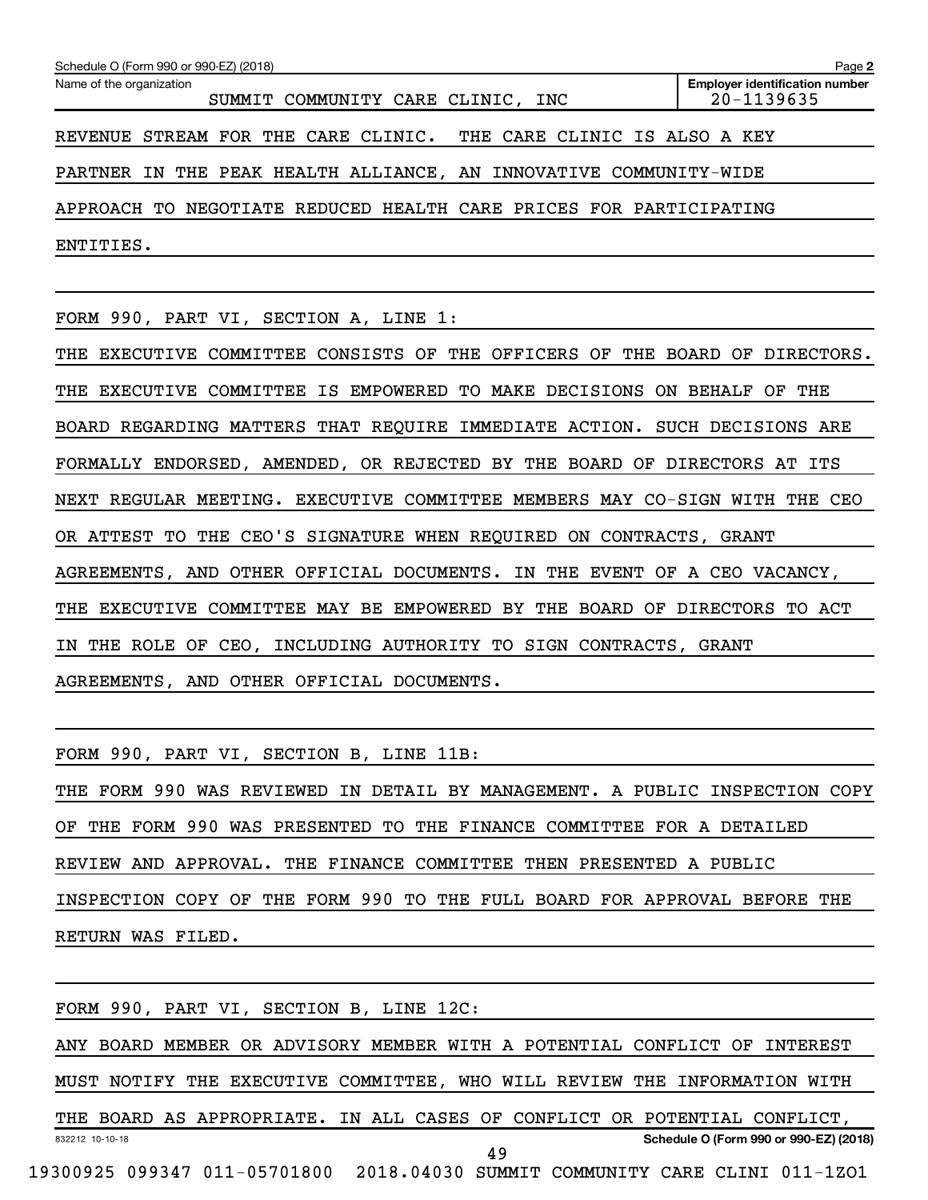Name of the organization: SUMMIT COMMUNITY CARE CLINIC, INC

Employer identification number: 20-1139635

REVENUE STREAM FOR THE CARE CLINIC. THE CARE CLINIC IS ALSO A KEY PARTNER IN THE PEAK HEALTH ALLIANCE, AN INNOVATIVE COMMUNITY-WIDE APPROACH TO NEGOTIATE REDUCED HEALTH CARE PRICES FOR PARTICIPATING ENTITIES.

FORM 990, PART VI, SECTION A, LINE 1:

THE EXECUTIVE COMMITTEE CONSISTS OF THE OFFICERS OF THE BOARD OF DIRECTORS. THE EXECUTIVE COMMITTEE IS EMPOWERED TO MAKE DECISIONS ON BEHALF OF THE BOARD REGARDING MATTERS THAT REQUIRE IMMEDIATE ACTION. SUCH DECISIONS ARE FORMALLY ENDORSED, AMENDED, OR REJECTED BY THE BOARD OF DIRECTORS AT ITS NEXT REGULAR MEETING. EXECUTIVE COMMITTEE MEMBERS MAY CO-SIGN WITH THE CEO OR ATTEST TO THE CEO'S SIGNATURE WHEN REQUIRED ON CONTRACTS, GRANT AGREEMENTS, AND OTHER OFFICIAL DOCUMENTS. IN THE EVENT OF A CEO VACANCY, THE EXECUTIVE COMMITTEE MAY BE EMPOWERED BY THE BOARD OF DIRECTORS TO ACT IN THE ROLE OF CEO, INCLUDING AUTHORITY TO SIGN CONTRACTS, GRANT AGREEMENTS, AND OTHER OFFICIAL DOCUMENTS.

FORM 990, PART VI, SECTION B, LINE 11B:

THE FORM 990 WAS REVIEWED IN DETAIL BY MANAGEMENT. A PUBLIC INSPECTION COPY OF THE FORM 990 WAS PRESENTED TO THE FINANCE COMMITTEE FOR A DETAILED REVIEW AND APPROVAL. THE FINANCE COMMITTEE THEN PRESENTED A PUBLIC INSPECTION COPY OF THE FORM 990 TO THE FULL BOARD FOR APPROVAL BEFORE THE RETURN WAS FILED.

FORM 990, PART VI, SECTION B, LINE 12C:

ANY BOARD MEMBER OR ADVISORY MEMBER WITH A POTENTIAL CONFLICT OF INTEREST MUST NOTIFY THE EXECUTIVE COMMITTEE, WHO WILL REVIEW THE INFORMATION WITH THE BOARD AS APPROPRIATE. IN ALL CASES OF CONFLICT OR POTENTIAL CONFLICT,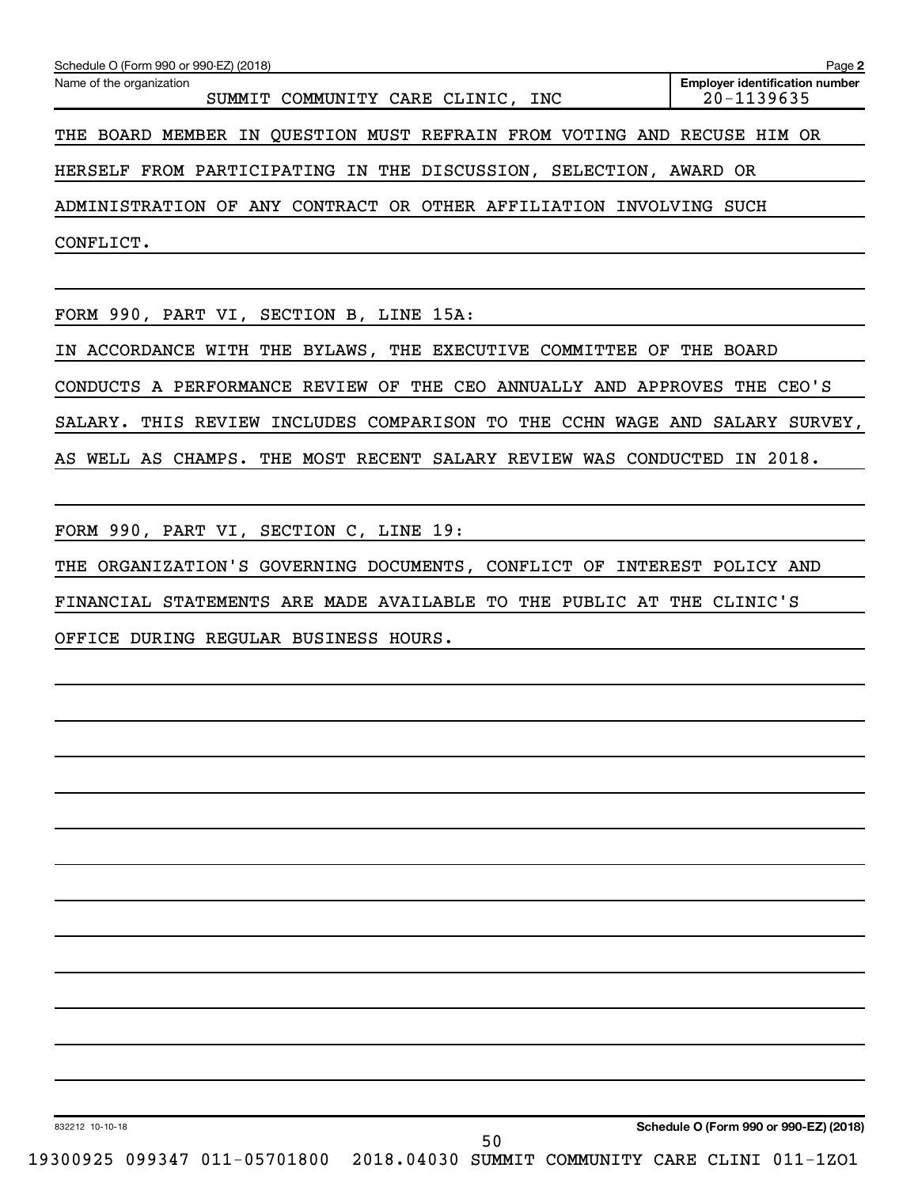Schedule O (Form 990 or 990-EZ) (2018) Page **2**

Name of the organization: SUMMIT COMMUNITY CARE CLINIC, INC

**Employer identification number**: 20-1139635

THE BOARD MEMBER IN QUESTION MUST REFRAIN FROM VOTING AND RECUSE HIM OR HERSELF FROM PARTICIPATING IN THE DISCUSSION, SELECTION, AWARD OR ADMINISTRATION OF ANY CONTRACT OR OTHER AFFILIATION INVOLVING SUCH CONFLICT.

FORM 990, PART VI, SECTION B, LINE 15A:

IN ACCORDANCE WITH THE BYLAWS, THE EXECUTIVE COMMITTEE OF THE BOARD CONDUCTS A PERFORMANCE REVIEW OF THE CEO ANNUALLY AND APPROVES THE CEO'S SALARY. THIS REVIEW INCLUDES COMPARISON TO THE CCHN WAGE AND SALARY SURVEY, AS WELL AS CHAMPS. THE MOST RECENT SALARY REVIEW WAS CONDUCTED IN 2018.

FORM 990, PART VI, SECTION C, LINE 19:

THE ORGANIZATION'S GOVERNING DOCUMENTS, CONFLICT OF INTEREST POLICY AND FINANCIAL STATEMENTS ARE MADE AVAILABLE TO THE PUBLIC AT THE CLINIC'S OFFICE DURING REGULAR BUSINESS HOURS.

832212 10-10-18

**Schedule O (Form 990 or 990-EZ) (2018)**

19300925 099347 011-05701800 2018.04030 SUMMIT COMMUNITY CARE CLINI 011-1ZO1